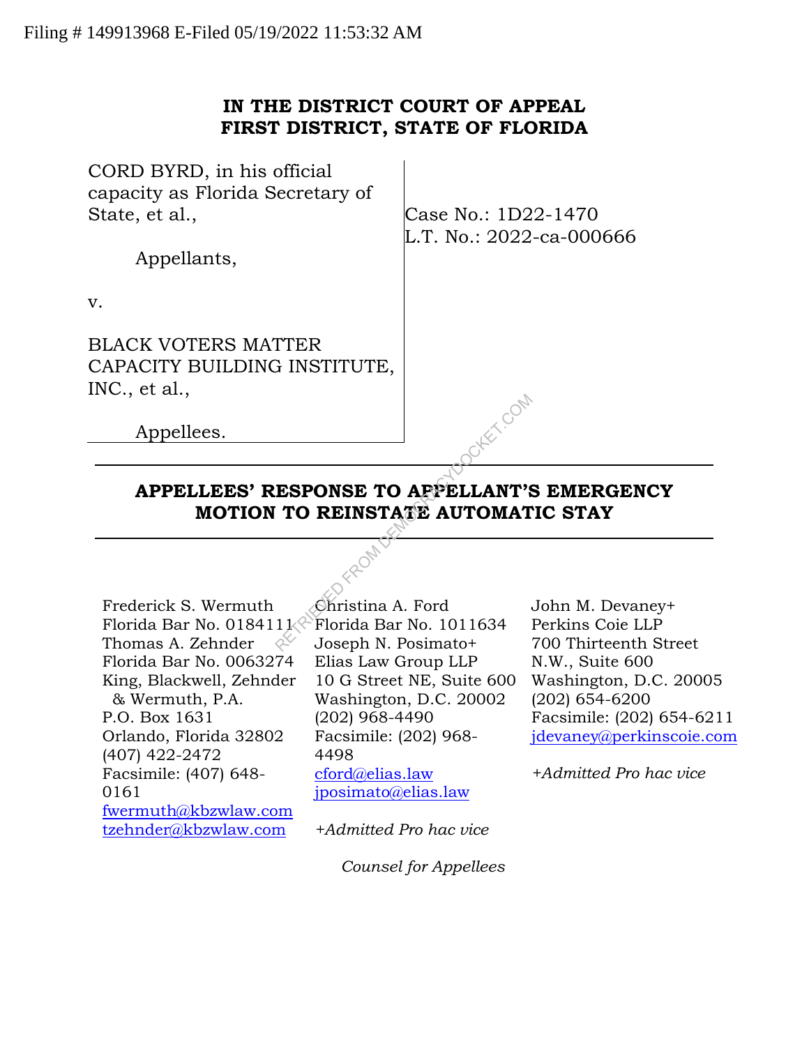Filing # 149913968 E-Filed 05/19/2022 11:53:32 AM

**IN THE DISTRICT COURT OF APPEAL**
**FIRST DISTRICT, STATE OF FLORIDA**

| | |
|---|---|
| CORD BYRD, in his official capacity as Florida Secretary of State, et al.,<br><br>Appellants,<br><br>v.<br><br>BLACK VOTERS MATTER CAPACITY BUILDING INSTITUTE, INC., et al.,<br><br>Appellees. | Case No.: 1D22-1470<br>L.T. No.: 2022-ca-000666 |

---

**APPELLEES' RESPONSE TO APPELLANT'S EMERGENCY MOTION TO REINSTATE AUTOMATIC STAY**

---

Frederick S. Wermuth
Florida Bar No. 0184111
Thomas A. Zehnder
Florida Bar No. 0063274
King, Blackwell, Zehnder & Wermuth, P.A.
P.O. Box 1631
Orlando, Florida 32802
(407) 422-2472
Facsimile: (407) 648-0161
fwermuth@kbzwlaw.com
tzehnder@kbzwlaw.com

Christina A. Ford
Florida Bar No. 1011634
Joseph N. Posimato+
Elias Law Group LLP
10 G Street NE, Suite 600
Washington, D.C. 20002
(202) 968-4490
Facsimile: (202) 968-4498
cford@elias.law
jposimato@elias.law

*+Admitted Pro hac vice*

John M. Devaney+
Perkins Coie LLP
700 Thirteenth Street N.W., Suite 600
Washington, D.C. 20005
(202) 654-6200
Facsimile: (202) 654-6211
jdevaney@perkinscoie.com

*+Admitted Pro hac vice*

*Counsel for Appellees*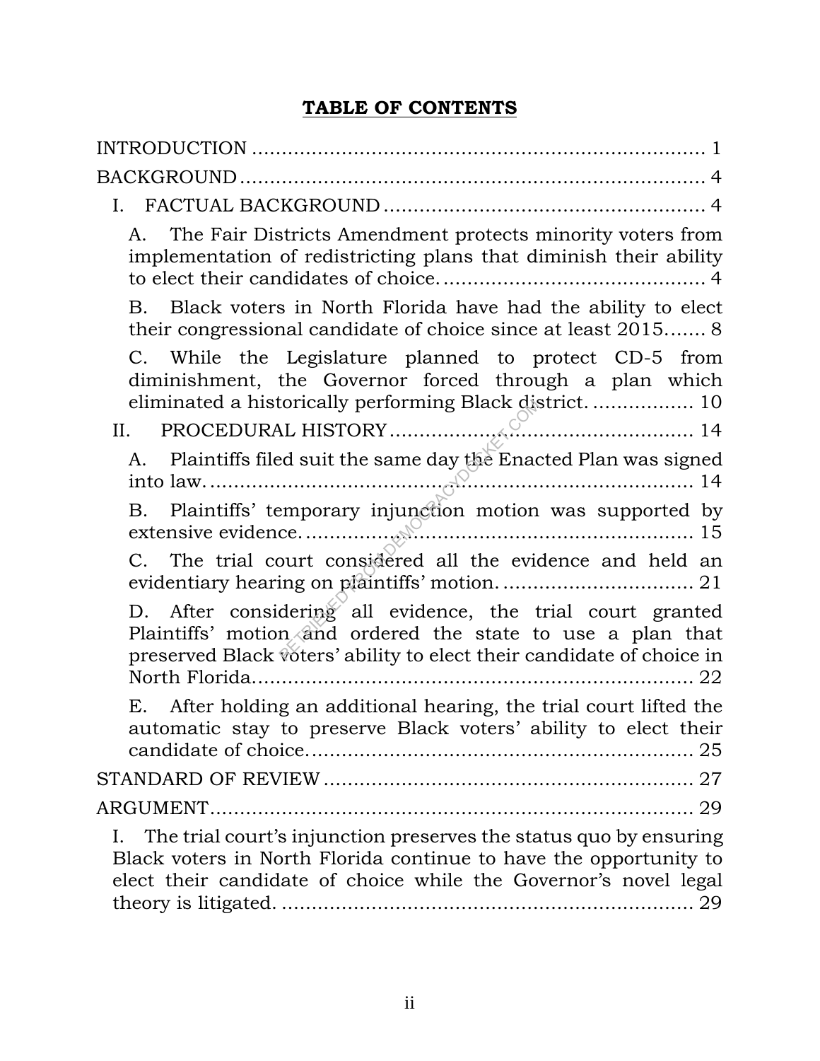## TABLE OF CONTENTS

INTRODUCTION ........................................................................ 1

BACKGROUND ........................................................................ 4

I. FACTUAL BACKGROUND ........................................................ 4

A. The Fair Districts Amendment protects minority voters from implementation of redistricting plans that diminish their ability to elect their candidates of choice. ........................................ 4

B. Black voters in North Florida have had the ability to elect their congressional candidate of choice since at least 2015....... 8

C. While the Legislature planned to protect CD-5 from diminishment, the Governor forced through a plan which eliminated a historically performing Black district. ................. 10

II. PROCEDURAL HISTORY ........................................................ 14

A. Plaintiffs filed suit the same day the Enacted Plan was signed into law. ........................................................................ 14

B. Plaintiffs' temporary injunction motion was supported by extensive evidence. ........................................................................ 15

C. The trial court considered all the evidence and held an evidentiary hearing on plaintiffs' motion. ................................ 21

D. After considering all evidence, the trial court granted Plaintiffs' motion and ordered the state to use a plan that preserved Black voters' ability to elect their candidate of choice in North Florida. ........................................................................ 22

E. After holding an additional hearing, the trial court lifted the automatic stay to preserve Black voters' ability to elect their candidate of choice. ........................................................................ 25

STANDARD OF REVIEW ........................................................ 27

ARGUMENT ........................................................................ 29

I. The trial court's injunction preserves the status quo by ensuring Black voters in North Florida continue to have the opportunity to elect their candidate of choice while the Governor's novel legal theory is litigated. ........................................................................ 29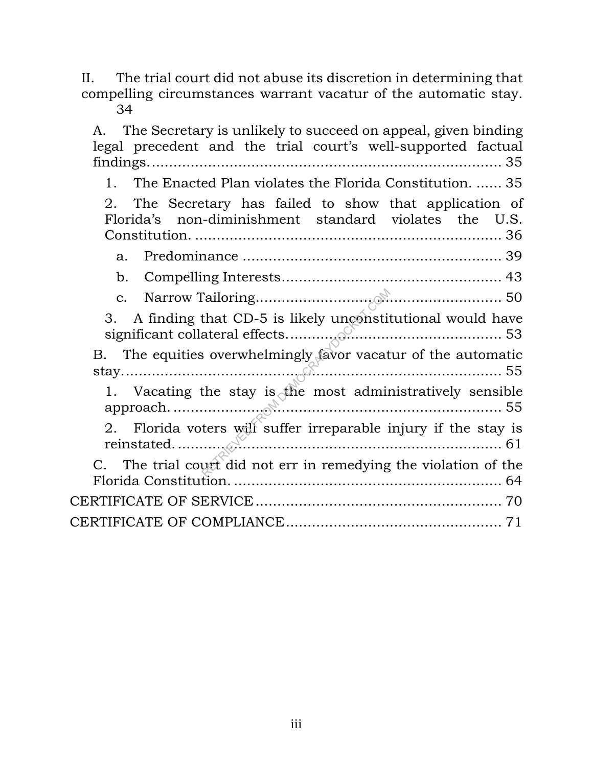II. The trial court did not abuse its discretion in determining that compelling circumstances warrant vacatur of the automatic stay. 34

A. The Secretary is unlikely to succeed on appeal, given binding legal precedent and the trial court's well-supported factual findings. 35

1. The Enacted Plan violates the Florida Constitution. 35

2. The Secretary has failed to show that application of Florida's non-diminishment standard violates the U.S. Constitution. 36

a. Predominance 39

b. Compelling Interests 43

c. Narrow Tailoring 50

3. A finding that CD-5 is likely unconstitutional would have significant collateral effects. 53

B. The equities overwhelmingly favor vacatur of the automatic stay. 55

1. Vacating the stay is the most administratively sensible approach. 55

2. Florida voters will suffer irreparable injury if the stay is reinstated. 61

C. The trial court did not err in remedying the violation of the Florida Constitution. 64

CERTIFICATE OF SERVICE 70

CERTIFICATE OF COMPLIANCE 71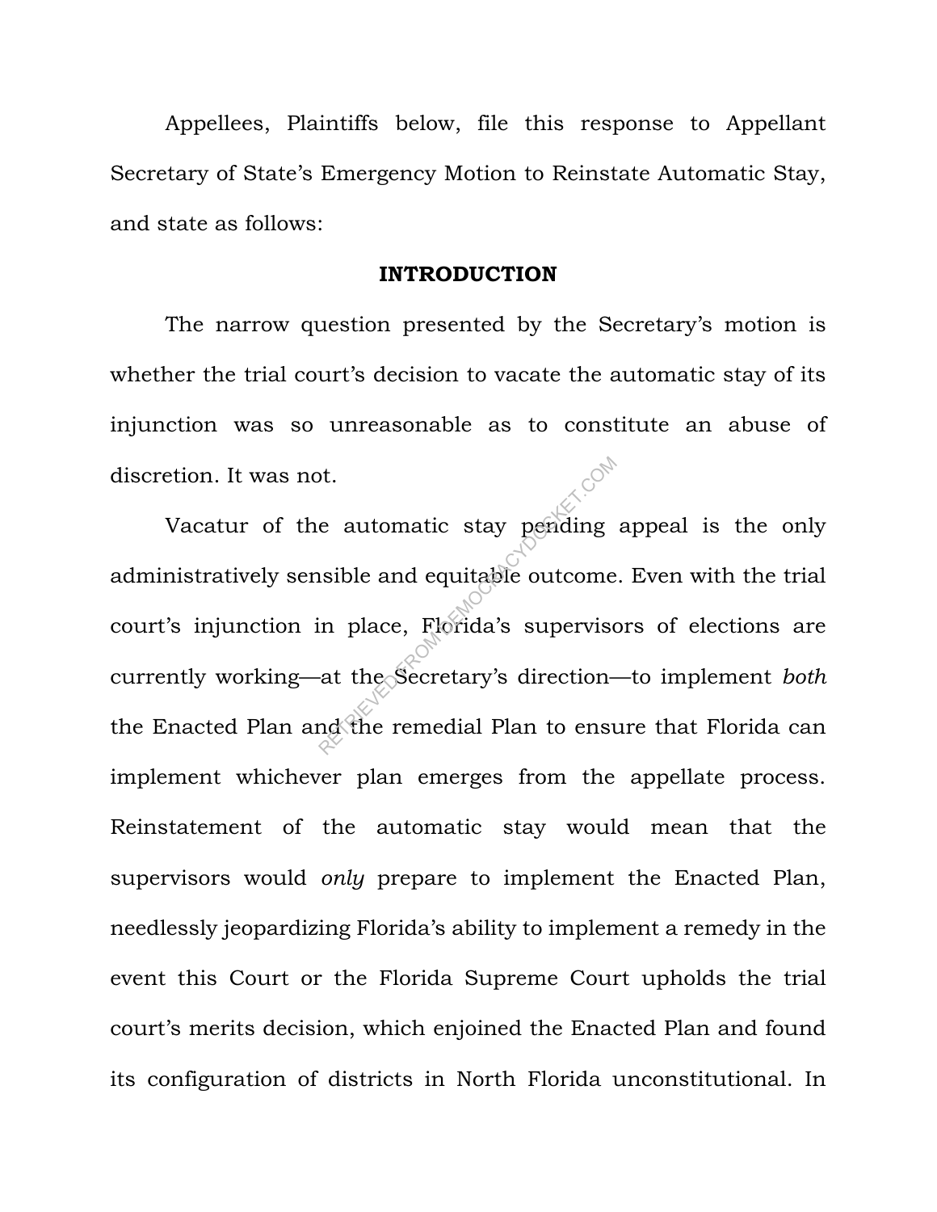Appellees, Plaintiffs below, file this response to Appellant Secretary of State's Emergency Motion to Reinstate Automatic Stay, and state as follows:

## INTRODUCTION

The narrow question presented by the Secretary's motion is whether the trial court's decision to vacate the automatic stay of its injunction was so unreasonable as to constitute an abuse of discretion. It was not.

Vacatur of the automatic stay pending appeal is the only administratively sensible and equitable outcome. Even with the trial court's injunction in place, Florida's supervisors of elections are currently working—at the Secretary's direction—to implement *both* the Enacted Plan and the remedial Plan to ensure that Florida can implement whichever plan emerges from the appellate process. Reinstatement of the automatic stay would mean that the supervisors would *only* prepare to implement the Enacted Plan, needlessly jeopardizing Florida's ability to implement a remedy in the event this Court or the Florida Supreme Court upholds the trial court's merits decision, which enjoined the Enacted Plan and found its configuration of districts in North Florida unconstitutional. In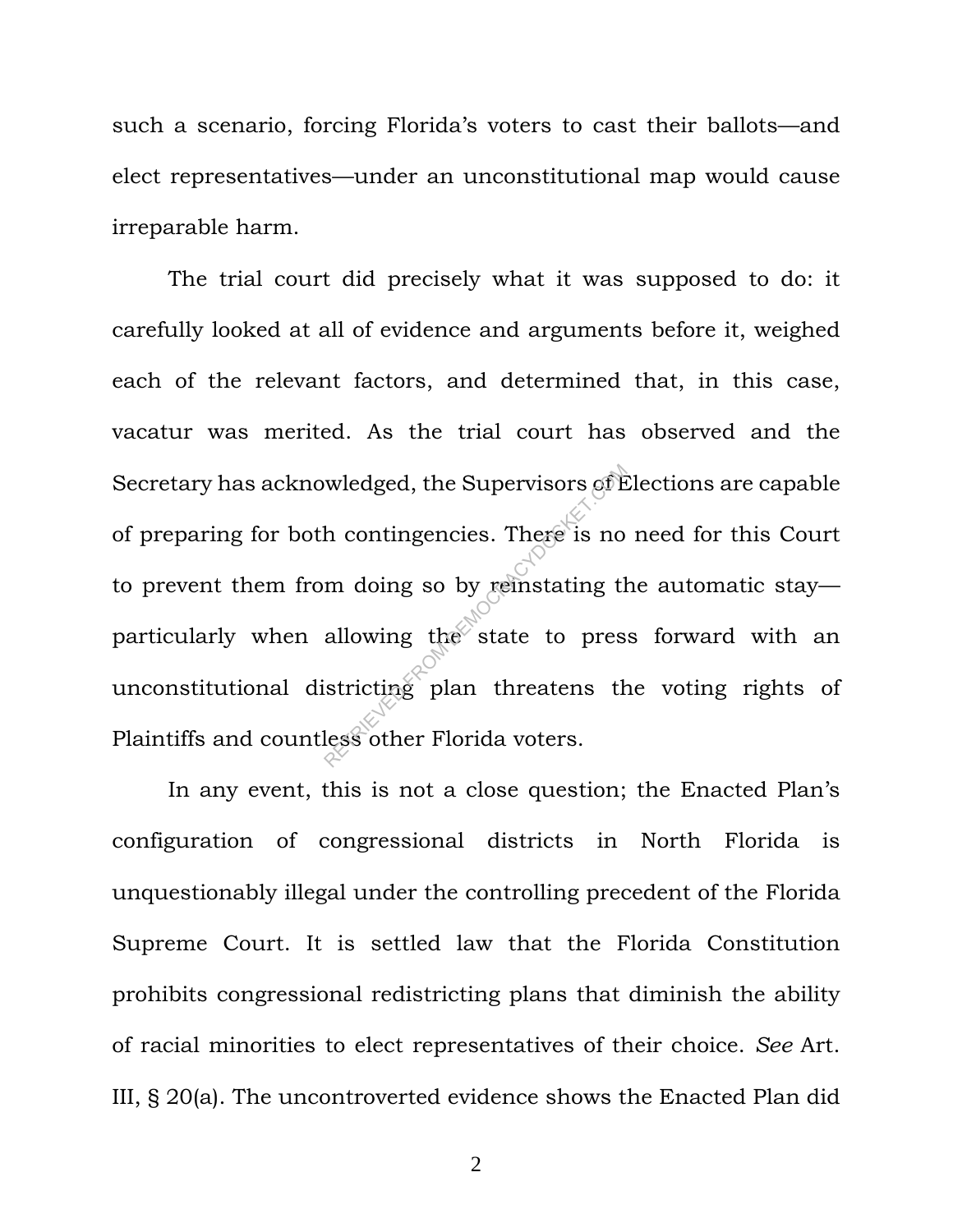such a scenario, forcing Florida's voters to cast their ballots—and elect representatives—under an unconstitutional map would cause irreparable harm.

The trial court did precisely what it was supposed to do: it carefully looked at all of evidence and arguments before it, weighed each of the relevant factors, and determined that, in this case, vacatur was merited. As the trial court has observed and the Secretary has acknowledged, the Supervisors of Elections are capable of preparing for both contingencies. There is no need for this Court to prevent them from doing so by reinstating the automatic stay—particularly when allowing the state to press forward with an unconstitutional districting plan threatens the voting rights of Plaintiffs and countless other Florida voters.

In any event, this is not a close question; the Enacted Plan's configuration of congressional districts in North Florida is unquestionably illegal under the controlling precedent of the Florida Supreme Court. It is settled law that the Florida Constitution prohibits congressional redistricting plans that diminish the ability of racial minorities to elect representatives of their choice. *See* Art. III, § 20(a). The uncontroverted evidence shows the Enacted Plan did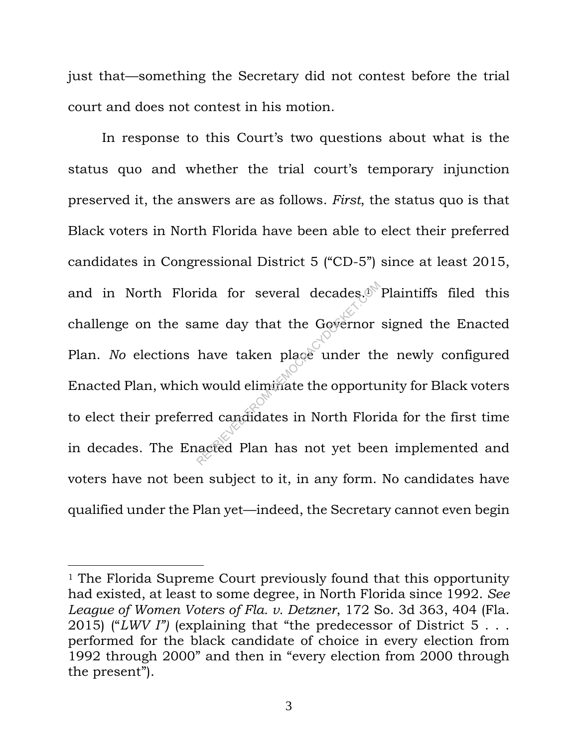just that—something the Secretary did not contest before the trial court and does not contest in his motion.

In response to this Court's two questions about what is the status quo and whether the trial court's temporary injunction preserved it, the answers are as follows. *First*, the status quo is that Black voters in North Florida have been able to elect their preferred candidates in Congressional District 5 ("CD-5") since at least 2015, and in North Florida for several decades.[1] Plaintiffs filed this challenge on the same day that the Governor signed the Enacted Plan. *No* elections have taken place under the newly configured Enacted Plan, which would eliminate the opportunity for Black voters to elect their preferred candidates in North Florida for the first time in decades. The Enacted Plan has not yet been implemented and voters have not been subject to it, in any form. No candidates have qualified under the Plan yet—indeed, the Secretary cannot even begin

---

[1] The Florida Supreme Court previously found that this opportunity had existed, at least to some degree, in North Florida since 1992. *See League of Women Voters of Fla. v. Detzner*, 172 So. 3d 363, 404 (Fla. 2015) ("*LWV I")* (explaining that "the predecessor of District 5 . . . performed for the black candidate of choice in every election from 1992 through 2000" and then in "every election from 2000 through the present").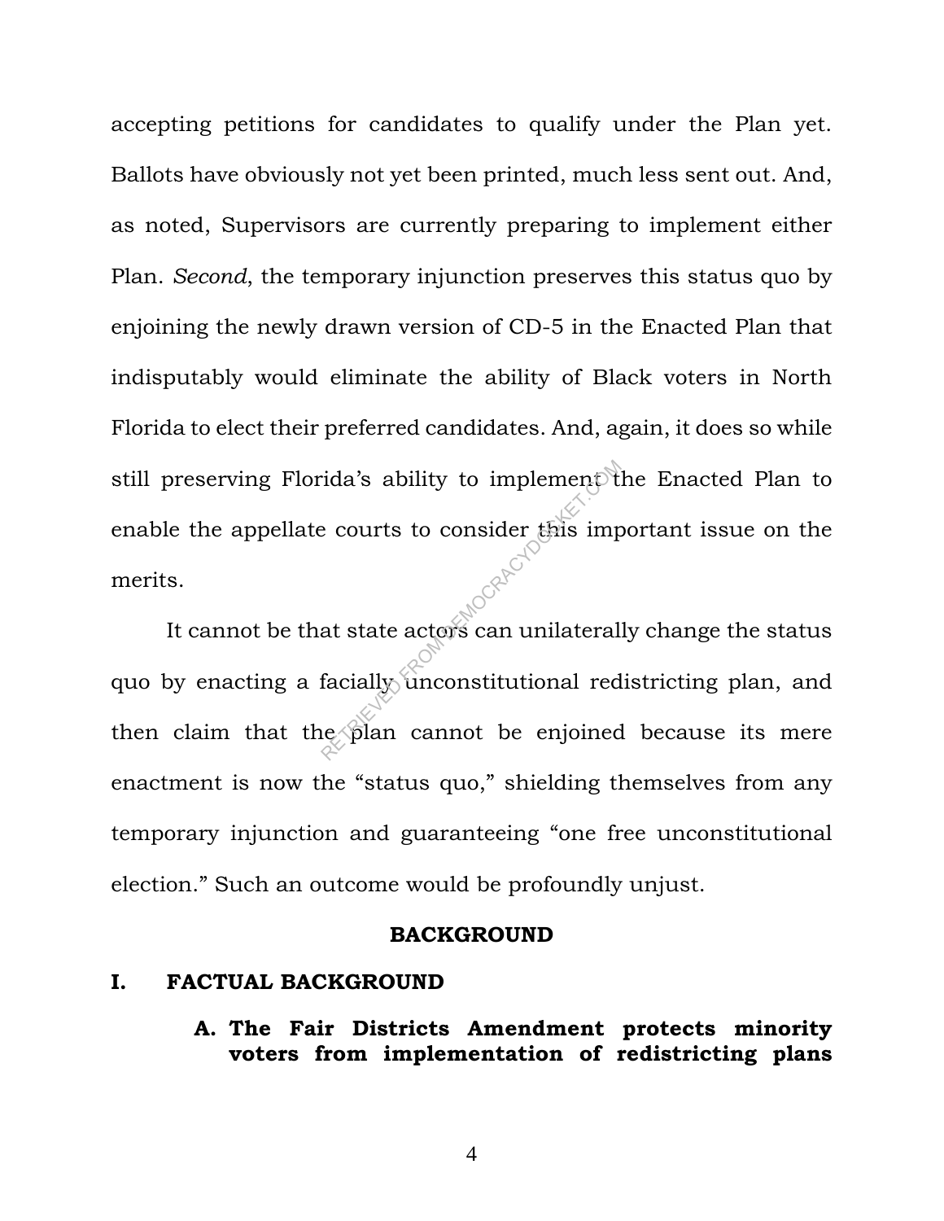accepting petitions for candidates to qualify under the Plan yet. Ballots have obviously not yet been printed, much less sent out. And, as noted, Supervisors are currently preparing to implement either Plan. *Second*, the temporary injunction preserves this status quo by enjoining the newly drawn version of CD-5 in the Enacted Plan that indisputably would eliminate the ability of Black voters in North Florida to elect their preferred candidates. And, again, it does so while still preserving Florida's ability to implement the Enacted Plan to enable the appellate courts to consider this important issue on the merits.

It cannot be that state actors can unilaterally change the status quo by enacting a facially unconstitutional redistricting plan, and then claim that the plan cannot be enjoined because its mere enactment is now the "status quo," shielding themselves from any temporary injunction and guaranteeing "one free unconstitutional election." Such an outcome would be profoundly unjust.

## BACKGROUND

### I. FACTUAL BACKGROUND

#### A. The Fair Districts Amendment protects minority voters from implementation of redistricting plans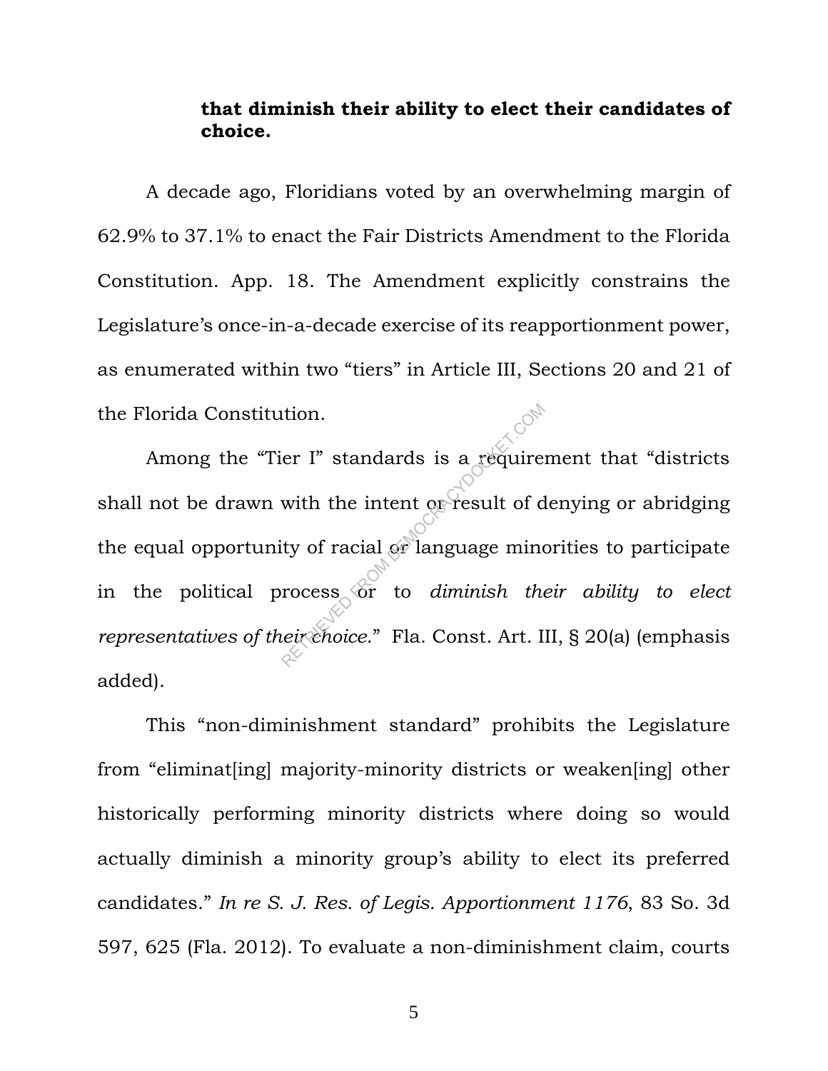**that diminish their ability to elect their candidates of choice.**

A decade ago, Floridians voted by an overwhelming margin of 62.9% to 37.1% to enact the Fair Districts Amendment to the Florida Constitution. App. 18. The Amendment explicitly constrains the Legislature's once-in-a-decade exercise of its reapportionment power, as enumerated within two "tiers" in Article III, Sections 20 and 21 of the Florida Constitution.

Among the "Tier I" standards is a requirement that "districts shall not be drawn with the intent or result of denying or abridging the equal opportunity of racial or language minorities to participate in the political process or to *diminish their ability to elect representatives of their choice*." Fla. Const. Art. III, § 20(a) (emphasis added).

This "non-diminishment standard" prohibits the Legislature from "eliminat[ing] majority-minority districts or weaken[ing] other historically performing minority districts where doing so would actually diminish a minority group's ability to elect its preferred candidates." *In re S. J. Res. of Legis. Apportionment 1176*, 83 So. 3d 597, 625 (Fla. 2012). To evaluate a non-diminishment claim, courts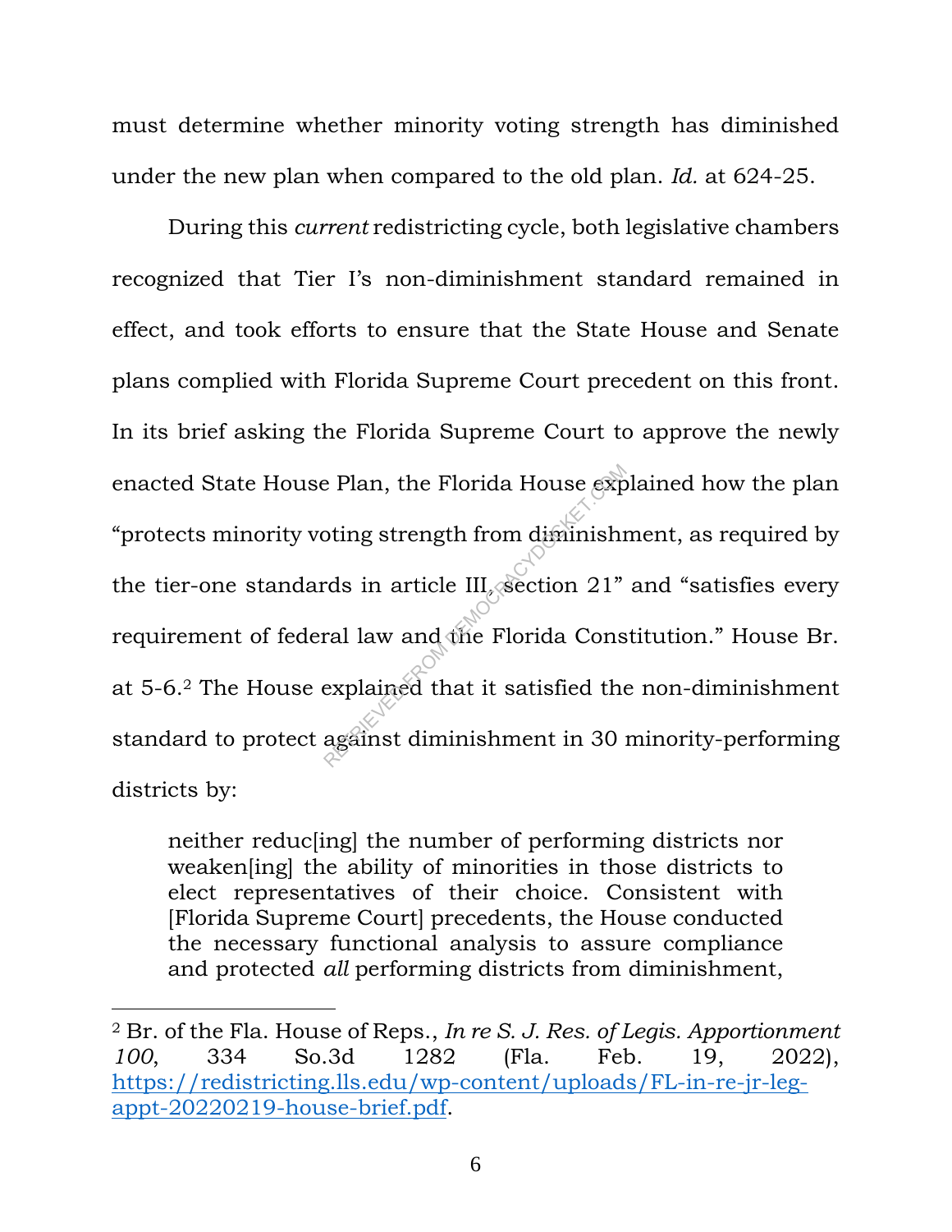must determine whether minority voting strength has diminished under the new plan when compared to the old plan. *Id.* at 624-25.

During this *current* redistricting cycle, both legislative chambers recognized that Tier I's non-diminishment standard remained in effect, and took efforts to ensure that the State House and Senate plans complied with Florida Supreme Court precedent on this front. In its brief asking the Florida Supreme Court to approve the newly enacted State House Plan, the Florida House explained how the plan "protects minority voting strength from diminishment, as required by the tier-one standards in article III, section 21" and "satisfies every requirement of federal law and the Florida Constitution." House Br. at 5-6.[2] The House explained that it satisfied the non-diminishment standard to protect against diminishment in 30 minority-performing districts by:

> neither reduc[ing] the number of performing districts nor weaken[ing] the ability of minorities in those districts to elect representatives of their choice. Consistent with [Florida Supreme Court] precedents, the House conducted the necessary functional analysis to assure compliance and protected *all* performing districts from diminishment,

---

[2] Br. of the Fla. House of Reps., *In re S. J. Res. of Legis. Apportionment 100*, 334 So.3d 1282 (Fla. Feb. 19, 2022), [https://redistricting.lls.edu/wp-content/uploads/FL-in-re-jr-leg-appt-20220219-house-brief.pdf](https://redistricting.lls.edu/wp-content/uploads/FL-in-re-jr-leg-appt-20220219-house-brief.pdf).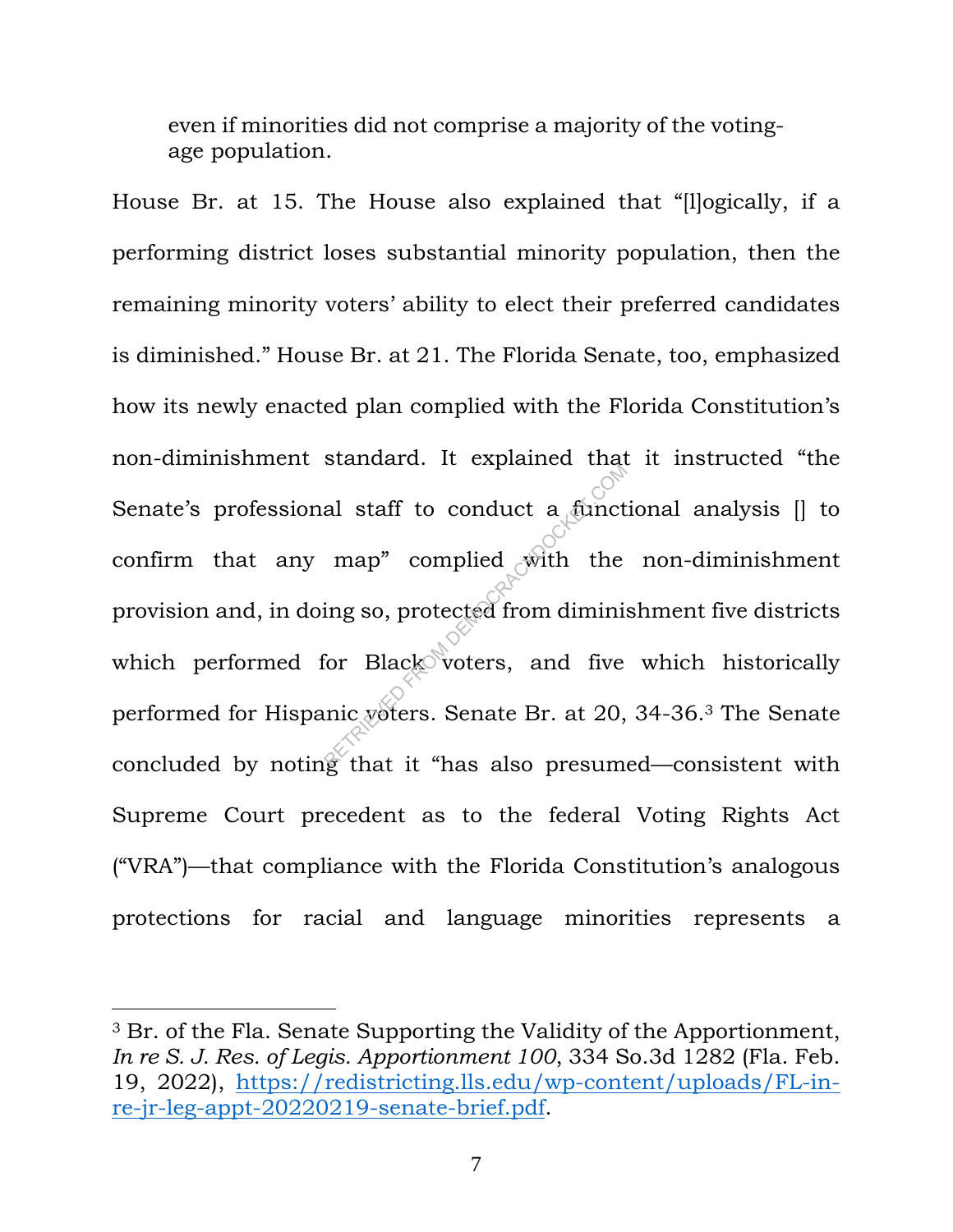> even if minorities did not comprise a majority of the voting-age population.

House Br. at 15. The House also explained that "[l]ogically, if a performing district loses substantial minority population, then the remaining minority voters' ability to elect their preferred candidates is diminished." House Br. at 21. The Florida Senate, too, emphasized how its newly enacted plan complied with the Florida Constitution's non-diminishment standard. It explained that it instructed "the Senate's professional staff to conduct a functional analysis [] to confirm that any map" complied with the non-diminishment provision and, in doing so, protected from diminishment five districts which performed for Black voters, and five which historically performed for Hispanic voters. Senate Br. at 20, 34-36.[3] The Senate concluded by noting that it "has also presumed—consistent with Supreme Court precedent as to the federal Voting Rights Act ("VRA")—that compliance with the Florida Constitution's analogous protections for racial and language minorities represents a

---

[3] Br. of the Fla. Senate Supporting the Validity of the Apportionment, *In re S. J. Res. of Legis. Apportionment 100*, 334 So.3d 1282 (Fla. Feb. 19, 2022), https://redistricting.lls.edu/wp-content/uploads/FL-in-re-jr-leg-appt-20220219-senate-brief.pdf.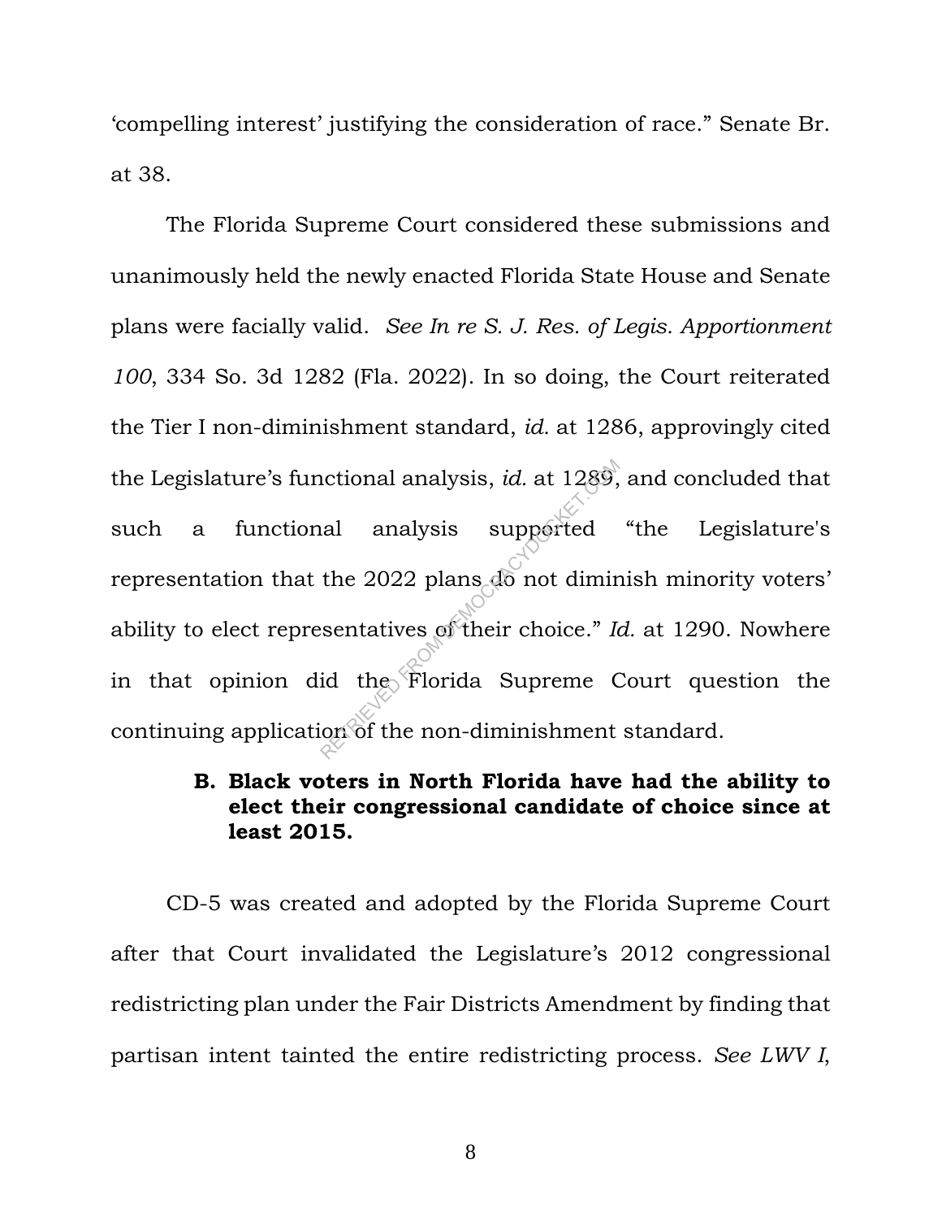'compelling interest' justifying the consideration of race." Senate Br. at 38.

The Florida Supreme Court considered these submissions and unanimously held the newly enacted Florida State House and Senate plans were facially valid. *See In re S. J. Res. of Legis. Apportionment 100*, 334 So. 3d 1282 (Fla. 2022). In so doing, the Court reiterated the Tier I non-diminishment standard, *id.* at 1286, approvingly cited the Legislature's functional analysis, *id.* at 1289, and concluded that such a functional analysis supported "the Legislature's representation that the 2022 plans do not diminish minority voters' ability to elect representatives of their choice." *Id.* at 1290. Nowhere in that opinion did the Florida Supreme Court question the continuing application of the non-diminishment standard.

### B. Black voters in North Florida have had the ability to elect their congressional candidate of choice since at least 2015.

CD-5 was created and adopted by the Florida Supreme Court after that Court invalidated the Legislature's 2012 congressional redistricting plan under the Fair Districts Amendment by finding that partisan intent tainted the entire redistricting process. *See LWV I*,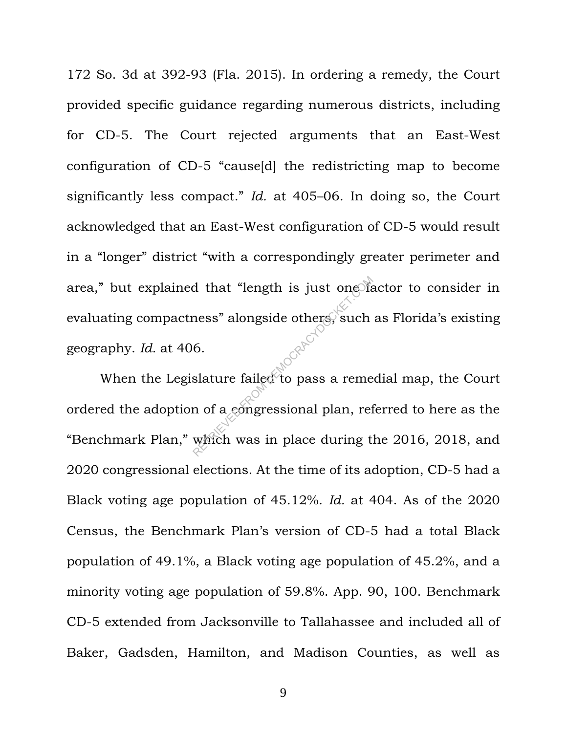172 So. 3d at 392-93 (Fla. 2015). In ordering a remedy, the Court provided specific guidance regarding numerous districts, including for CD-5. The Court rejected arguments that an East-West configuration of CD-5 "cause[d] the redistricting map to become significantly less compact." *Id.* at 405–06. In doing so, the Court acknowledged that an East-West configuration of CD-5 would result in a "longer" district "with a correspondingly greater perimeter and area," but explained that "length is just one factor to consider in evaluating compactness" alongside others, such as Florida's existing geography. *Id.* at 406.

When the Legislature failed to pass a remedial map, the Court ordered the adoption of a congressional plan, referred to here as the "Benchmark Plan," which was in place during the 2016, 2018, and 2020 congressional elections. At the time of its adoption, CD-5 had a Black voting age population of 45.12%. *Id.* at 404. As of the 2020 Census, the Benchmark Plan's version of CD-5 had a total Black population of 49.1%, a Black voting age population of 45.2%, and a minority voting age population of 59.8%. App. 90, 100. Benchmark CD-5 extended from Jacksonville to Tallahassee and included all of Baker, Gadsden, Hamilton, and Madison Counties, as well as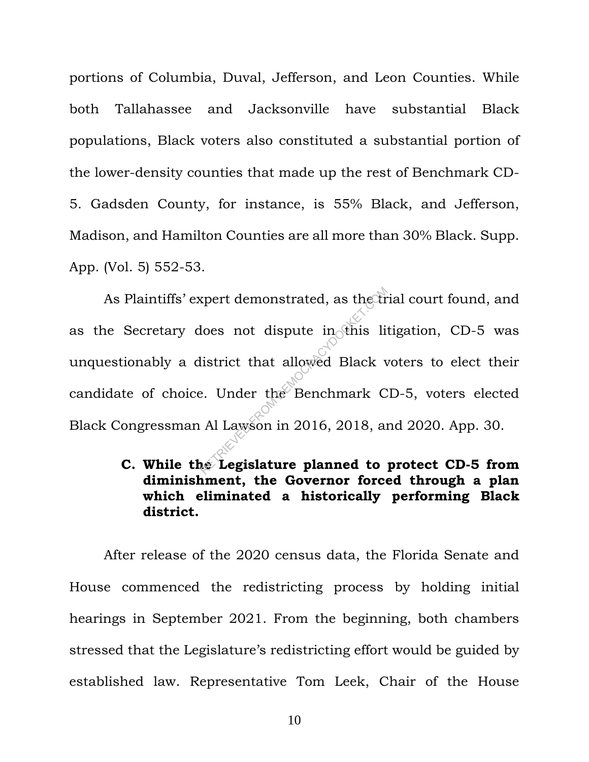portions of Columbia, Duval, Jefferson, and Leon Counties. While both Tallahassee and Jacksonville have substantial Black populations, Black voters also constituted a substantial portion of the lower-density counties that made up the rest of Benchmark CD-5. Gadsden County, for instance, is 55% Black, and Jefferson, Madison, and Hamilton Counties are all more than 30% Black. Supp. App. (Vol. 5) 552-53.

As Plaintiffs' expert demonstrated, as the trial court found, and as the Secretary does not dispute in this litigation, CD-5 was unquestionably a district that allowed Black voters to elect their candidate of choice. Under the Benchmark CD-5, voters elected Black Congressman Al Lawson in 2016, 2018, and 2020. App. 30.

### C. While the Legislature planned to protect CD-5 from diminishment, the Governor forced through a plan which eliminated a historically performing Black district.

After release of the 2020 census data, the Florida Senate and House commenced the redistricting process by holding initial hearings in September 2021. From the beginning, both chambers stressed that the Legislature's redistricting effort would be guided by established law. Representative Tom Leek, Chair of the House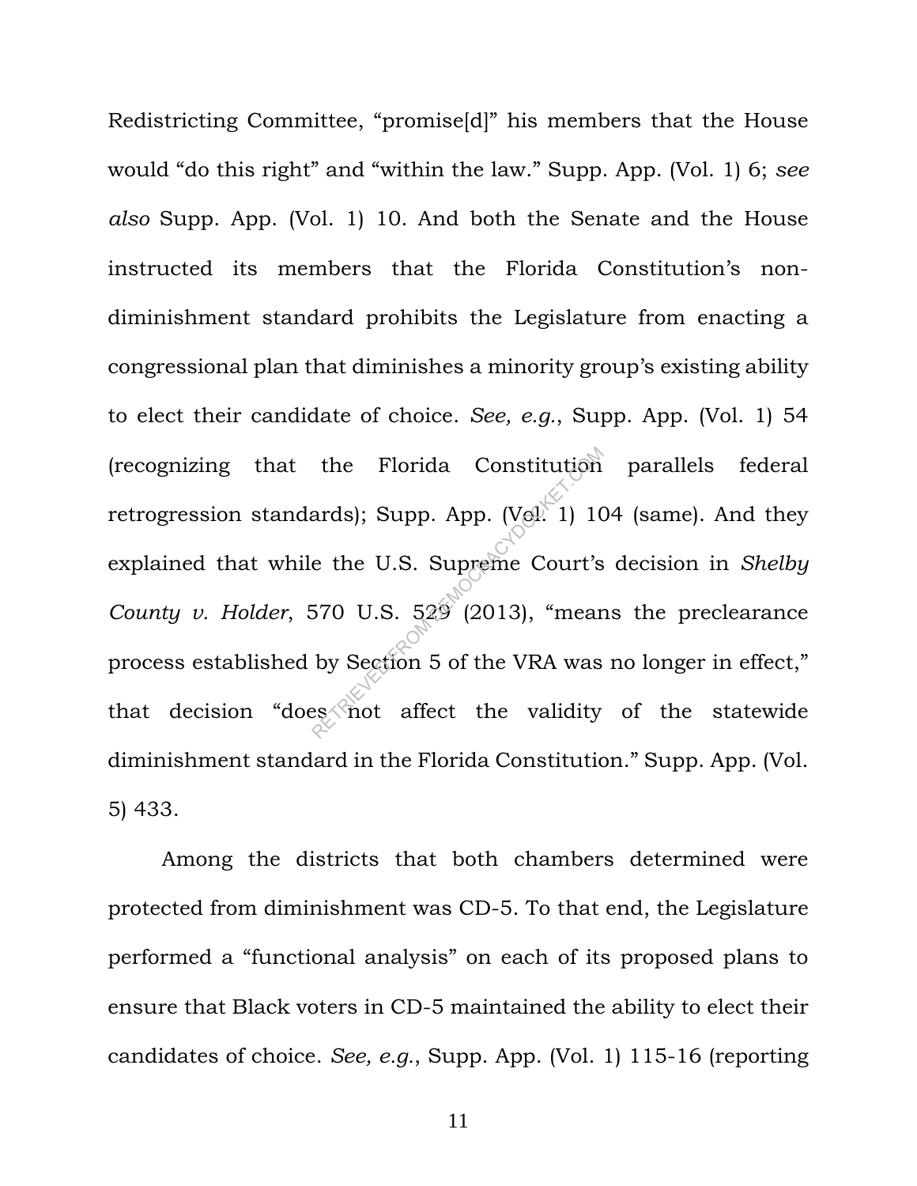Redistricting Committee, "promise[d]" his members that the House would "do this right" and "within the law." Supp. App. (Vol. 1) 6; *see also* Supp. App. (Vol. 1) 10. And both the Senate and the House instructed its members that the Florida Constitution's non-diminishment standard prohibits the Legislature from enacting a congressional plan that diminishes a minority group's existing ability to elect their candidate of choice. *See, e.g.*, Supp. App. (Vol. 1) 54 (recognizing that the Florida Constitution parallels federal retrogression standards); Supp. App. (Vol. 1) 104 (same). And they explained that while the U.S. Supreme Court's decision in *Shelby County v. Holder*, 570 U.S. 529 (2013), "means the preclearance process established by Section 5 of the VRA was no longer in effect," that decision "does not affect the validity of the statewide diminishment standard in the Florida Constitution." Supp. App. (Vol. 5) 433.

Among the districts that both chambers determined were protected from diminishment was CD-5. To that end, the Legislature performed a "functional analysis" on each of its proposed plans to ensure that Black voters in CD-5 maintained the ability to elect their candidates of choice. *See, e.g.*, Supp. App. (Vol. 1) 115-16 (reporting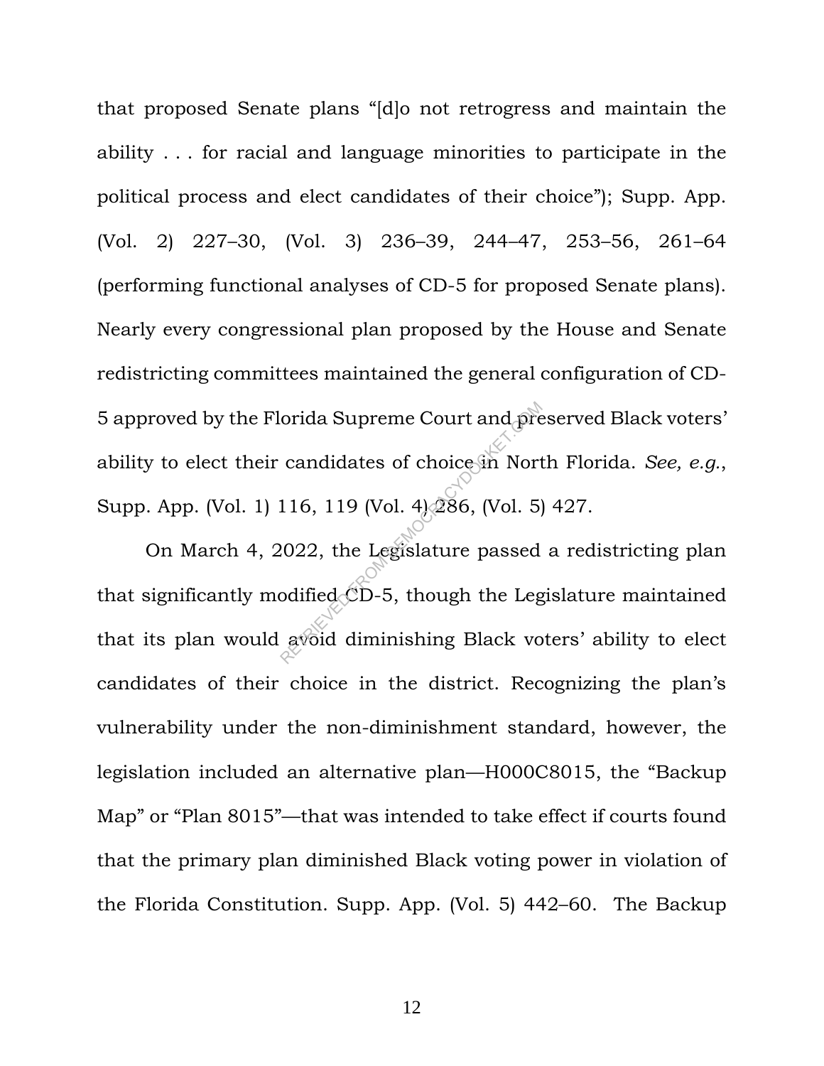that proposed Senate plans "[d]o not retrogress and maintain the ability . . . for racial and language minorities to participate in the political process and elect candidates of their choice"); Supp. App. (Vol. 2) 227–30, (Vol. 3) 236–39, 244–47, 253–56, 261–64 (performing functional analyses of CD-5 for proposed Senate plans). Nearly every congressional plan proposed by the House and Senate redistricting committees maintained the general configuration of CD-5 approved by the Florida Supreme Court and preserved Black voters' ability to elect their candidates of choice in North Florida. *See, e.g.*, Supp. App. (Vol. 1) 116, 119 (Vol. 4) 286, (Vol. 5) 427.

On March 4, 2022, the Legislature passed a redistricting plan that significantly modified CD-5, though the Legislature maintained that its plan would avoid diminishing Black voters' ability to elect candidates of their choice in the district. Recognizing the plan's vulnerability under the non-diminishment standard, however, the legislation included an alternative plan—H000C8015, the "Backup Map" or "Plan 8015"—that was intended to take effect if courts found that the primary plan diminished Black voting power in violation of the Florida Constitution. Supp. App. (Vol. 5) 442–60. The Backup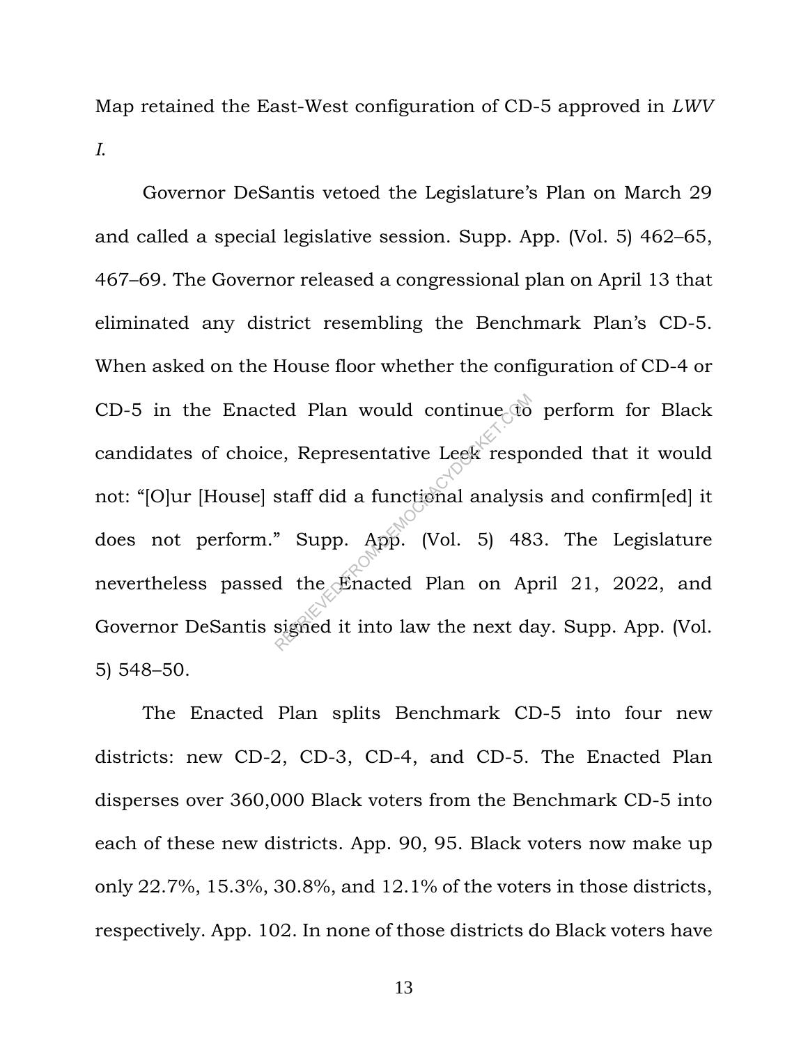Map retained the East-West configuration of CD-5 approved in *LWV I*.

Governor DeSantis vetoed the Legislature's Plan on March 29 and called a special legislative session. Supp. App. (Vol. 5) 462–65, 467–69. The Governor released a congressional plan on April 13 that eliminated any district resembling the Benchmark Plan's CD-5. When asked on the House floor whether the configuration of CD-4 or CD-5 in the Enacted Plan would continue to perform for Black candidates of choice, Representative Leek responded that it would not: "[O]ur [House] staff did a functional analysis and confirm[ed] it does not perform." Supp. App. (Vol. 5) 483. The Legislature nevertheless passed the Enacted Plan on April 21, 2022, and Governor DeSantis signed it into law the next day. Supp. App. (Vol. 5) 548–50.

The Enacted Plan splits Benchmark CD-5 into four new districts: new CD-2, CD-3, CD-4, and CD-5. The Enacted Plan disperses over 360,000 Black voters from the Benchmark CD-5 into each of these new districts. App. 90, 95. Black voters now make up only 22.7%, 15.3%, 30.8%, and 12.1% of the voters in those districts, respectively. App. 102. In none of those districts do Black voters have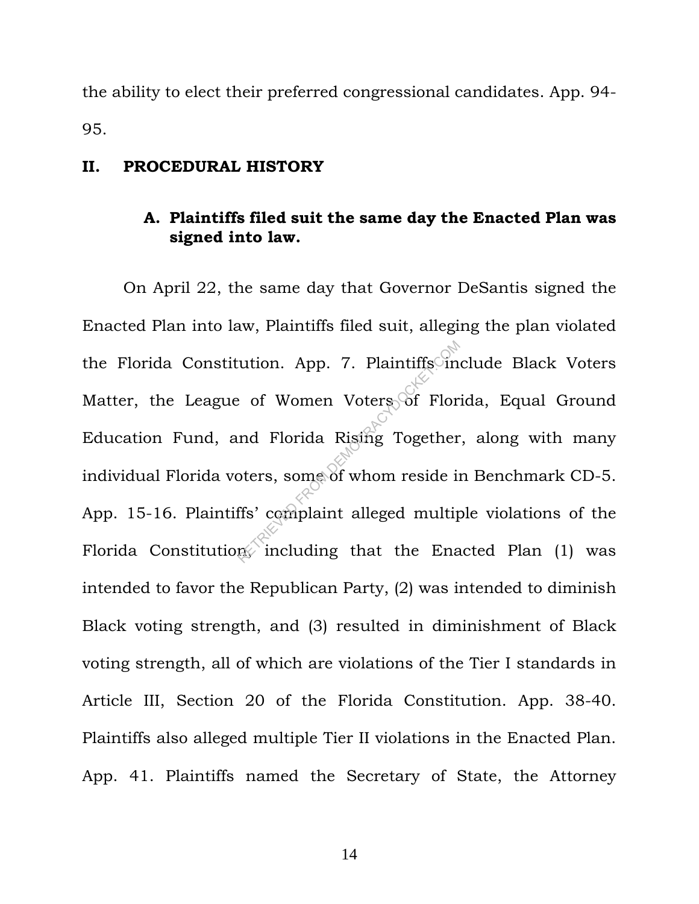the ability to elect their preferred congressional candidates. App. 94-95.

## II. PROCEDURAL HISTORY

### A. Plaintiffs filed suit the same day the Enacted Plan was signed into law.

On April 22, the same day that Governor DeSantis signed the Enacted Plan into law, Plaintiffs filed suit, alleging the plan violated the Florida Constitution. App. 7. Plaintiffs include Black Voters Matter, the League of Women Voters of Florida, Equal Ground Education Fund, and Florida Rising Together, along with many individual Florida voters, some of whom reside in Benchmark CD-5. App. 15-16. Plaintiffs' complaint alleged multiple violations of the Florida Constitution, including that the Enacted Plan (1) was intended to favor the Republican Party, (2) was intended to diminish Black voting strength, and (3) resulted in diminishment of Black voting strength, all of which are violations of the Tier I standards in Article III, Section 20 of the Florida Constitution. App. 38-40. Plaintiffs also alleged multiple Tier II violations in the Enacted Plan. App. 41. Plaintiffs named the Secretary of State, the Attorney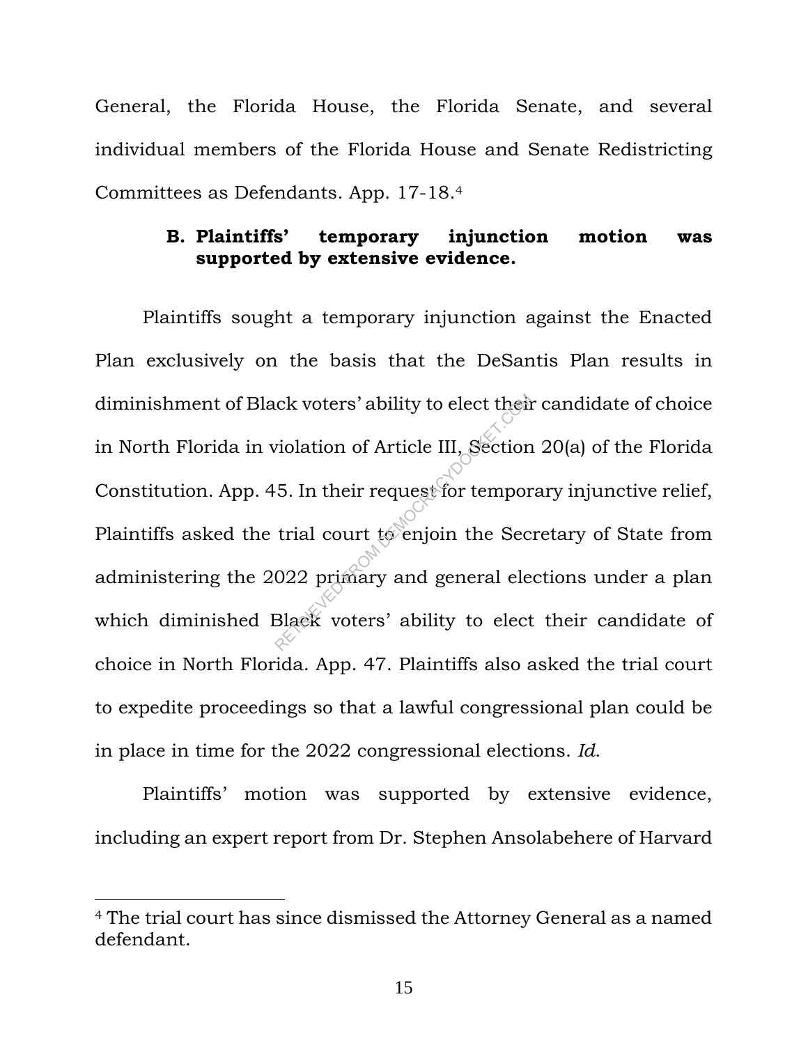General, the Florida House, the Florida Senate, and several individual members of the Florida House and Senate Redistricting Committees as Defendants. App. 17-18.[4]

### B. Plaintiffs' temporary injunction motion was supported by extensive evidence.

Plaintiffs sought a temporary injunction against the Enacted Plan exclusively on the basis that the DeSantis Plan results in diminishment of Black voters' ability to elect their candidate of choice in North Florida in violation of Article III, Section 20(a) of the Florida Constitution. App. 45. In their request for temporary injunctive relief, Plaintiffs asked the trial court to enjoin the Secretary of State from administering the 2022 primary and general elections under a plan which diminished Black voters' ability to elect their candidate of choice in North Florida. App. 47. Plaintiffs also asked the trial court to expedite proceedings so that a lawful congressional plan could be in place in time for the 2022 congressional elections. *Id*.

Plaintiffs' motion was supported by extensive evidence, including an expert report from Dr. Stephen Ansolabehere of Harvard

---

[4] The trial court has since dismissed the Attorney General as a named defendant.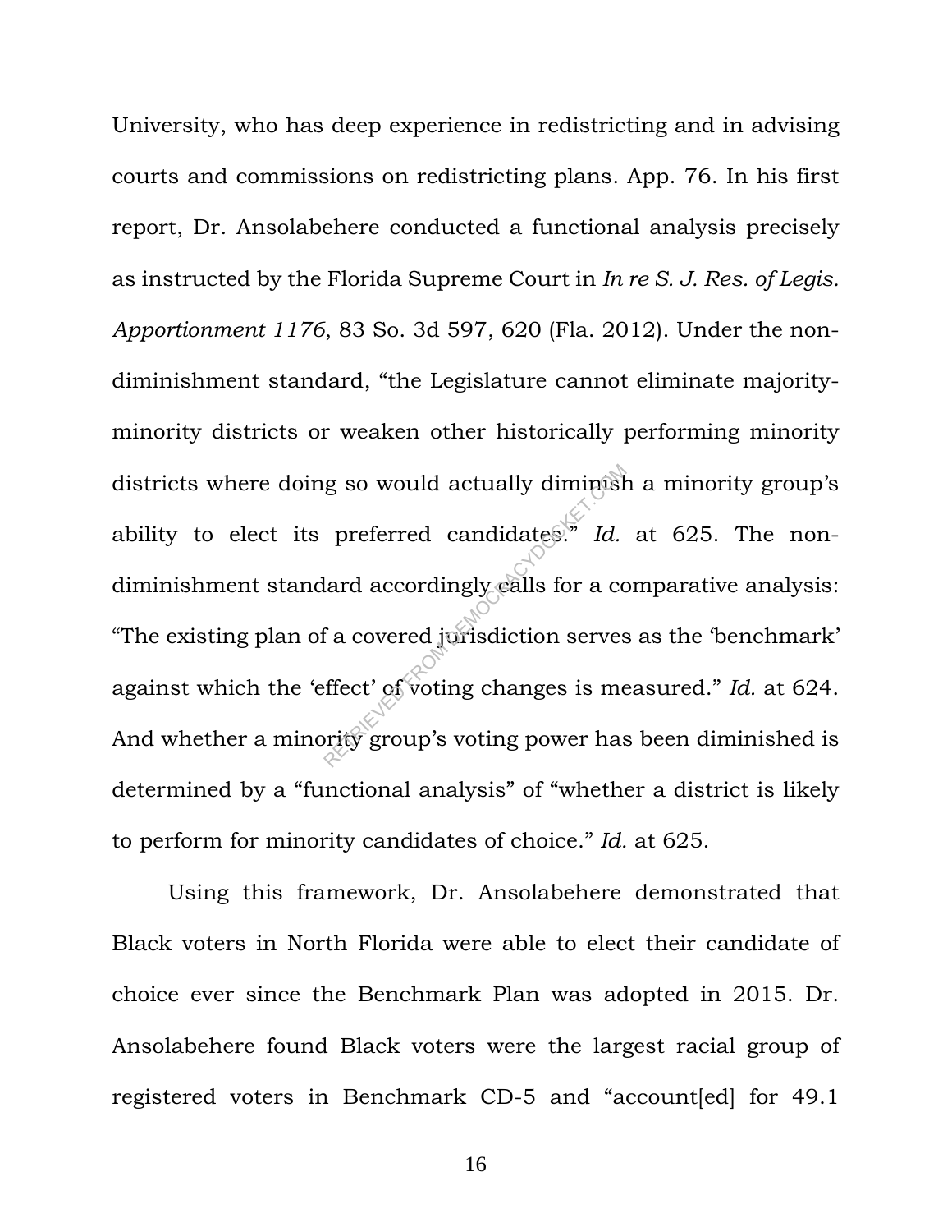University, who has deep experience in redistricting and in advising courts and commissions on redistricting plans. App. 76. In his first report, Dr. Ansolabehere conducted a functional analysis precisely as instructed by the Florida Supreme Court in *In re S. J. Res. of Legis. Apportionment 1176*, 83 So. 3d 597, 620 (Fla. 2012). Under the non-diminishment standard, "the Legislature cannot eliminate majority-minority districts or weaken other historically performing minority districts where doing so would actually diminish a minority group's ability to elect its preferred candidates." *Id.* at 625. The non-diminishment standard accordingly calls for a comparative analysis: "The existing plan of a covered jurisdiction serves as the 'benchmark' against which the 'effect' of voting changes is measured." *Id.* at 624. And whether a minority group's voting power has been diminished is determined by a "functional analysis" of "whether a district is likely to perform for minority candidates of choice." *Id.* at 625.

Using this framework, Dr. Ansolabehere demonstrated that Black voters in North Florida were able to elect their candidate of choice ever since the Benchmark Plan was adopted in 2015. Dr. Ansolabehere found Black voters were the largest racial group of registered voters in Benchmark CD-5 and "account[ed] for 49.1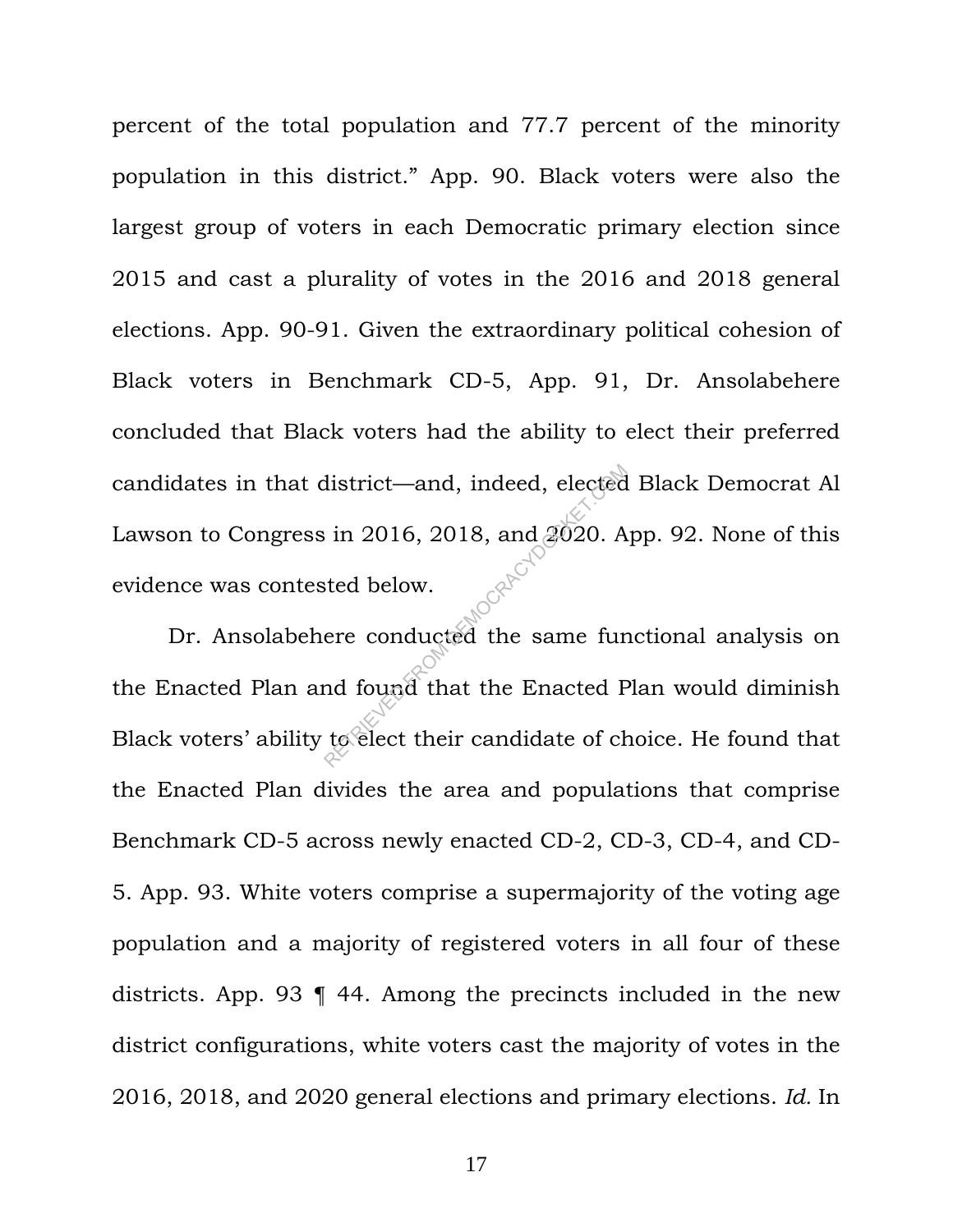percent of the total population and 77.7 percent of the minority population in this district." App. 90. Black voters were also the largest group of voters in each Democratic primary election since 2015 and cast a plurality of votes in the 2016 and 2018 general elections. App. 90-91. Given the extraordinary political cohesion of Black voters in Benchmark CD-5, App. 91, Dr. Ansolabehere concluded that Black voters had the ability to elect their preferred candidates in that district—and, indeed, elected Black Democrat Al Lawson to Congress in 2016, 2018, and 2020. App. 92. None of this evidence was contested below.

Dr. Ansolabehere conducted the same functional analysis on the Enacted Plan and found that the Enacted Plan would diminish Black voters' ability to elect their candidate of choice. He found that the Enacted Plan divides the area and populations that comprise Benchmark CD-5 across newly enacted CD-2, CD-3, CD-4, and CD-5. App. 93. White voters comprise a supermajority of the voting age population and a majority of registered voters in all four of these districts. App. 93 ¶ 44. Among the precincts included in the new district configurations, white voters cast the majority of votes in the 2016, 2018, and 2020 general elections and primary elections. *Id.* In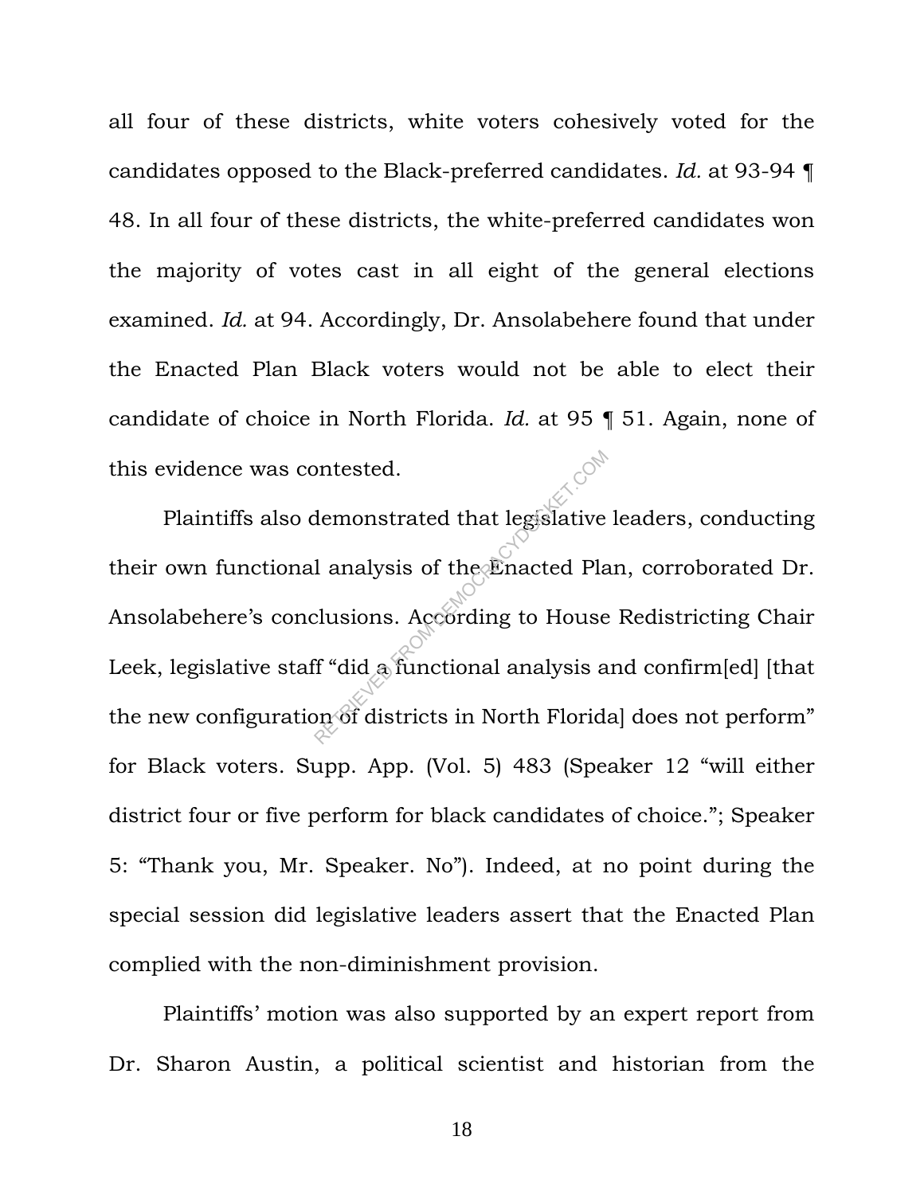all four of these districts, white voters cohesively voted for the candidates opposed to the Black-preferred candidates. *Id.* at 93-94 ¶ 48. In all four of these districts, the white-preferred candidates won the majority of votes cast in all eight of the general elections examined. *Id.* at 94. Accordingly, Dr. Ansolabehere found that under the Enacted Plan Black voters would not be able to elect their candidate of choice in North Florida. *Id.* at 95 ¶ 51. Again, none of this evidence was contested.

Plaintiffs also demonstrated that legislative leaders, conducting their own functional analysis of the Enacted Plan, corroborated Dr. Ansolabehere's conclusions. According to House Redistricting Chair Leek, legislative staff "did a functional analysis and confirm[ed] [that the new configuration of districts in North Florida] does not perform" for Black voters. Supp. App. (Vol. 5) 483 (Speaker 12 "will either district four or five perform for black candidates of choice."; Speaker 5: "Thank you, Mr. Speaker. No"). Indeed, at no point during the special session did legislative leaders assert that the Enacted Plan complied with the non-diminishment provision.

Plaintiffs' motion was also supported by an expert report from Dr. Sharon Austin, a political scientist and historian from the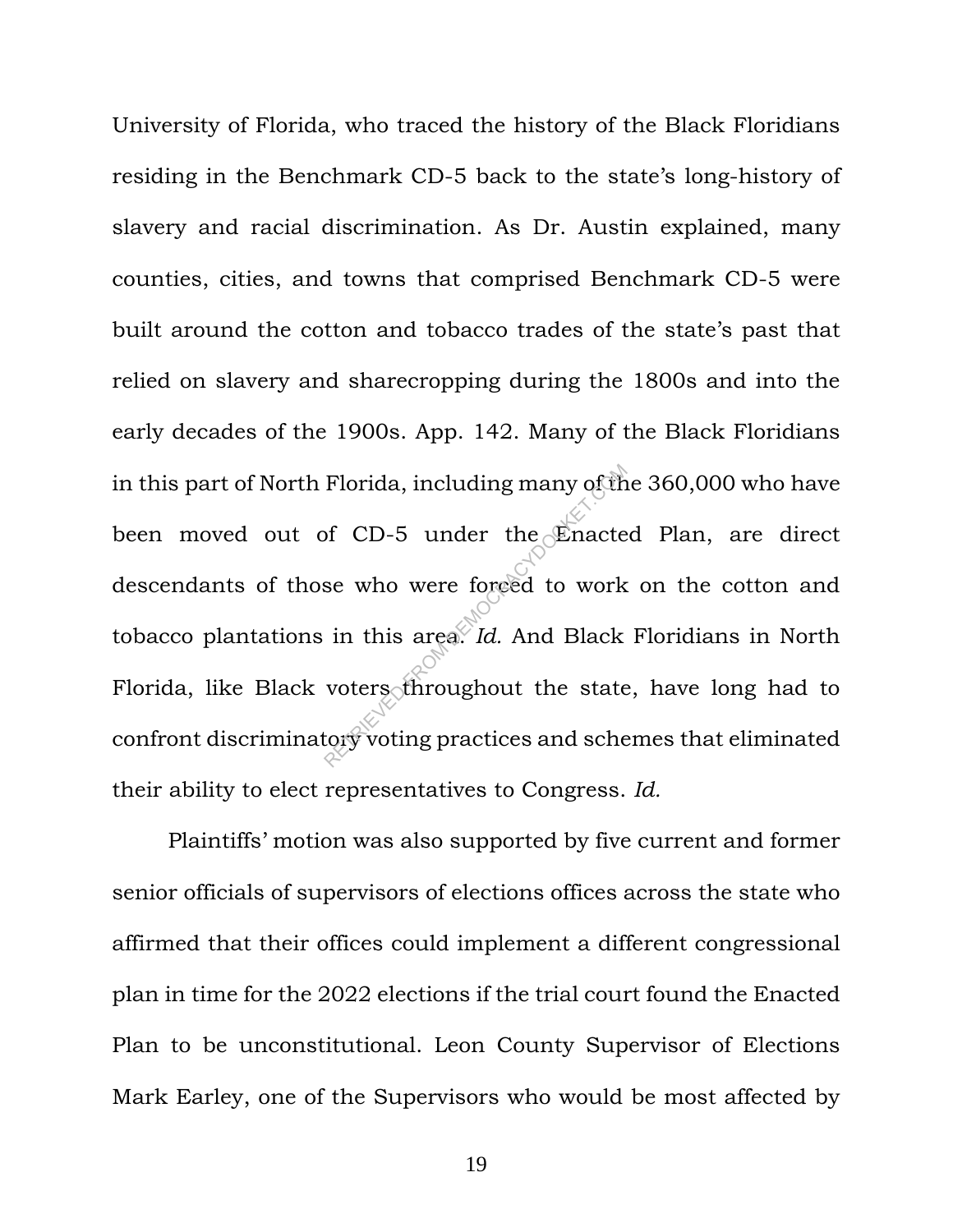University of Florida, who traced the history of the Black Floridians residing in the Benchmark CD-5 back to the state's long-history of slavery and racial discrimination. As Dr. Austin explained, many counties, cities, and towns that comprised Benchmark CD-5 were built around the cotton and tobacco trades of the state's past that relied on slavery and sharecropping during the 1800s and into the early decades of the 1900s. App. 142. Many of the Black Floridians in this part of North Florida, including many of the 360,000 who have been moved out of CD-5 under the Enacted Plan, are direct descendants of those who were forced to work on the cotton and tobacco plantations in this area. *Id.* And Black Floridians in North Florida, like Black voters throughout the state, have long had to confront discriminatory voting practices and schemes that eliminated their ability to elect representatives to Congress. *Id.*

Plaintiffs' motion was also supported by five current and former senior officials of supervisors of elections offices across the state who affirmed that their offices could implement a different congressional plan in time for the 2022 elections if the trial court found the Enacted Plan to be unconstitutional. Leon County Supervisor of Elections Mark Earley, one of the Supervisors who would be most affected by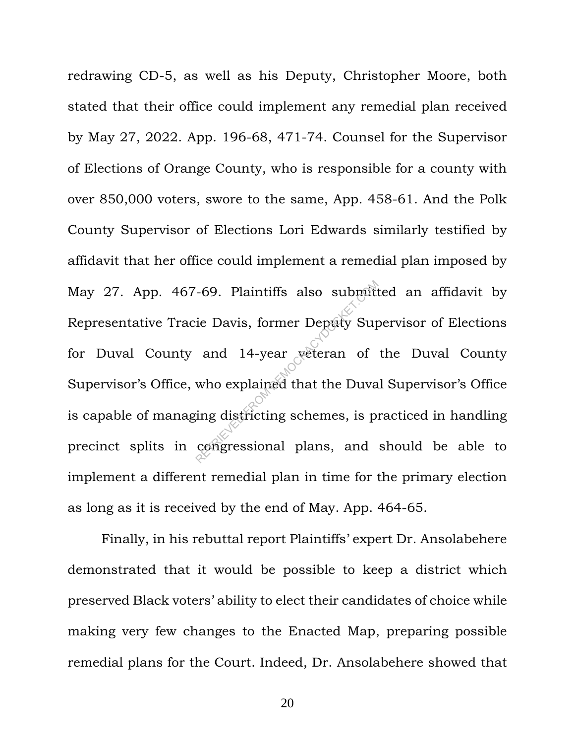redrawing CD-5, as well as his Deputy, Christopher Moore, both stated that their office could implement any remedial plan received by May 27, 2022. App. 196-68, 471-74. Counsel for the Supervisor of Elections of Orange County, who is responsible for a county with over 850,000 voters, swore to the same, App. 458-61. And the Polk County Supervisor of Elections Lori Edwards similarly testified by affidavit that her office could implement a remedial plan imposed by May 27. App. 467-69. Plaintiffs also submitted an affidavit by Representative Tracie Davis, former Deputy Supervisor of Elections for Duval County and 14-year veteran of the Duval County Supervisor's Office, who explained that the Duval Supervisor's Office is capable of managing districting schemes, is practiced in handling precinct splits in congressional plans, and should be able to implement a different remedial plan in time for the primary election as long as it is received by the end of May. App. 464-65.

Finally, in his rebuttal report Plaintiffs' expert Dr. Ansolabehere demonstrated that it would be possible to keep a district which preserved Black voters' ability to elect their candidates of choice while making very few changes to the Enacted Map, preparing possible remedial plans for the Court. Indeed, Dr. Ansolabehere showed that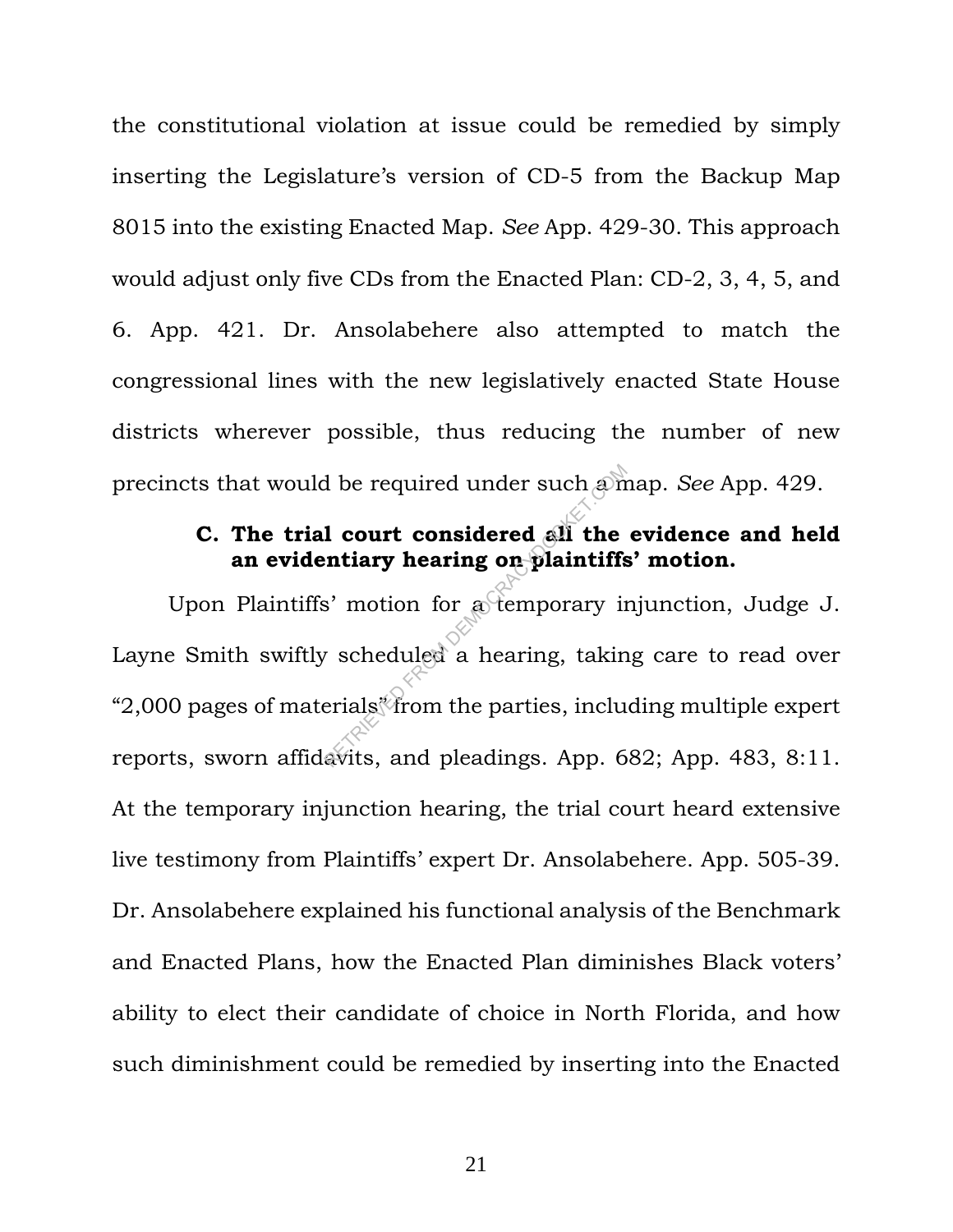the constitutional violation at issue could be remedied by simply inserting the Legislature's version of CD-5 from the Backup Map 8015 into the existing Enacted Map. *See* App. 429-30. This approach would adjust only five CDs from the Enacted Plan: CD-2, 3, 4, 5, and 6. App. 421. Dr. Ansolabehere also attempted to match the congressional lines with the new legislatively enacted State House districts wherever possible, thus reducing the number of new precincts that would be required under such a map. *See* App. 429.

### C. The trial court considered all the evidence and held an evidentiary hearing on plaintiffs' motion.

Upon Plaintiffs' motion for a temporary injunction, Judge J. Layne Smith swiftly scheduled a hearing, taking care to read over "2,000 pages of materials" from the parties, including multiple expert reports, sworn affidavits, and pleadings. App. 682; App. 483, 8:11. At the temporary injunction hearing, the trial court heard extensive live testimony from Plaintiffs' expert Dr. Ansolabehere. App. 505-39. Dr. Ansolabehere explained his functional analysis of the Benchmark and Enacted Plans, how the Enacted Plan diminishes Black voters' ability to elect their candidate of choice in North Florida, and how such diminishment could be remedied by inserting into the Enacted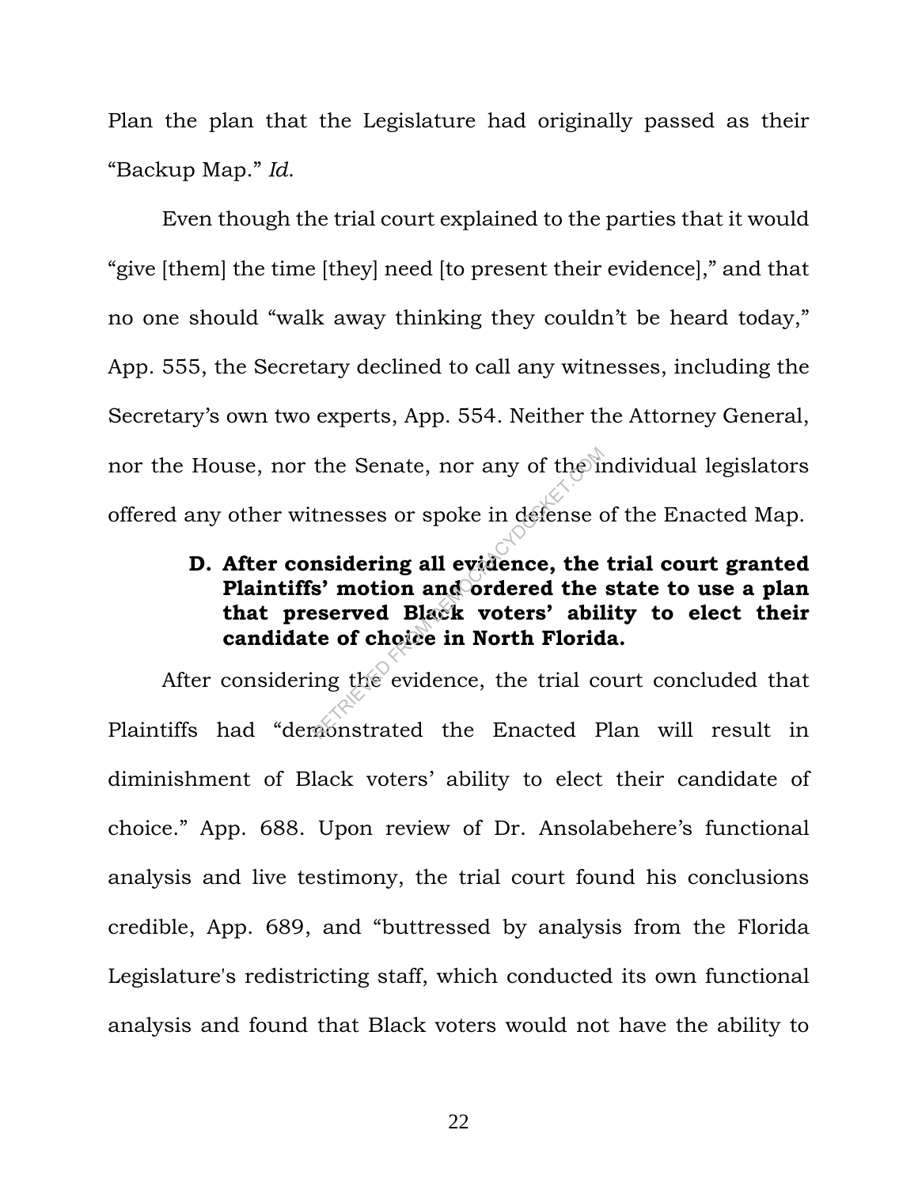Plan the plan that the Legislature had originally passed as their "Backup Map." *Id.*

Even though the trial court explained to the parties that it would "give [them] the time [they] need [to present their evidence]," and that no one should "walk away thinking they couldn't be heard today," App. 555, the Secretary declined to call any witnesses, including the Secretary's own two experts, App. 554. Neither the Attorney General, nor the House, nor the Senate, nor any of the individual legislators offered any other witnesses or spoke in defense of the Enacted Map.

### D. After considering all evidence, the trial court granted Plaintiffs' motion and ordered the state to use a plan that preserved Black voters' ability to elect their candidate of choice in North Florida.

After considering the evidence, the trial court concluded that Plaintiffs had "demonstrated the Enacted Plan will result in diminishment of Black voters' ability to elect their candidate of choice." App. 688. Upon review of Dr. Ansolabehere's functional analysis and live testimony, the trial court found his conclusions credible, App. 689, and "buttressed by analysis from the Florida Legislature's redistricting staff, which conducted its own functional analysis and found that Black voters would not have the ability to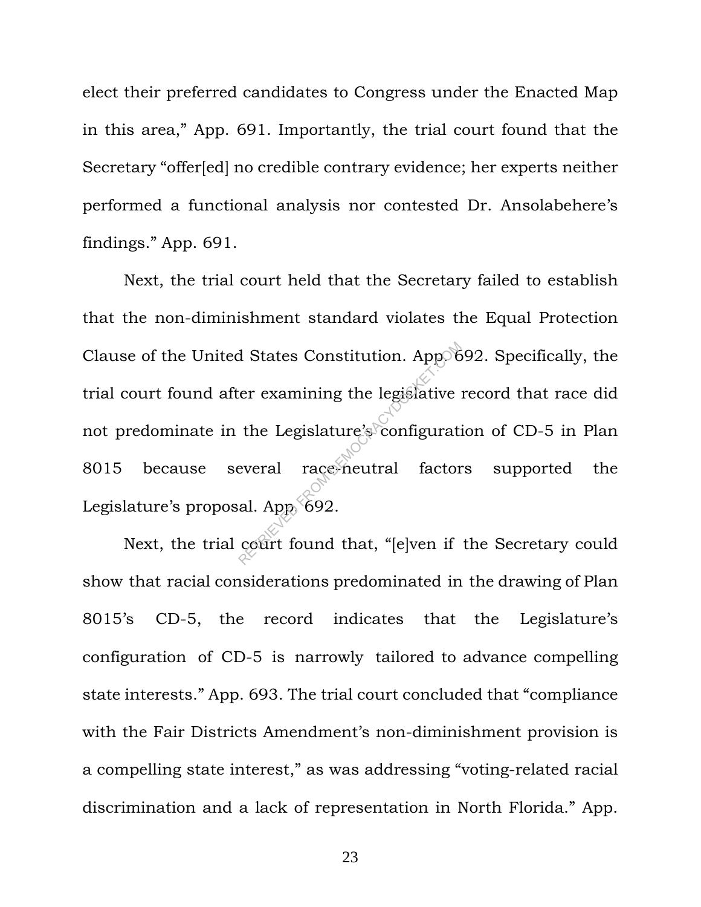elect their preferred candidates to Congress under the Enacted Map in this area," App. 691. Importantly, the trial court found that the Secretary "offer[ed] no credible contrary evidence; her experts neither performed a functional analysis nor contested Dr. Ansolabehere's findings." App. 691.

Next, the trial court held that the Secretary failed to establish that the non-diminishment standard violates the Equal Protection Clause of the United States Constitution. App. 692. Specifically, the trial court found after examining the legislative record that race did not predominate in the Legislature's configuration of CD-5 in Plan 8015 because several race-neutral factors supported the Legislature's proposal. App. 692.

Next, the trial court found that, "[e]ven if the Secretary could show that racial considerations predominated in the drawing of Plan 8015's CD-5, the record indicates that the Legislature's configuration of CD-5 is narrowly tailored to advance compelling state interests." App. 693. The trial court concluded that "compliance with the Fair Districts Amendment's non-diminishment provision is a compelling state interest," as was addressing "voting-related racial discrimination and a lack of representation in North Florida." App.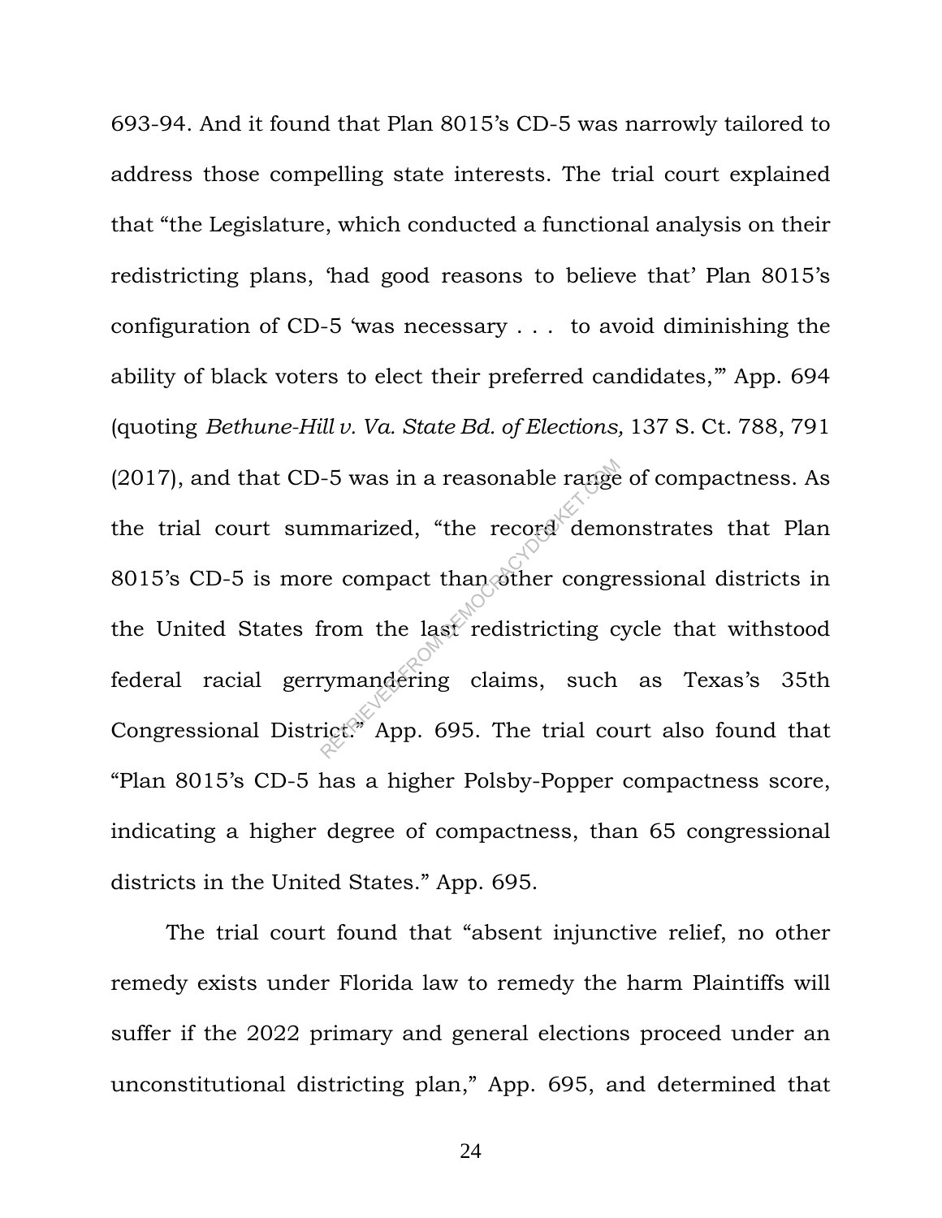693-94. And it found that Plan 8015's CD-5 was narrowly tailored to address those compelling state interests. The trial court explained that "the Legislature, which conducted a functional analysis on their redistricting plans, 'had good reasons to believe that' Plan 8015's configuration of CD-5 'was necessary . . . to avoid diminishing the ability of black voters to elect their preferred candidates,'" App. 694 (quoting *Bethune-Hill v. Va. State Bd. of Elections,* 137 S. Ct. 788, 791 (2017), and that CD-5 was in a reasonable range of compactness. As the trial court summarized, "the record demonstrates that Plan 8015's CD-5 is more compact than other congressional districts in the United States from the last redistricting cycle that withstood federal racial gerrymandering claims, such as Texas's 35th Congressional District." App. 695. The trial court also found that "Plan 8015's CD-5 has a higher Polsby-Popper compactness score, indicating a higher degree of compactness, than 65 congressional districts in the United States." App. 695.

The trial court found that "absent injunctive relief, no other remedy exists under Florida law to remedy the harm Plaintiffs will suffer if the 2022 primary and general elections proceed under an unconstitutional districting plan," App. 695, and determined that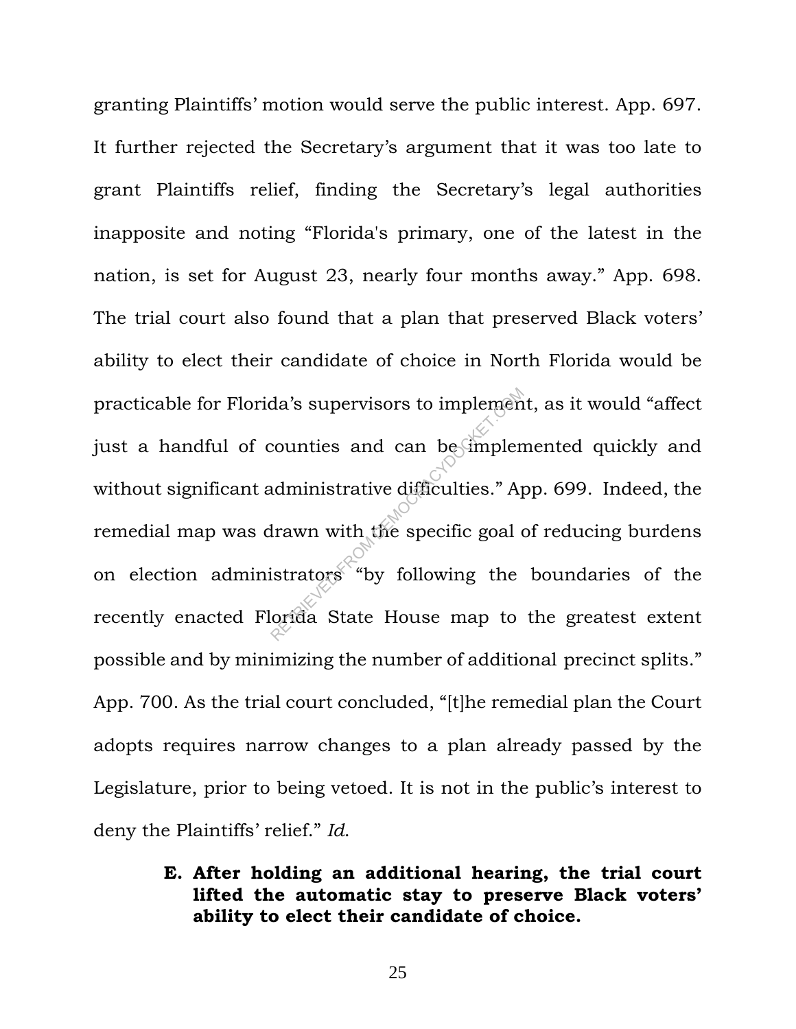granting Plaintiffs' motion would serve the public interest. App. 697. It further rejected the Secretary's argument that it was too late to grant Plaintiffs relief, finding the Secretary's legal authorities inapposite and noting "Florida's primary, one of the latest in the nation, is set for August 23, nearly four months away." App. 698. The trial court also found that a plan that preserved Black voters' ability to elect their candidate of choice in North Florida would be practicable for Florida's supervisors to implement, as it would "affect just a handful of counties and can be implemented quickly and without significant administrative difficulties." App. 699. Indeed, the remedial map was drawn with the specific goal of reducing burdens on election administrators "by following the boundaries of the recently enacted Florida State House map to the greatest extent possible and by minimizing the number of additional precinct splits." App. 700. As the trial court concluded, "[t]he remedial plan the Court adopts requires narrow changes to a plan already passed by the Legislature, prior to being vetoed. It is not in the public's interest to deny the Plaintiffs' relief." *Id.*

**E. After holding an additional hearing, the trial court lifted the automatic stay to preserve Black voters' ability to elect their candidate of choice.**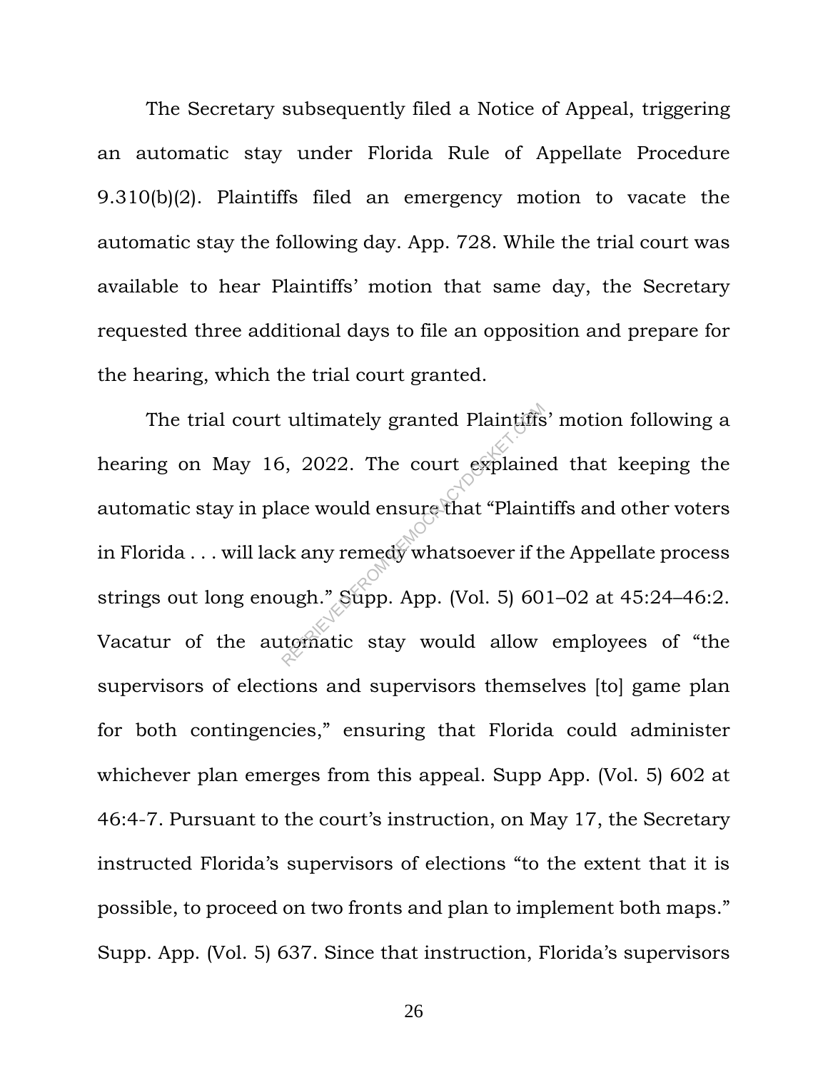The Secretary subsequently filed a Notice of Appeal, triggering an automatic stay under Florida Rule of Appellate Procedure 9.310(b)(2). Plaintiffs filed an emergency motion to vacate the automatic stay the following day. App. 728. While the trial court was available to hear Plaintiffs' motion that same day, the Secretary requested three additional days to file an opposition and prepare for the hearing, which the trial court granted.

The trial court ultimately granted Plaintiffs' motion following a hearing on May 16, 2022. The court explained that keeping the automatic stay in place would ensure that "Plaintiffs and other voters in Florida . . . will lack any remedy whatsoever if the Appellate process strings out long enough." Supp. App. (Vol. 5) 601–02 at 45:24–46:2. Vacatur of the automatic stay would allow employees of "the supervisors of elections and supervisors themselves [to] game plan for both contingencies," ensuring that Florida could administer whichever plan emerges from this appeal. Supp App. (Vol. 5) 602 at 46:4-7. Pursuant to the court's instruction, on May 17, the Secretary instructed Florida's supervisors of elections "to the extent that it is possible, to proceed on two fronts and plan to implement both maps." Supp. App. (Vol. 5) 637. Since that instruction, Florida's supervisors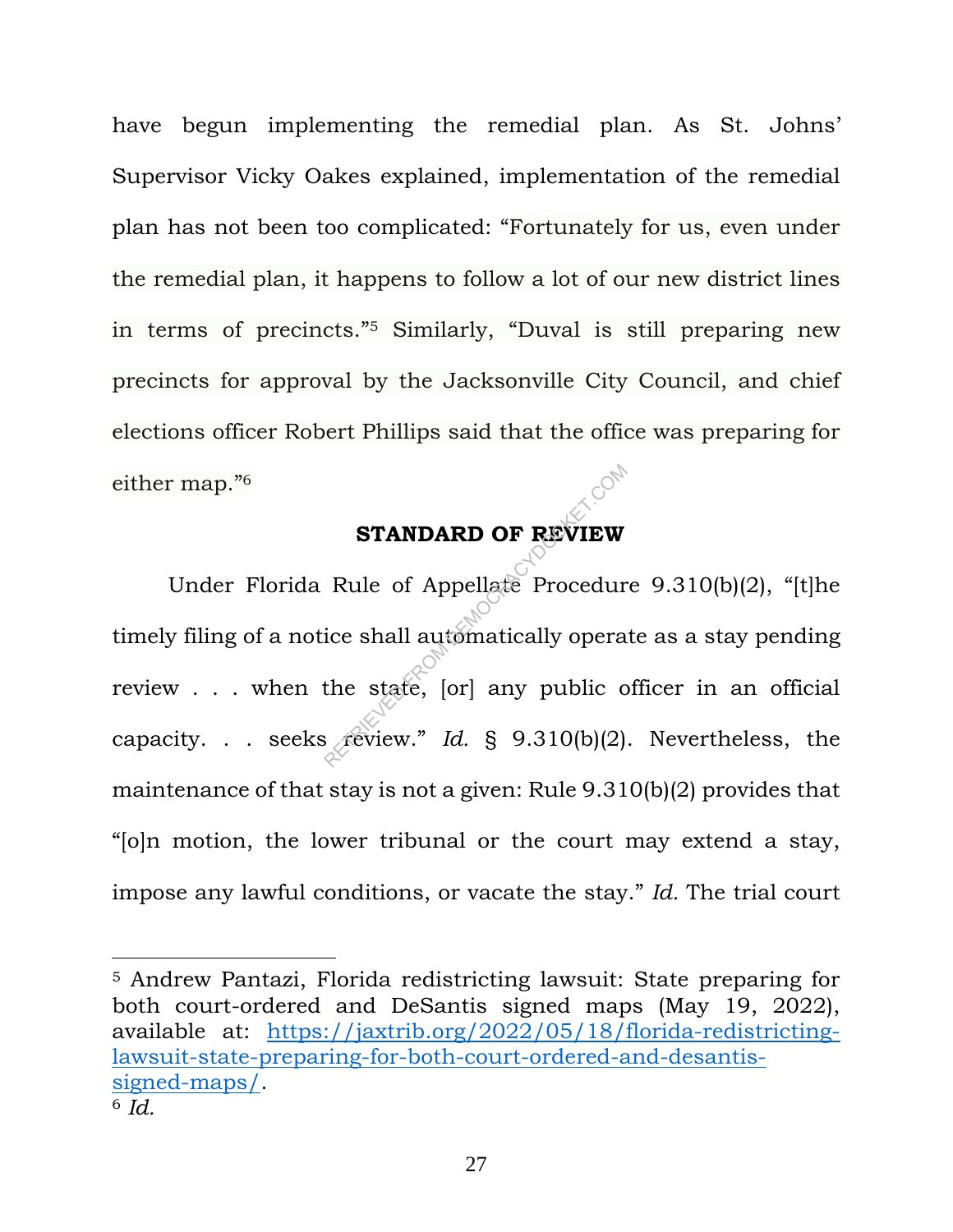have begun implementing the remedial plan. As St. Johns' Supervisor Vicky Oakes explained, implementation of the remedial plan has not been too complicated: "Fortunately for us, even under the remedial plan, it happens to follow a lot of our new district lines in terms of precincts."[5] Similarly, "Duval is still preparing new precincts for approval by the Jacksonville City Council, and chief elections officer Robert Phillips said that the office was preparing for either map."[6]

## STANDARD OF REVIEW

Under Florida Rule of Appellate Procedure 9.310(b)(2), "[t]he timely filing of a notice shall automatically operate as a stay pending review . . . when the state, [or] any public officer in an official capacity. . . seeks review." *Id.* § 9.310(b)(2). Nevertheless, the maintenance of that stay is not a given: Rule 9.310(b)(2) provides that "[o]n motion, the lower tribunal or the court may extend a stay, impose any lawful conditions, or vacate the stay." *Id.* The trial court

---

[5] Andrew Pantazi, Florida redistricting lawsuit: State preparing for both court-ordered and DeSantis signed maps (May 19, 2022), available at: https://jaxtrib.org/2022/05/18/florida-redistricting-lawsuit-state-preparing-for-both-court-ordered-and-desantis-signed-maps/.

[6] *Id.*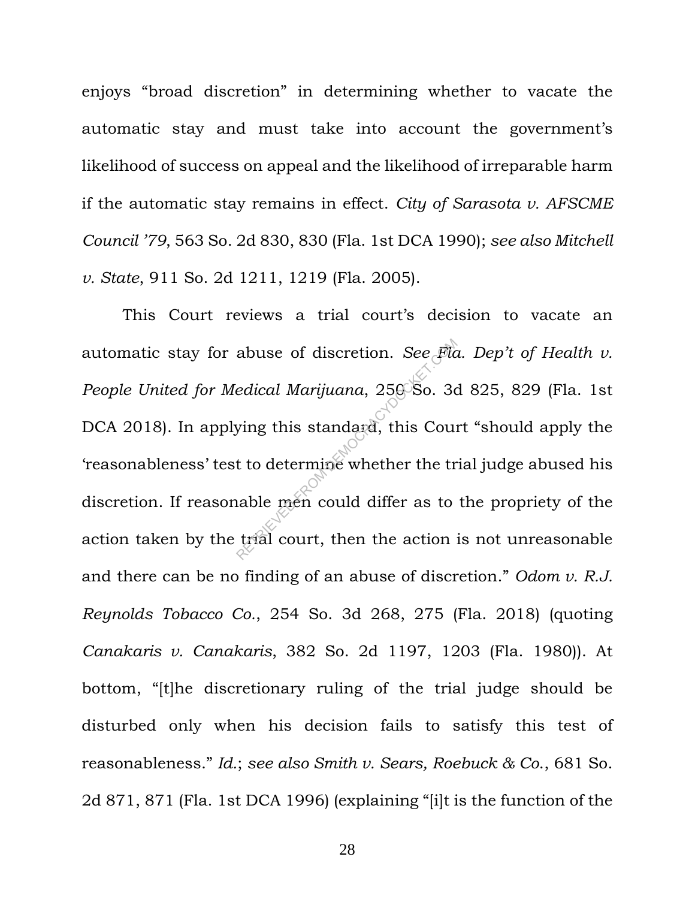enjoys "broad discretion" in determining whether to vacate the automatic stay and must take into account the government's likelihood of success on appeal and the likelihood of irreparable harm if the automatic stay remains in effect. *City of Sarasota v. AFSCME Council '79*, 563 So. 2d 830, 830 (Fla. 1st DCA 1990); *see also Mitchell v. State*, 911 So. 2d 1211, 1219 (Fla. 2005).

This Court reviews a trial court's decision to vacate an automatic stay for abuse of discretion. *See Fla. Dep't of Health v. People United for Medical Marijuana*, 250 So. 3d 825, 829 (Fla. 1st DCA 2018). In applying this standard, this Court "should apply the 'reasonableness' test to determine whether the trial judge abused his discretion. If reasonable men could differ as to the propriety of the action taken by the trial court, then the action is not unreasonable and there can be no finding of an abuse of discretion." *Odom v. R.J. Reynolds Tobacco Co.*, 254 So. 3d 268, 275 (Fla. 2018) (quoting *Canakaris v. Canakaris*, 382 So. 2d 1197, 1203 (Fla. 1980)). At bottom, "[t]he discretionary ruling of the trial judge should be disturbed only when his decision fails to satisfy this test of reasonableness." *Id.*; *see also Smith v. Sears, Roebuck & Co.*, 681 So. 2d 871, 871 (Fla. 1st DCA 1996) (explaining "[i]t is the function of the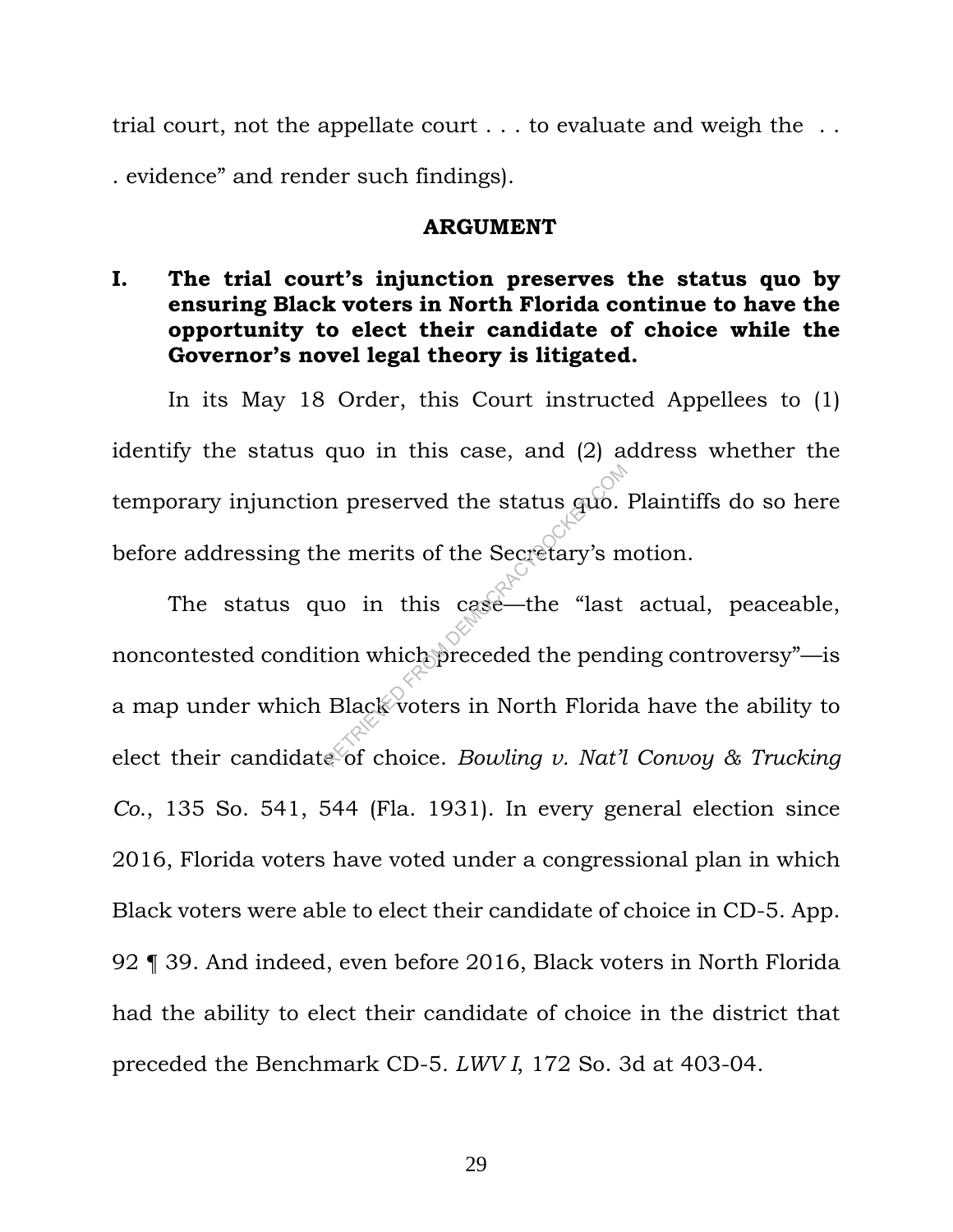trial court, not the appellate court . . . to evaluate and weigh the . . . evidence" and render such findings).

## ARGUMENT

### I. The trial court's injunction preserves the status quo by ensuring Black voters in North Florida continue to have the opportunity to elect their candidate of choice while the Governor's novel legal theory is litigated.

In its May 18 Order, this Court instructed Appellees to (1) identify the status quo in this case, and (2) address whether the temporary injunction preserved the status quo. Plaintiffs do so here before addressing the merits of the Secretary's motion.

The status quo in this case—the "last actual, peaceable, noncontested condition which preceded the pending controversy"—is a map under which Black voters in North Florida have the ability to elect their candidate of choice. *Bowling v. Nat'l Convoy & Trucking Co.*, 135 So. 541, 544 (Fla. 1931). In every general election since 2016, Florida voters have voted under a congressional plan in which Black voters were able to elect their candidate of choice in CD-5. App. 92 ¶ 39. And indeed, even before 2016, Black voters in North Florida had the ability to elect their candidate of choice in the district that preceded the Benchmark CD-5. *LWV I*, 172 So. 3d at 403-04.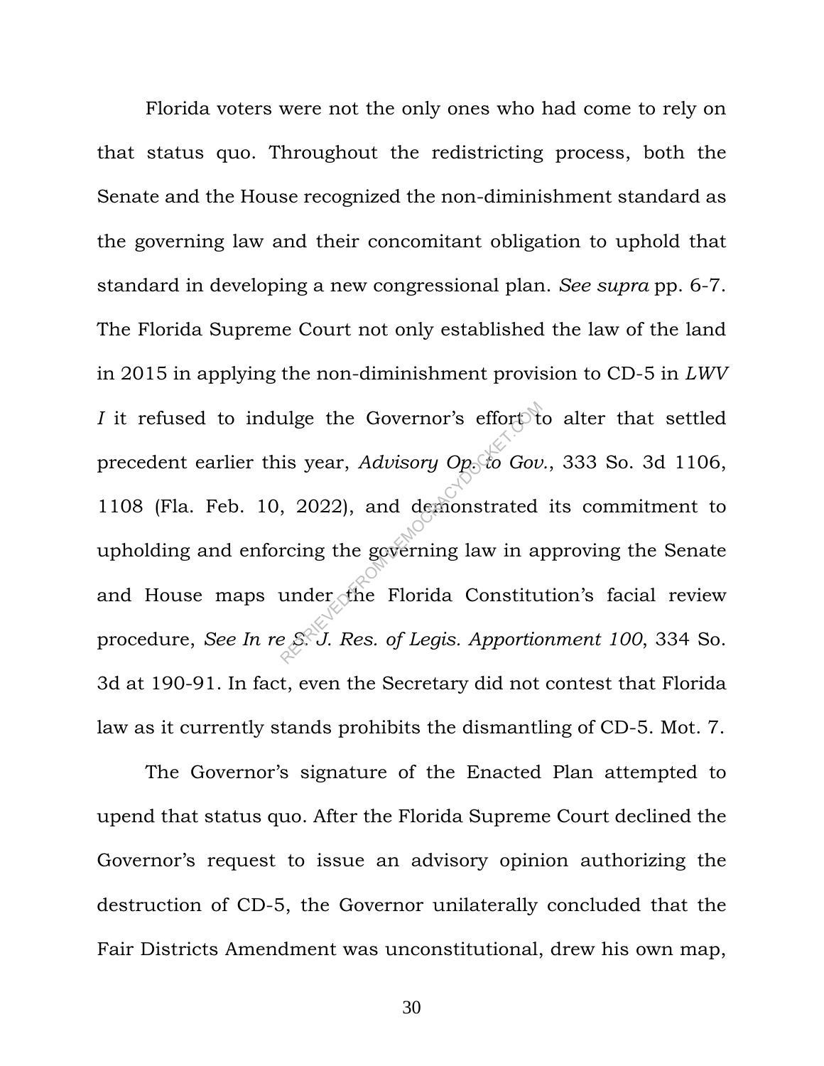Florida voters were not the only ones who had come to rely on that status quo. Throughout the redistricting process, both the Senate and the House recognized the non-diminishment standard as the governing law and their concomitant obligation to uphold that standard in developing a new congressional plan. *See supra* pp. 6-7. The Florida Supreme Court not only established the law of the land in 2015 in applying the non-diminishment provision to CD-5 in *LWV I* it refused to indulge the Governor's effort to alter that settled precedent earlier this year, *Advisory Op. to Gov.*, 333 So. 3d 1106, 1108 (Fla. Feb. 10, 2022), and demonstrated its commitment to upholding and enforcing the governing law in approving the Senate and House maps under the Florida Constitution's facial review procedure, *See In re S. J. Res. of Legis. Apportionment 100*, 334 So. 3d at 190-91. In fact, even the Secretary did not contest that Florida law as it currently stands prohibits the dismantling of CD-5. Mot. 7.

The Governor's signature of the Enacted Plan attempted to upend that status quo. After the Florida Supreme Court declined the Governor's request to issue an advisory opinion authorizing the destruction of CD-5, the Governor unilaterally concluded that the Fair Districts Amendment was unconstitutional, drew his own map,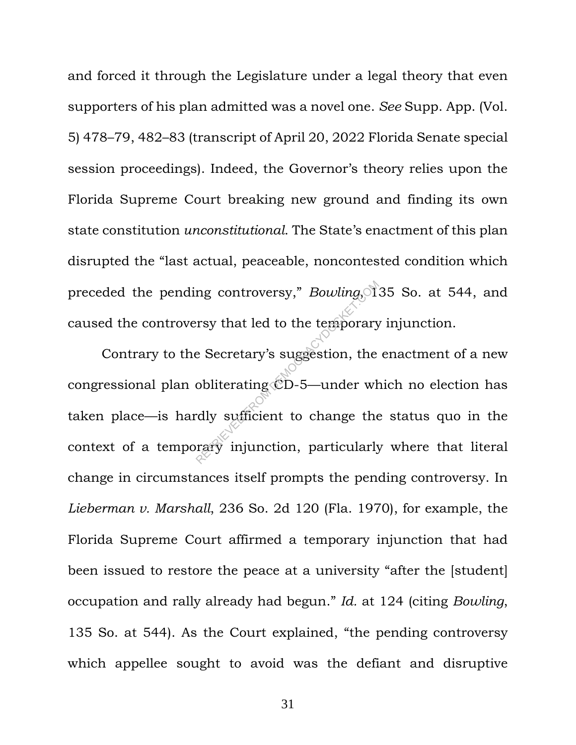and forced it through the Legislature under a legal theory that even supporters of his plan admitted was a novel one. *See* Supp. App. (Vol. 5) 478–79, 482–83 (transcript of April 20, 2022 Florida Senate special session proceedings). Indeed, the Governor's theory relies upon the Florida Supreme Court breaking new ground and finding its own state constitution *unconstitutional*. The State's enactment of this plan disrupted the "last actual, peaceable, noncontested condition which preceded the pending controversy," *Bowling*, 135 So. at 544, and caused the controversy that led to the temporary injunction.

Contrary to the Secretary's suggestion, the enactment of a new congressional plan obliterating CD-5—under which no election has taken place—is hardly sufficient to change the status quo in the context of a temporary injunction, particularly where that literal change in circumstances itself prompts the pending controversy. In *Lieberman v. Marshall*, 236 So. 2d 120 (Fla. 1970), for example, the Florida Supreme Court affirmed a temporary injunction that had been issued to restore the peace at a university "after the [student] occupation and rally already had begun." *Id.* at 124 (citing *Bowling*, 135 So. at 544). As the Court explained, "the pending controversy which appellee sought to avoid was the defiant and disruptive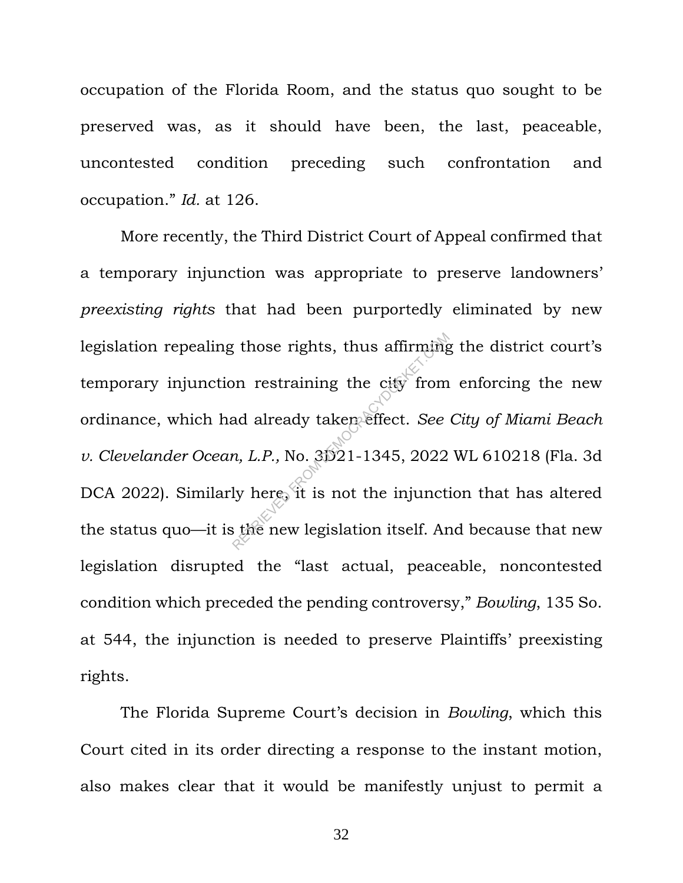occupation of the Florida Room, and the status quo sought to be preserved was, as it should have been, the last, peaceable, uncontested condition preceding such confrontation and occupation." *Id.* at 126.

More recently, the Third District Court of Appeal confirmed that a temporary injunction was appropriate to preserve landowners' *preexisting rights* that had been purportedly eliminated by new legislation repealing those rights, thus affirming the district court's temporary injunction restraining the city from enforcing the new ordinance, which had already taken effect. *See City of Miami Beach v. Clevelander Ocean, L.P.,* No. 3D21-1345, 2022 WL 610218 (Fla. 3d DCA 2022). Similarly here, it is not the injunction that has altered the status quo—it is the new legislation itself. And because that new legislation disrupted the "last actual, peaceable, noncontested condition which preceded the pending controversy," *Bowling*, 135 So. at 544, the injunction is needed to preserve Plaintiffs' preexisting rights.

The Florida Supreme Court's decision in *Bowling*, which this Court cited in its order directing a response to the instant motion, also makes clear that it would be manifestly unjust to permit a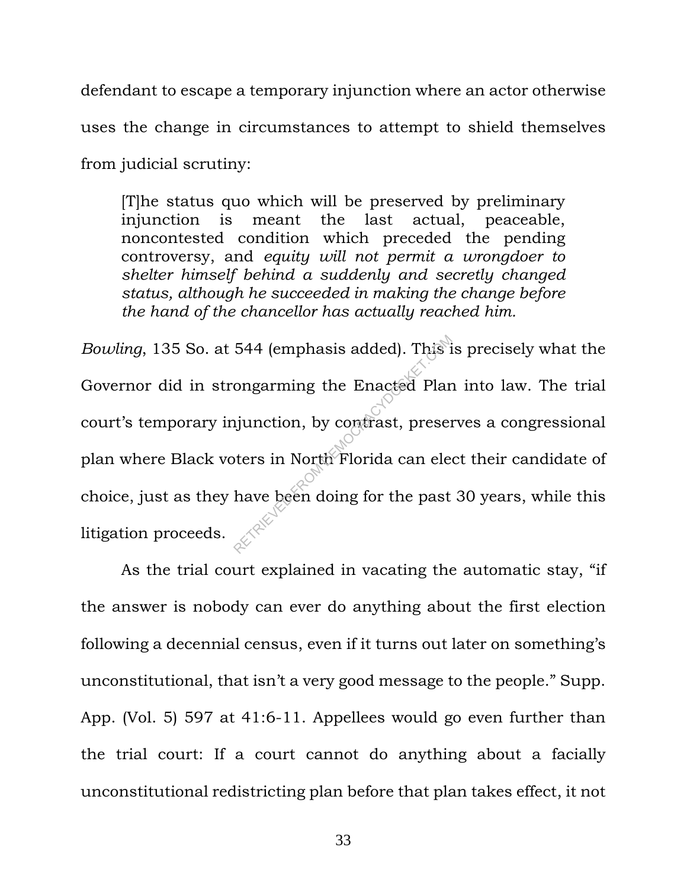defendant to escape a temporary injunction where an actor otherwise uses the change in circumstances to attempt to shield themselves from judicial scrutiny:

> [T]he status quo which will be preserved by preliminary injunction is meant the last actual, peaceable, noncontested condition which preceded the pending controversy, and *equity will not permit a wrongdoer to shelter himself behind a suddenly and secretly changed status, although he succeeded in making the change before the hand of the chancellor has actually reached him.*

*Bowling*, 135 So. at 544 (emphasis added). This is precisely what the Governor did in strongarming the Enacted Plan into law. The trial court's temporary injunction, by contrast, preserves a congressional plan where Black voters in North Florida can elect their candidate of choice, just as they have been doing for the past 30 years, while this litigation proceeds.

As the trial court explained in vacating the automatic stay, "if the answer is nobody can ever do anything about the first election following a decennial census, even if it turns out later on something's unconstitutional, that isn't a very good message to the people." Supp. App. (Vol. 5) 597 at 41:6-11. Appellees would go even further than the trial court: If a court cannot do anything about a facially unconstitutional redistricting plan before that plan takes effect, it not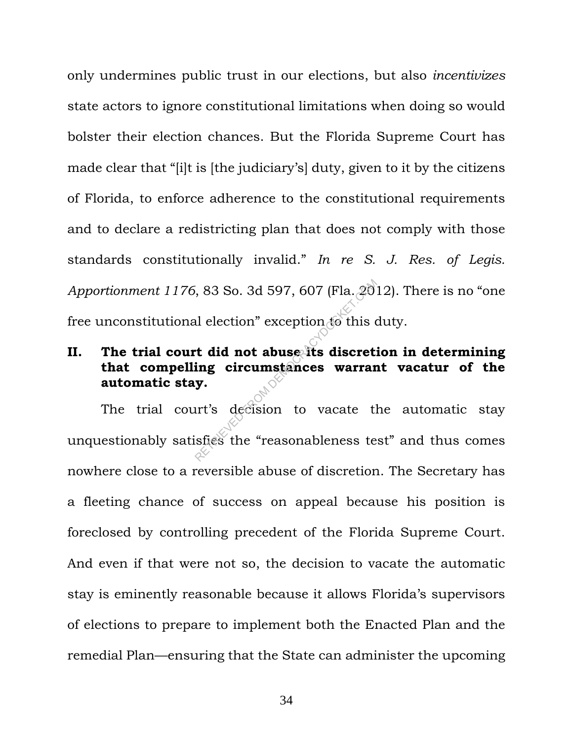only undermines public trust in our elections, but also *incentivizes* state actors to ignore constitutional limitations when doing so would bolster their election chances. But the Florida Supreme Court has made clear that "[i]t is [the judiciary's] duty, given to it by the citizens of Florida, to enforce adherence to the constitutional requirements and to declare a redistricting plan that does not comply with those standards constitutionally invalid." *In re S. J. Res. of Legis. Apportionment 1176*, 83 So. 3d 597, 607 (Fla. 2012). There is no "one free unconstitutional election" exception to this duty.

## II. The trial court did not abuse its discretion in determining that compelling circumstances warrant vacatur of the automatic stay.

The trial court's decision to vacate the automatic stay unquestionably satisfies the "reasonableness test" and thus comes nowhere close to a reversible abuse of discretion. The Secretary has a fleeting chance of success on appeal because his position is foreclosed by controlling precedent of the Florida Supreme Court. And even if that were not so, the decision to vacate the automatic stay is eminently reasonable because it allows Florida's supervisors of elections to prepare to implement both the Enacted Plan and the remedial Plan—ensuring that the State can administer the upcoming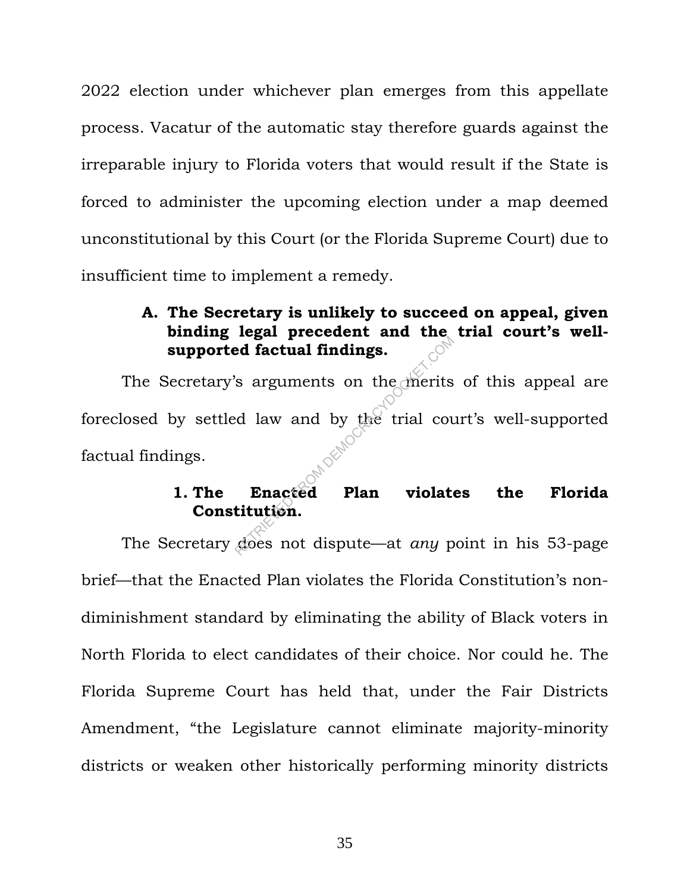2022 election under whichever plan emerges from this appellate process. Vacatur of the automatic stay therefore guards against the irreparable injury to Florida voters that would result if the State is forced to administer the upcoming election under a map deemed unconstitutional by this Court (or the Florida Supreme Court) due to insufficient time to implement a remedy.

### A. The Secretary is unlikely to succeed on appeal, given binding legal precedent and the trial court's well-supported factual findings.

The Secretary's arguments on the merits of this appeal are foreclosed by settled law and by the trial court's well-supported factual findings.

#### 1. The Enacted Plan violates the Florida Constitution.

The Secretary does not dispute—at *any* point in his 53-page brief—that the Enacted Plan violates the Florida Constitution's non-diminishment standard by eliminating the ability of Black voters in North Florida to elect candidates of their choice. Nor could he. The Florida Supreme Court has held that, under the Fair Districts Amendment, "the Legislature cannot eliminate majority-minority districts or weaken other historically performing minority districts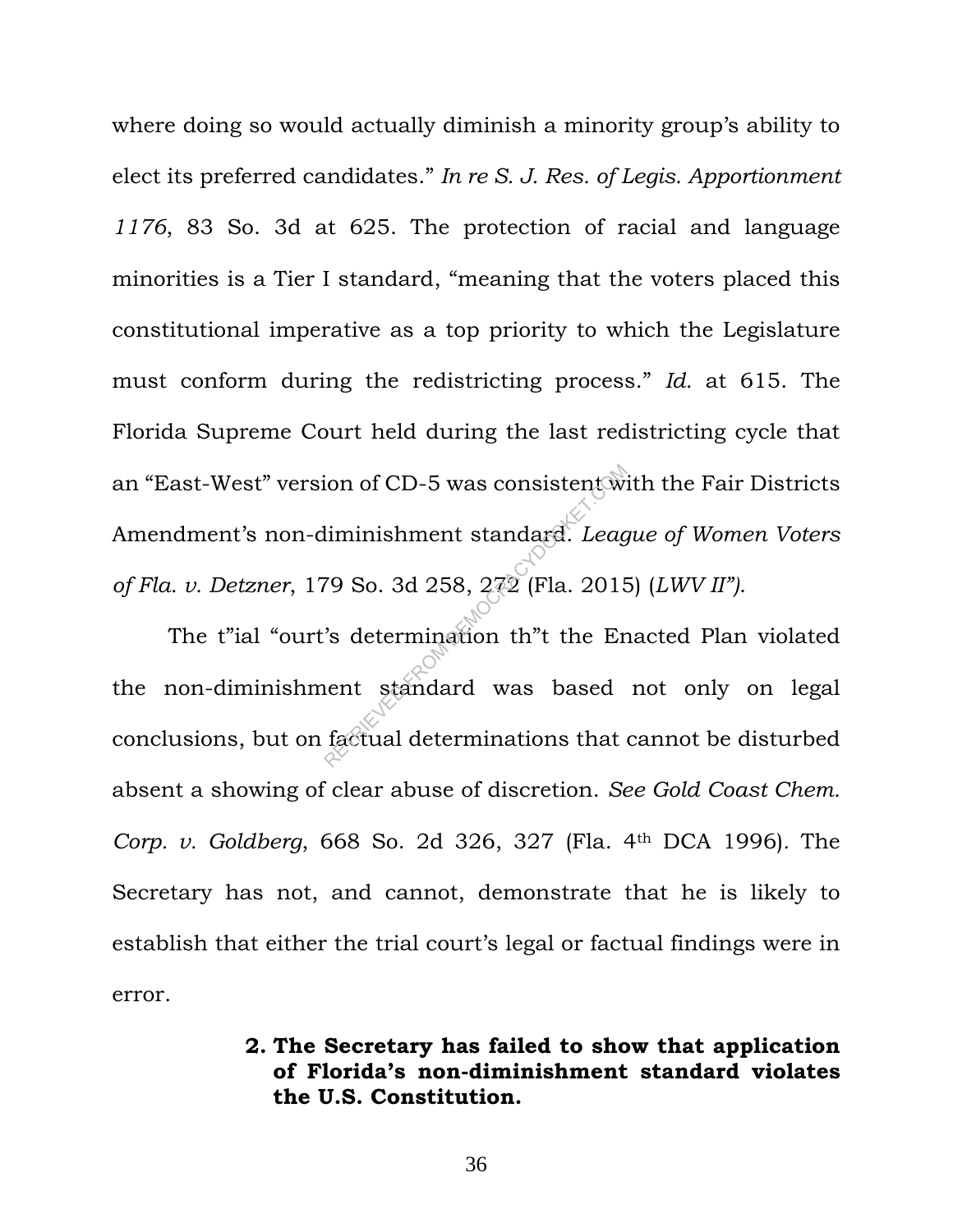where doing so would actually diminish a minority group's ability to elect its preferred candidates." *In re S. J. Res. of Legis. Apportionment 1176*, 83 So. 3d at 625. The protection of racial and language minorities is a Tier I standard, "meaning that the voters placed this constitutional imperative as a top priority to which the Legislature must conform during the redistricting process." *Id.* at 615. The Florida Supreme Court held during the last redistricting cycle that an "East-West" version of CD-5 was consistent with the Fair Districts Amendment's non-diminishment standard. *League of Women Voters of Fla. v. Detzner*, 179 So. 3d 258, 272 (Fla. 2015) (*LWV II").*

The t"ial "ourt's determination th"t the Enacted Plan violated the non-diminishment standard was based not only on legal conclusions, but on factual determinations that cannot be disturbed absent a showing of clear abuse of discretion. *See Gold Coast Chem. Corp. v. Goldberg*, 668 So. 2d 326, 327 (Fla. 4th DCA 1996). The Secretary has not, and cannot, demonstrate that he is likely to establish that either the trial court's legal or factual findings were in error.

**2. The Secretary has failed to show that application of Florida's non-diminishment standard violates the U.S. Constitution.**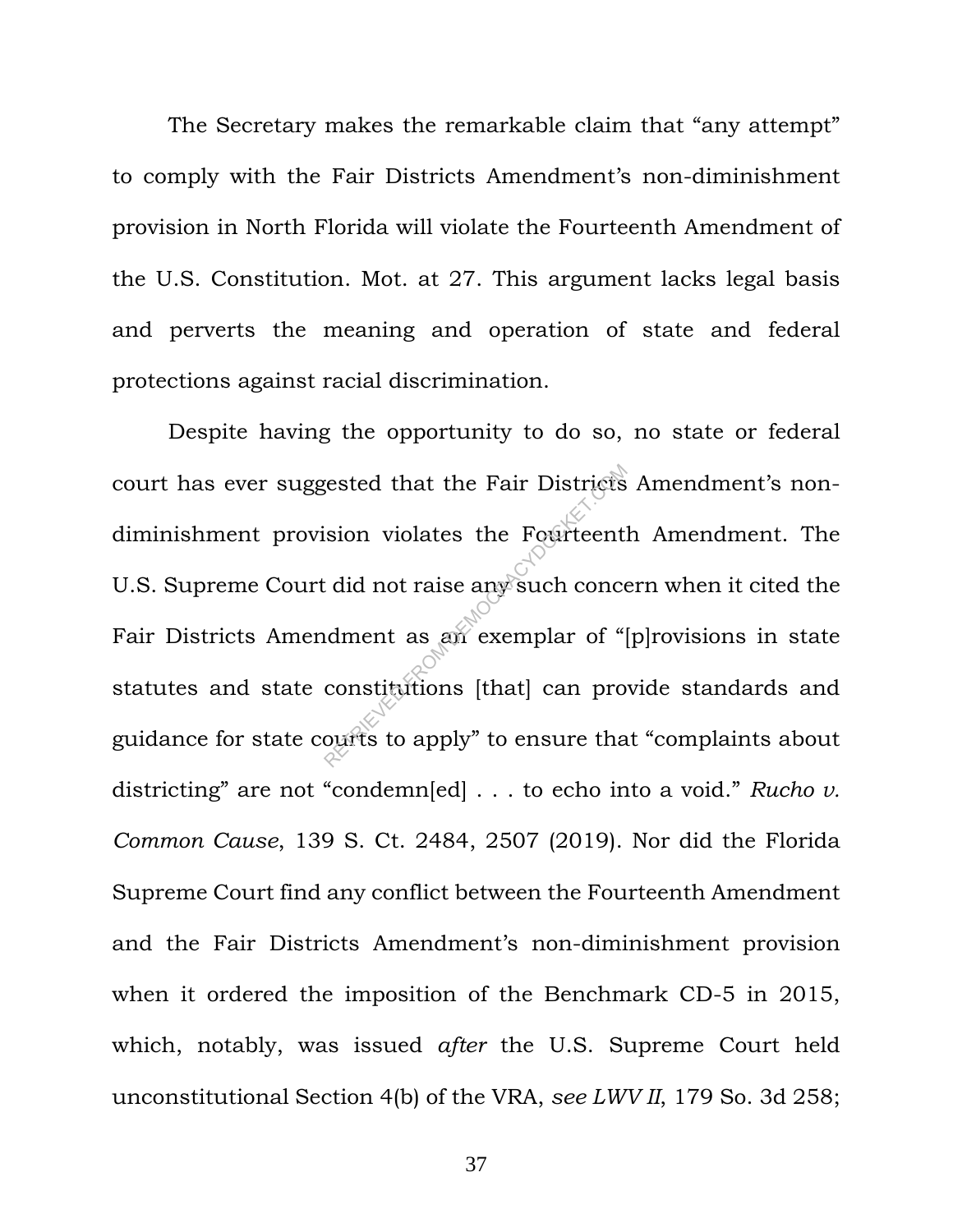The Secretary makes the remarkable claim that "any attempt" to comply with the Fair Districts Amendment's non-diminishment provision in North Florida will violate the Fourteenth Amendment of the U.S. Constitution. Mot. at 27. This argument lacks legal basis and perverts the meaning and operation of state and federal protections against racial discrimination.

Despite having the opportunity to do so, no state or federal court has ever suggested that the Fair Districts Amendment's non-diminishment provision violates the Fourteenth Amendment. The U.S. Supreme Court did not raise any such concern when it cited the Fair Districts Amendment as an exemplar of "[p]rovisions in state statutes and state constitutions [that] can provide standards and guidance for state courts to apply" to ensure that "complaints about districting" are not "condemn[ed] . . . to echo into a void." *Rucho v. Common Cause*, 139 S. Ct. 2484, 2507 (2019). Nor did the Florida Supreme Court find any conflict between the Fourteenth Amendment and the Fair Districts Amendment's non-diminishment provision when it ordered the imposition of the Benchmark CD-5 in 2015, which, notably, was issued *after* the U.S. Supreme Court held unconstitutional Section 4(b) of the VRA, *see LWV II*, 179 So. 3d 258;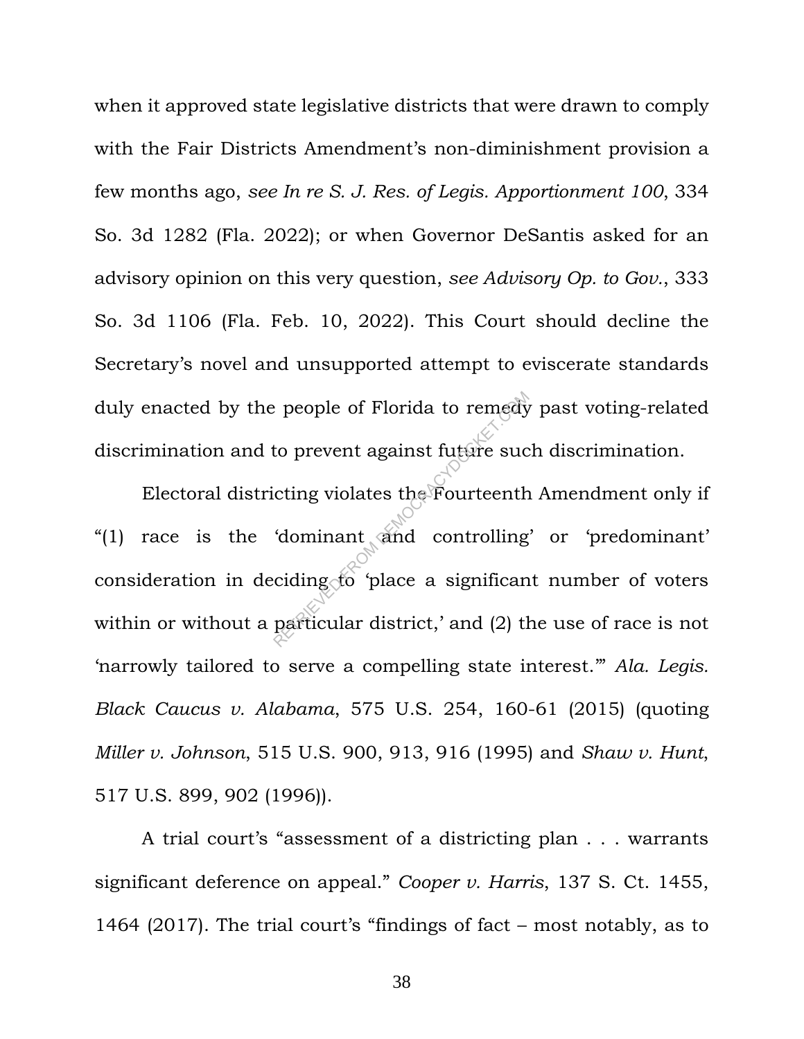when it approved state legislative districts that were drawn to comply with the Fair Districts Amendment's non-diminishment provision a few months ago, *see In re S. J. Res. of Legis. Apportionment 100*, 334 So. 3d 1282 (Fla. 2022); or when Governor DeSantis asked for an advisory opinion on this very question, *see Advisory Op. to Gov.*, 333 So. 3d 1106 (Fla. Feb. 10, 2022). This Court should decline the Secretary's novel and unsupported attempt to eviscerate standards duly enacted by the people of Florida to remedy past voting-related discrimination and to prevent against future such discrimination.

Electoral districting violates the Fourteenth Amendment only if "(1) race is the 'dominant and controlling' or 'predominant' consideration in deciding to 'place a significant number of voters within or without a particular district,' and (2) the use of race is not 'narrowly tailored to serve a compelling state interest.'" *Ala. Legis. Black Caucus v. Alabama*, 575 U.S. 254, 160-61 (2015) (quoting *Miller v. Johnson*, 515 U.S. 900, 913, 916 (1995) and *Shaw v. Hunt*, 517 U.S. 899, 902 (1996)).

A trial court's "assessment of a districting plan . . . warrants significant deference on appeal." *Cooper v. Harris*, 137 S. Ct. 1455, 1464 (2017). The trial court's "findings of fact – most notably, as to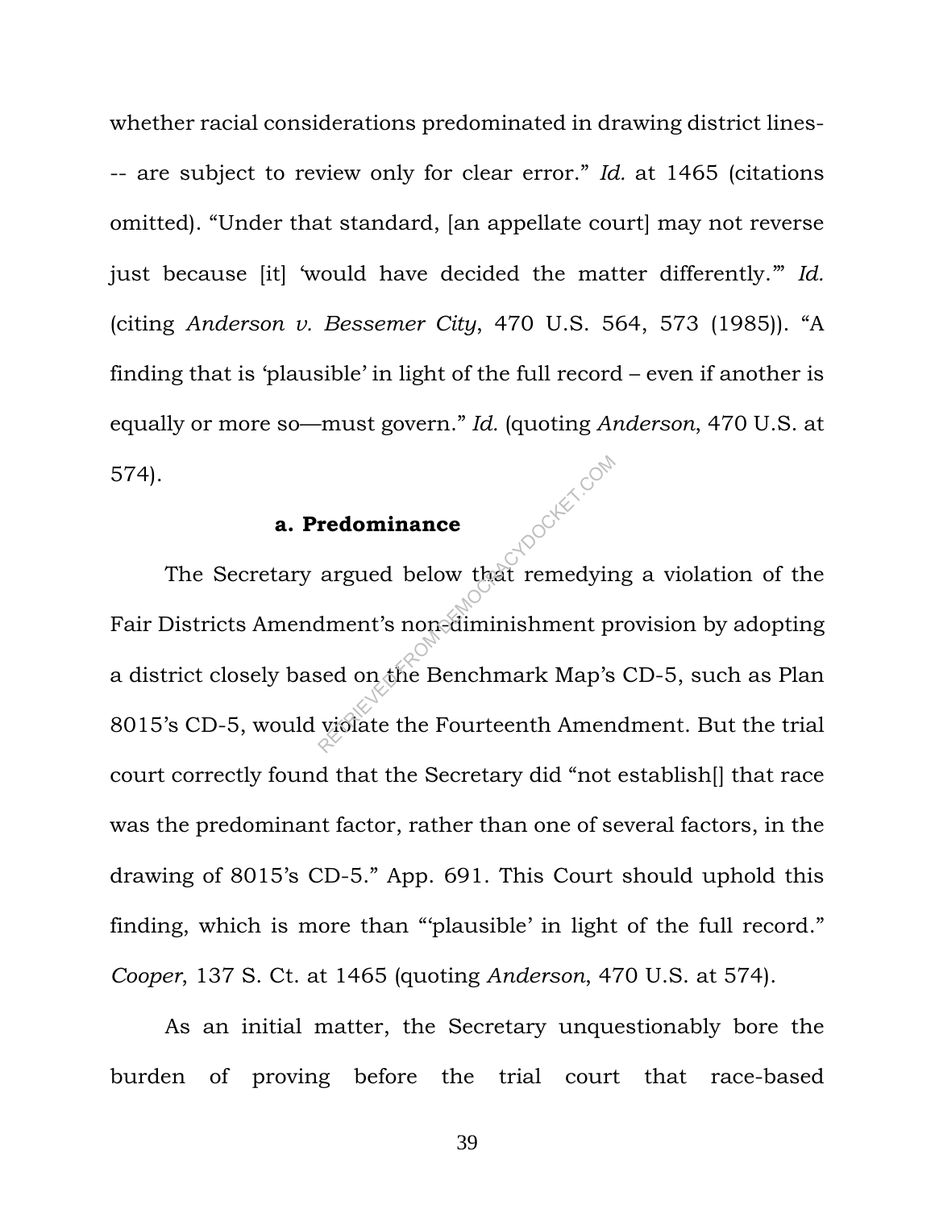whether racial considerations predominated in drawing district lines--- are subject to review only for clear error." *Id.* at 1465 (citations omitted). "Under that standard, [an appellate court] may not reverse just because [it] 'would have decided the matter differently.'" *Id.* (citing *Anderson v. Bessemer City*, 470 U.S. 564, 573 (1985)). "A finding that is 'plausible' in light of the full record – even if another is equally or more so—must govern." *Id.* (quoting *Anderson*, 470 U.S. at 574).

**a. Predominance**

The Secretary argued below that remedying a violation of the Fair Districts Amendment's non-diminishment provision by adopting a district closely based on the Benchmark Map's CD-5, such as Plan 8015's CD-5, would violate the Fourteenth Amendment. But the trial court correctly found that the Secretary did "not establish[] that race was the predominant factor, rather than one of several factors, in the drawing of 8015's CD-5." App. 691. This Court should uphold this finding, which is more than "'plausible' in light of the full record." *Cooper*, 137 S. Ct. at 1465 (quoting *Anderson*, 470 U.S. at 574).

As an initial matter, the Secretary unquestionably bore the burden of proving before the trial court that race-based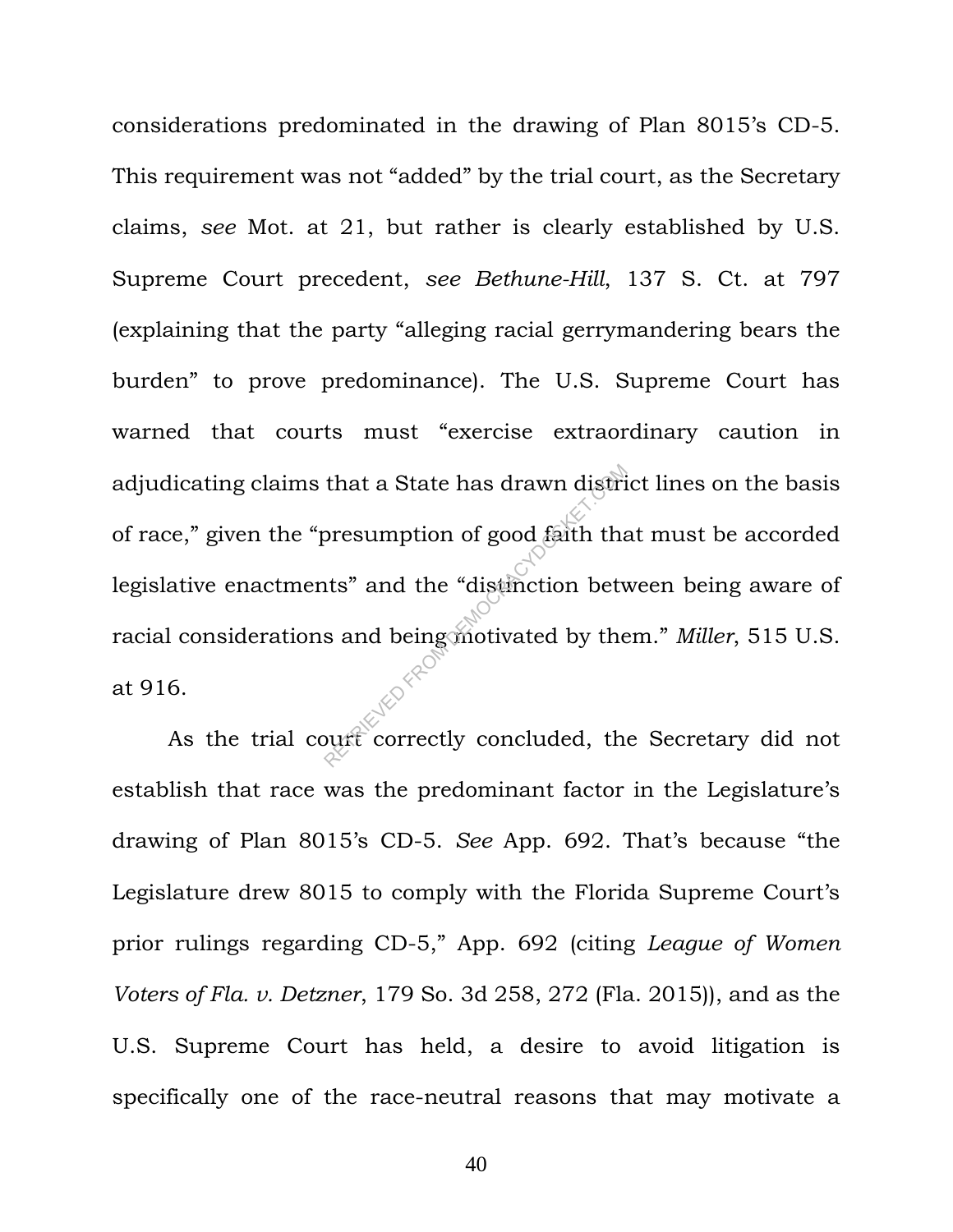considerations predominated in the drawing of Plan 8015's CD-5. This requirement was not "added" by the trial court, as the Secretary claims, *see* Mot. at 21, but rather is clearly established by U.S. Supreme Court precedent, *see Bethune-Hill*, 137 S. Ct. at 797 (explaining that the party "alleging racial gerrymandering bears the burden" to prove predominance). The U.S. Supreme Court has warned that courts must "exercise extraordinary caution in adjudicating claims that a State has drawn district lines on the basis of race," given the "presumption of good faith that must be accorded legislative enactments" and the "distinction between being aware of racial considerations and being motivated by them." *Miller*, 515 U.S. at 916.

As the trial court correctly concluded, the Secretary did not establish that race was the predominant factor in the Legislature's drawing of Plan 8015's CD-5. *See* App. 692. That's because "the Legislature drew 8015 to comply with the Florida Supreme Court's prior rulings regarding CD-5," App. 692 (citing *League of Women Voters of Fla. v. Detzner*, 179 So. 3d 258, 272 (Fla. 2015)), and as the U.S. Supreme Court has held, a desire to avoid litigation is specifically one of the race-neutral reasons that may motivate a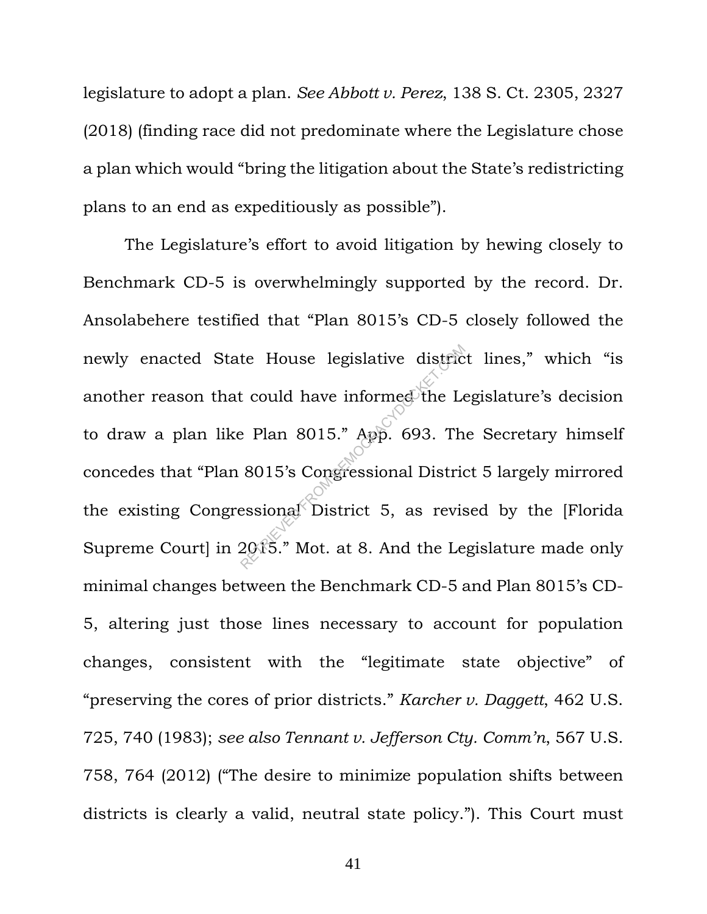legislature to adopt a plan. *See Abbott v. Perez*, 138 S. Ct. 2305, 2327 (2018) (finding race did not predominate where the Legislature chose a plan which would "bring the litigation about the State's redistricting plans to an end as expeditiously as possible").

The Legislature's effort to avoid litigation by hewing closely to Benchmark CD-5 is overwhelmingly supported by the record. Dr. Ansolabehere testified that "Plan 8015's CD-5 closely followed the newly enacted State House legislative district lines," which "is another reason that could have informed the Legislature's decision to draw a plan like Plan 8015." App. 693. The Secretary himself concedes that "Plan 8015's Congressional District 5 largely mirrored the existing Congressional District 5, as revised by the [Florida Supreme Court] in 2015." Mot. at 8. And the Legislature made only minimal changes between the Benchmark CD-5 and Plan 8015's CD-5, altering just those lines necessary to account for population changes, consistent with the "legitimate state objective" of "preserving the cores of prior districts." *Karcher v. Daggett*, 462 U.S. 725, 740 (1983); *see also Tennant v. Jefferson Cty. Comm'n*, 567 U.S. 758, 764 (2012) ("The desire to minimize population shifts between districts is clearly a valid, neutral state policy."). This Court must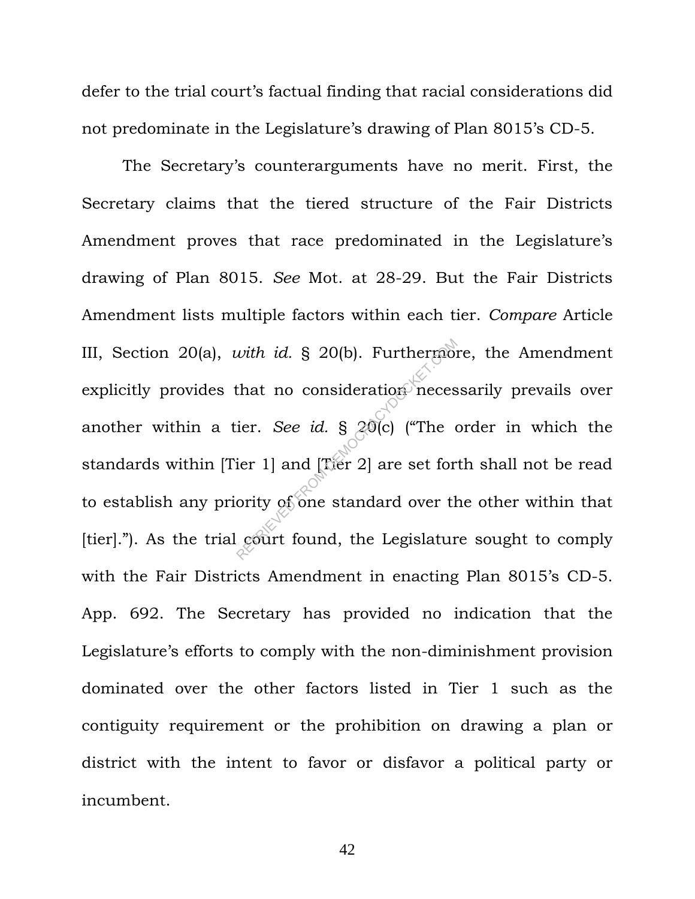defer to the trial court's factual finding that racial considerations did not predominate in the Legislature's drawing of Plan 8015's CD-5.

The Secretary's counterarguments have no merit. First, the Secretary claims that the tiered structure of the Fair Districts Amendment proves that race predominated in the Legislature's drawing of Plan 8015. *See* Mot. at 28-29. But the Fair Districts Amendment lists multiple factors within each tier. *Compare* Article III, Section 20(a), *with id.* § 20(b). Furthermore, the Amendment explicitly provides that no consideration necessarily prevails over another within a tier. *See id.* § 20(c) ("The order in which the standards within [Tier 1] and [Tier 2] are set forth shall not be read to establish any priority of one standard over the other within that [tier]."). As the trial court found, the Legislature sought to comply with the Fair Districts Amendment in enacting Plan 8015's CD-5. App. 692. The Secretary has provided no indication that the Legislature's efforts to comply with the non-diminishment provision dominated over the other factors listed in Tier 1 such as the contiguity requirement or the prohibition on drawing a plan or district with the intent to favor or disfavor a political party or incumbent.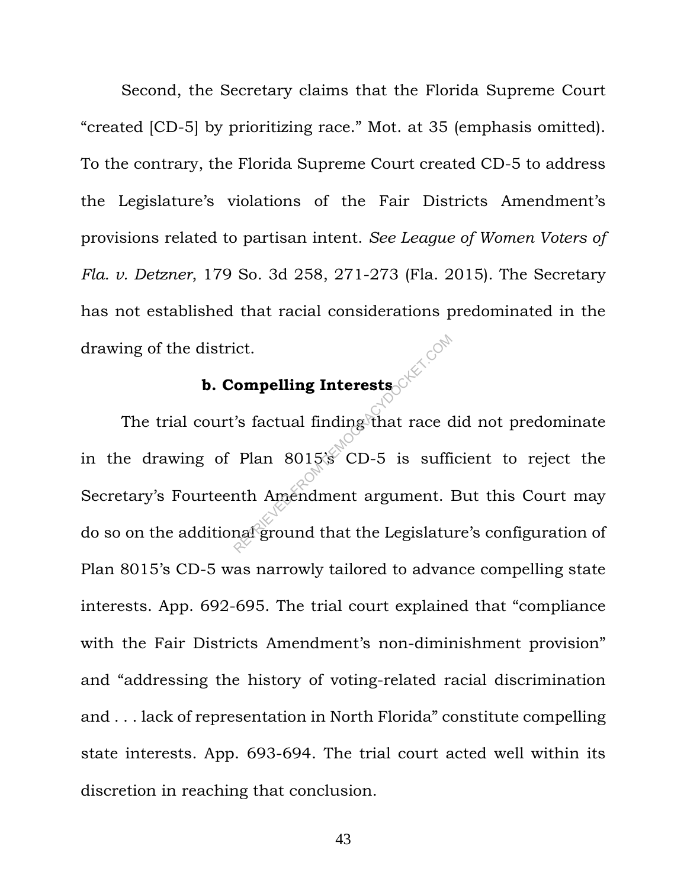Second, the Secretary claims that the Florida Supreme Court "created [CD-5] by prioritizing race." Mot. at 35 (emphasis omitted). To the contrary, the Florida Supreme Court created CD-5 to address the Legislature's violations of the Fair Districts Amendment's provisions related to partisan intent. *See League of Women Voters of Fla. v. Detzner*, 179 So. 3d 258, 271-273 (Fla. 2015). The Secretary has not established that racial considerations predominated in the drawing of the district.

**b. Compelling Interests**

The trial court's factual finding that race did not predominate in the drawing of Plan 8015's CD-5 is sufficient to reject the Secretary's Fourteenth Amendment argument. But this Court may do so on the additional ground that the Legislature's configuration of Plan 8015's CD-5 was narrowly tailored to advance compelling state interests. App. 692-695. The trial court explained that "compliance with the Fair Districts Amendment's non-diminishment provision" and "addressing the history of voting-related racial discrimination and . . . lack of representation in North Florida" constitute compelling state interests. App. 693-694. The trial court acted well within its discretion in reaching that conclusion.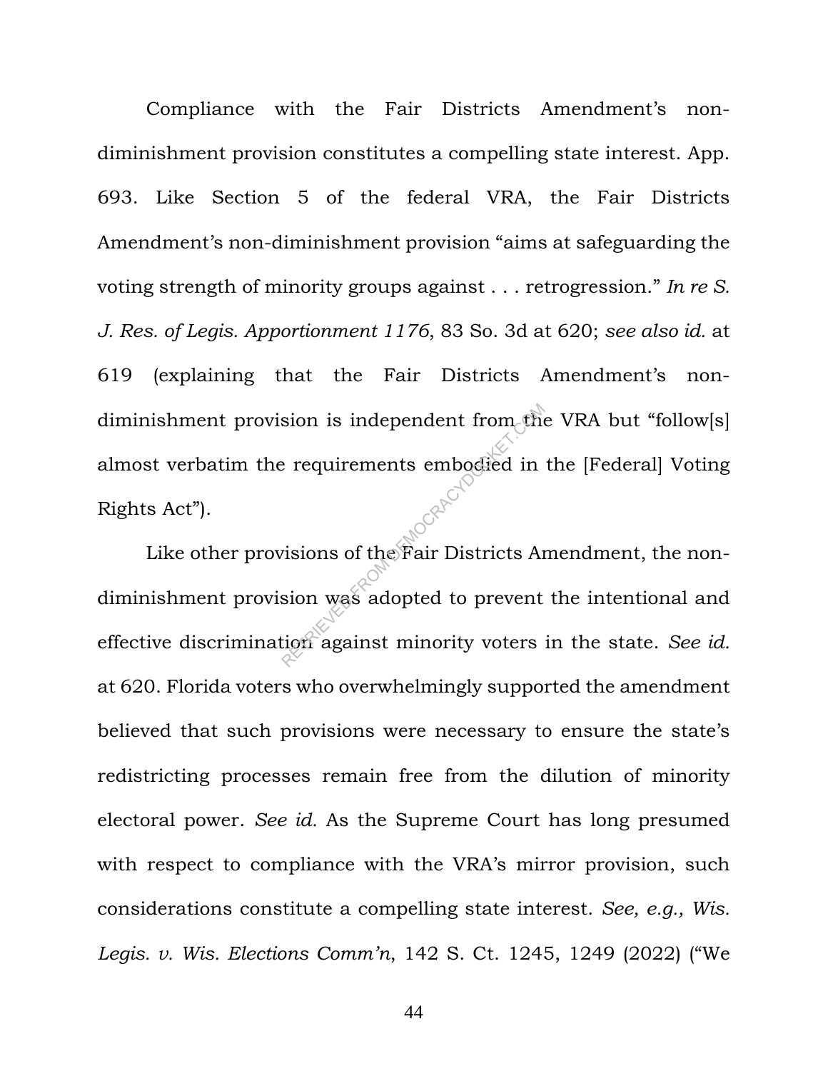Compliance with the Fair Districts Amendment's non-diminishment provision constitutes a compelling state interest. App. 693. Like Section 5 of the federal VRA, the Fair Districts Amendment's non-diminishment provision "aims at safeguarding the voting strength of minority groups against . . . retrogression." *In re S. J. Res. of Legis. Apportionment 1176*, 83 So. 3d at 620; *see also id.* at 619 (explaining that the Fair Districts Amendment's non-diminishment provision is independent from the VRA but "follow[s] almost verbatim the requirements embodied in the [Federal] Voting Rights Act").

Like other provisions of the Fair Districts Amendment, the non-diminishment provision was adopted to prevent the intentional and effective discrimination against minority voters in the state. *See id.* at 620. Florida voters who overwhelmingly supported the amendment believed that such provisions were necessary to ensure the state's redistricting processes remain free from the dilution of minority electoral power. *See id.* As the Supreme Court has long presumed with respect to compliance with the VRA's mirror provision, such considerations constitute a compelling state interest. *See, e.g., Wis. Legis. v. Wis. Elections Comm'n*, 142 S. Ct. 1245, 1249 (2022) ("We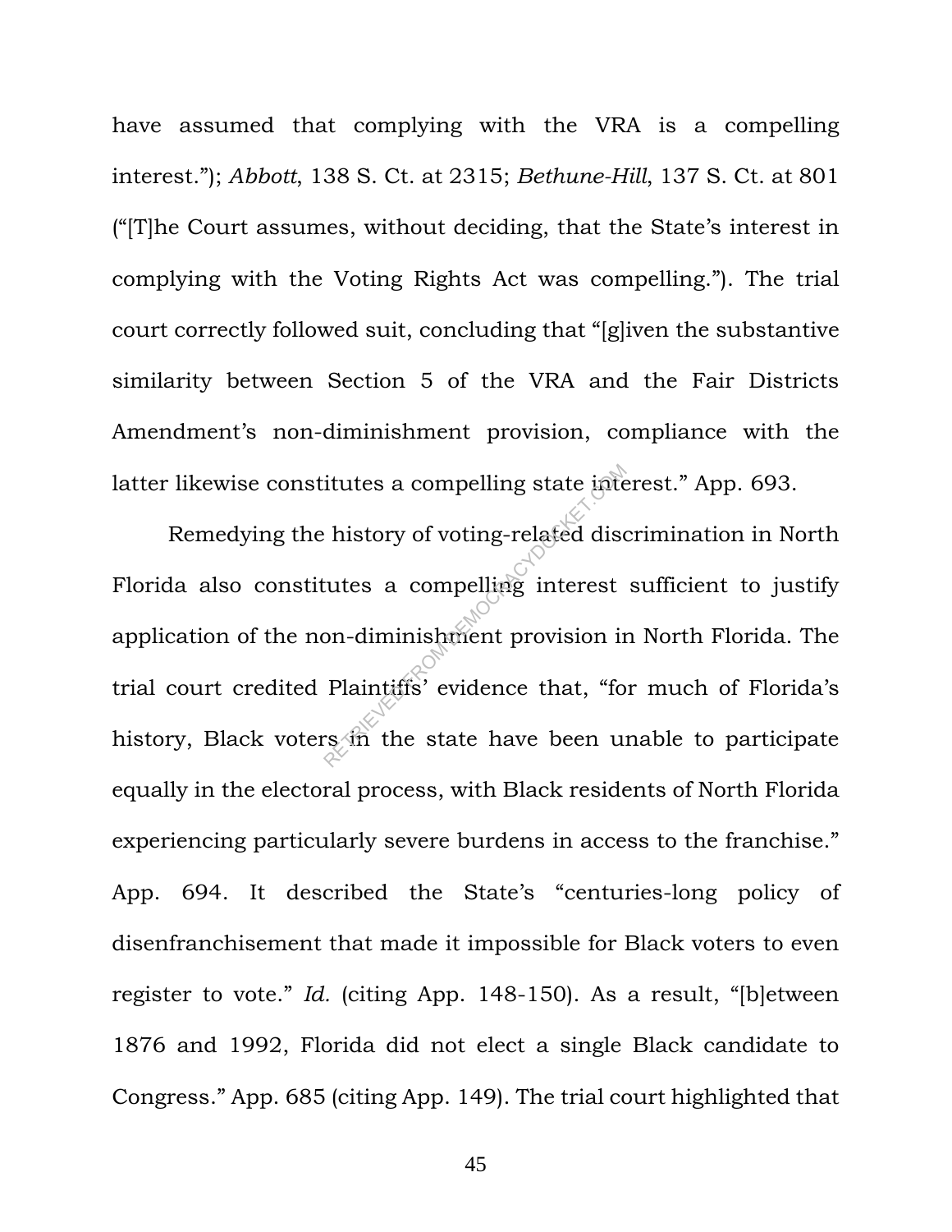have assumed that complying with the VRA is a compelling interest."); *Abbott*, 138 S. Ct. at 2315; *Bethune-Hill*, 137 S. Ct. at 801 ("[T]he Court assumes, without deciding, that the State's interest in complying with the Voting Rights Act was compelling."). The trial court correctly followed suit, concluding that "[g]iven the substantive similarity between Section 5 of the VRA and the Fair Districts Amendment's non-diminishment provision, compliance with the latter likewise constitutes a compelling state interest." App. 693.

Remedying the history of voting-related discrimination in North Florida also constitutes a compelling interest sufficient to justify application of the non-diminishment provision in North Florida. The trial court credited Plaintiffs' evidence that, "for much of Florida's history, Black voters in the state have been unable to participate equally in the electoral process, with Black residents of North Florida experiencing particularly severe burdens in access to the franchise." App. 694. It described the State's "centuries-long policy of disenfranchisement that made it impossible for Black voters to even register to vote." *Id.* (citing App. 148-150). As a result, "[b]etween 1876 and 1992, Florida did not elect a single Black candidate to Congress." App. 685 (citing App. 149). The trial court highlighted that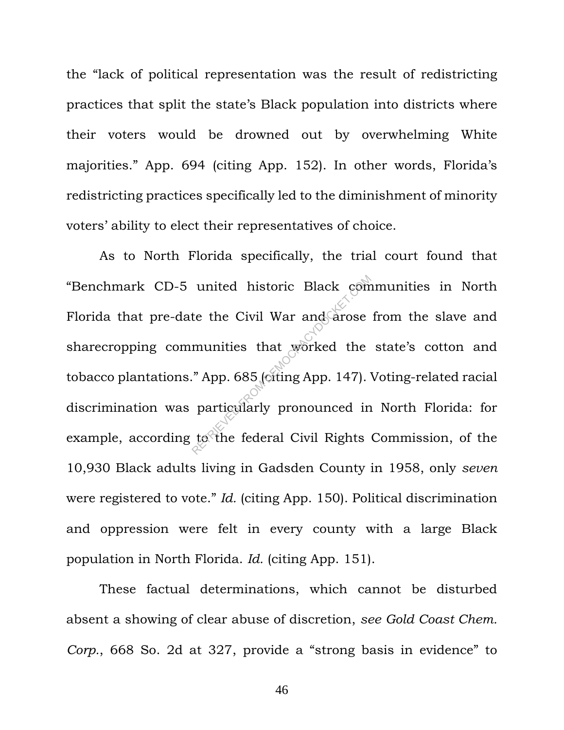the "lack of political representation was the result of redistricting practices that split the state's Black population into districts where their voters would be drowned out by overwhelming White majorities." App. 694 (citing App. 152). In other words, Florida's redistricting practices specifically led to the diminishment of minority voters' ability to elect their representatives of choice.

As to North Florida specifically, the trial court found that "Benchmark CD-5 united historic Black communities in North Florida that pre-date the Civil War and arose from the slave and sharecropping communities that worked the state's cotton and tobacco plantations." App. 685 (citing App. 147). Voting-related racial discrimination was particularly pronounced in North Florida: for example, according to the federal Civil Rights Commission, of the 10,930 Black adults living in Gadsden County in 1958, only *seven* were registered to vote." *Id.* (citing App. 150). Political discrimination and oppression were felt in every county with a large Black population in North Florida. *Id.* (citing App. 151).

These factual determinations, which cannot be disturbed absent a showing of clear abuse of discretion, *see Gold Coast Chem. Corp.*, 668 So. 2d at 327, provide a "strong basis in evidence" to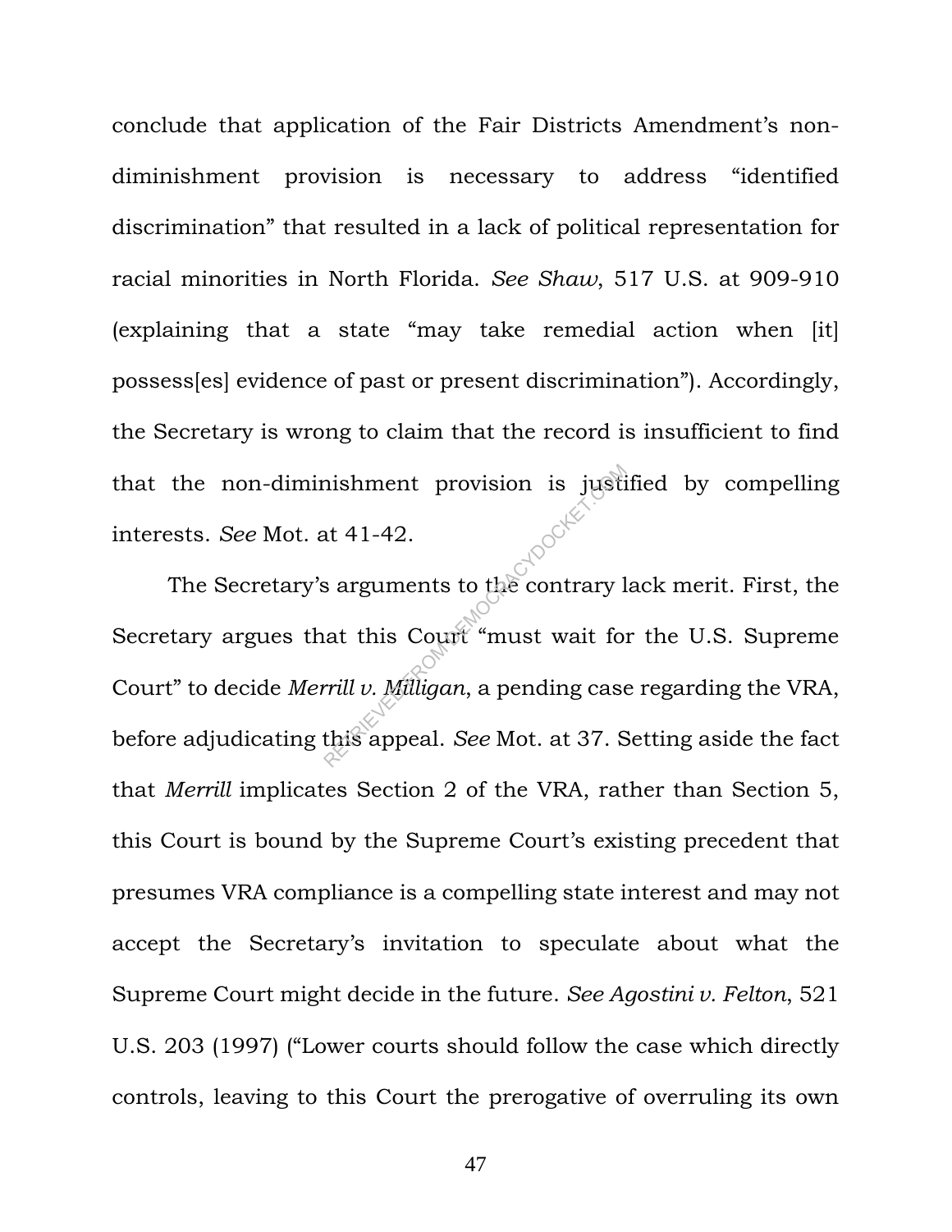conclude that application of the Fair Districts Amendment's non-diminishment provision is necessary to address "identified discrimination" that resulted in a lack of political representation for racial minorities in North Florida. *See Shaw*, 517 U.S. at 909-910 (explaining that a state "may take remedial action when [it] possess[es] evidence of past or present discrimination"). Accordingly, the Secretary is wrong to claim that the record is insufficient to find that the non-diminishment provision is justified by compelling interests. *See* Mot. at 41-42.

The Secretary's arguments to the contrary lack merit. First, the Secretary argues that this Court "must wait for the U.S. Supreme Court" to decide *Merrill v. Milligan*, a pending case regarding the VRA, before adjudicating this appeal. *See* Mot. at 37. Setting aside the fact that *Merrill* implicates Section 2 of the VRA, rather than Section 5, this Court is bound by the Supreme Court's existing precedent that presumes VRA compliance is a compelling state interest and may not accept the Secretary's invitation to speculate about what the Supreme Court might decide in the future. *See Agostini v. Felton*, 521 U.S. 203 (1997) ("Lower courts should follow the case which directly controls, leaving to this Court the prerogative of overruling its own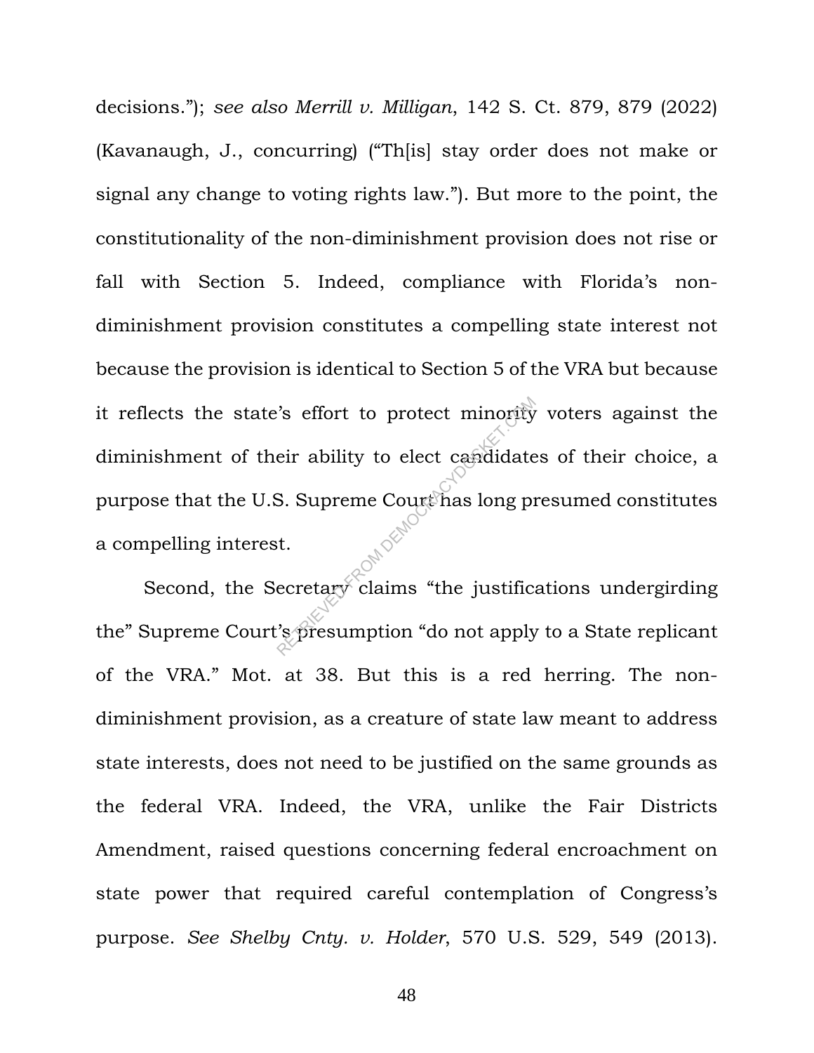decisions."); *see also Merrill v. Milligan*, 142 S. Ct. 879, 879 (2022) (Kavanaugh, J., concurring) ("Th[is] stay order does not make or signal any change to voting rights law."). But more to the point, the constitutionality of the non-diminishment provision does not rise or fall with Section 5. Indeed, compliance with Florida's non-diminishment provision constitutes a compelling state interest not because the provision is identical to Section 5 of the VRA but because it reflects the state's effort to protect minority voters against the diminishment of their ability to elect candidates of their choice, a purpose that the U.S. Supreme Court has long presumed constitutes a compelling interest.

Second, the Secretary claims "the justifications undergirding the" Supreme Court's presumption "do not apply to a State replicant of the VRA." Mot. at 38. But this is a red herring. The non-diminishment provision, as a creature of state law meant to address state interests, does not need to be justified on the same grounds as the federal VRA. Indeed, the VRA, unlike the Fair Districts Amendment, raised questions concerning federal encroachment on state power that required careful contemplation of Congress's purpose. *See Shelby Cnty. v. Holder*, 570 U.S. 529, 549 (2013).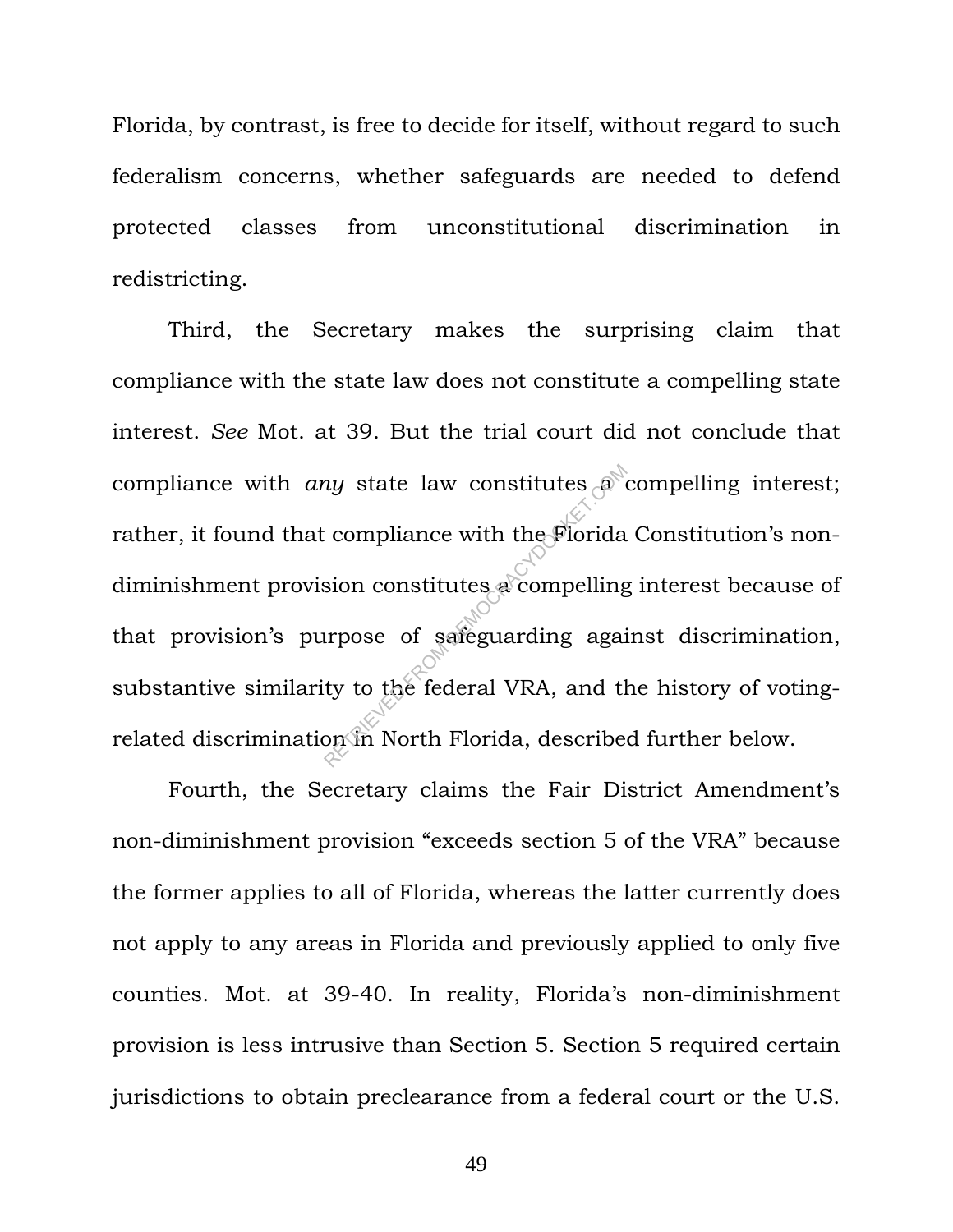Florida, by contrast, is free to decide for itself, without regard to such federalism concerns, whether safeguards are needed to defend protected classes from unconstitutional discrimination in redistricting.

Third, the Secretary makes the surprising claim that compliance with the state law does not constitute a compelling state interest. *See* Mot. at 39. But the trial court did not conclude that compliance with *any* state law constitutes a compelling interest; rather, it found that compliance with the Florida Constitution's non-diminishment provision constitutes a compelling interest because of that provision's purpose of safeguarding against discrimination, substantive similarity to the federal VRA, and the history of voting-related discrimination in North Florida, described further below.

Fourth, the Secretary claims the Fair District Amendment's non-diminishment provision "exceeds section 5 of the VRA" because the former applies to all of Florida, whereas the latter currently does not apply to any areas in Florida and previously applied to only five counties. Mot. at 39-40. In reality, Florida's non-diminishment provision is less intrusive than Section 5. Section 5 required certain jurisdictions to obtain preclearance from a federal court or the U.S.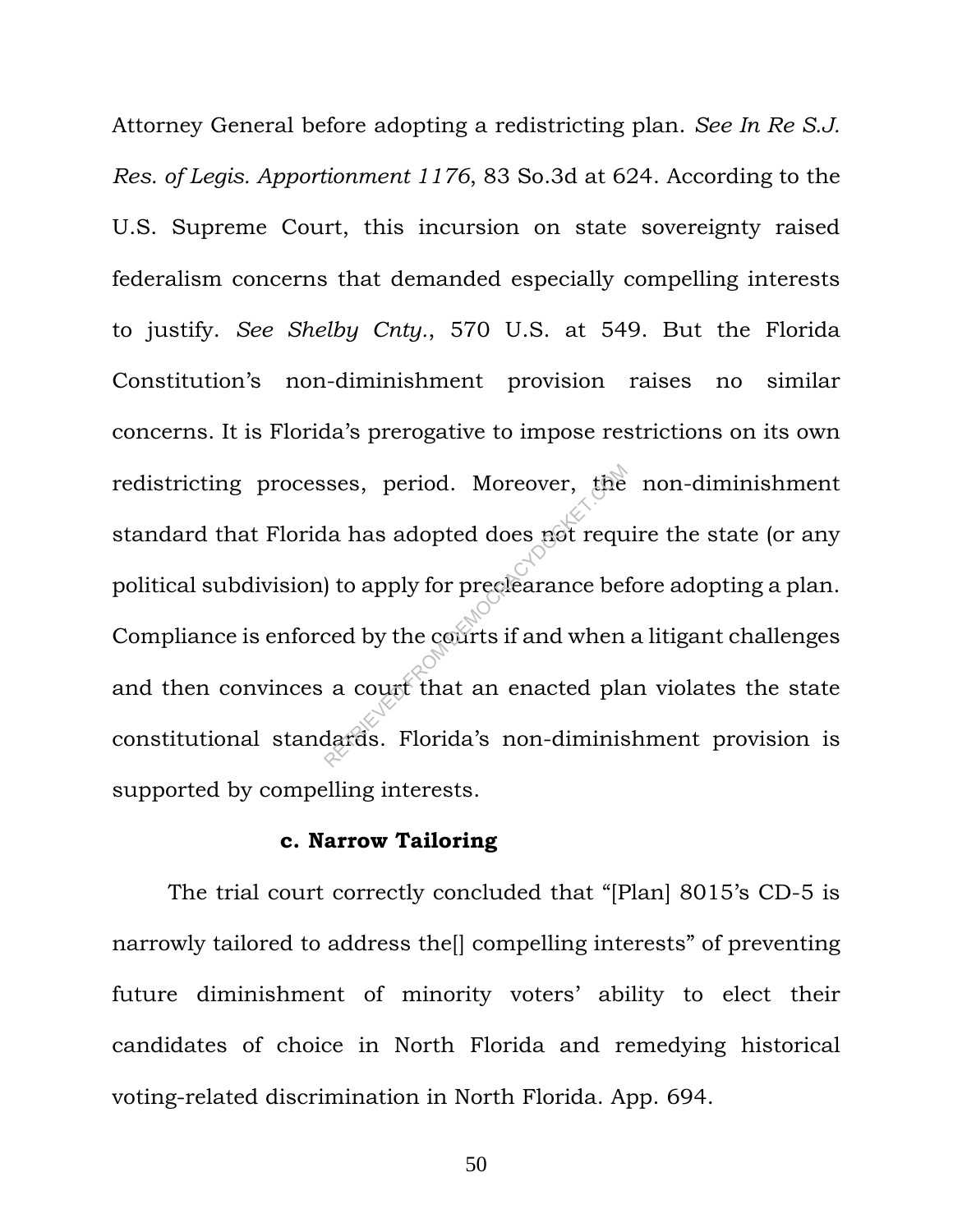Attorney General before adopting a redistricting plan. *See In Re S.J. Res. of Legis. Apportionment 1176*, 83 So.3d at 624. According to the U.S. Supreme Court, this incursion on state sovereignty raised federalism concerns that demanded especially compelling interests to justify. *See Shelby Cnty.*, 570 U.S. at 549. But the Florida Constitution's non-diminishment provision raises no similar concerns. It is Florida's prerogative to impose restrictions on its own redistricting processes, period. Moreover, the non-diminishment standard that Florida has adopted does not require the state (or any political subdivision) to apply for preclearance before adopting a plan. Compliance is enforced by the courts if and when a litigant challenges and then convinces a court that an enacted plan violates the state constitutional standards. Florida's non-diminishment provision is supported by compelling interests.

**c. Narrow Tailoring**

The trial court correctly concluded that "[Plan] 8015's CD-5 is narrowly tailored to address the[] compelling interests" of preventing future diminishment of minority voters' ability to elect their candidates of choice in North Florida and remedying historical voting-related discrimination in North Florida. App. 694.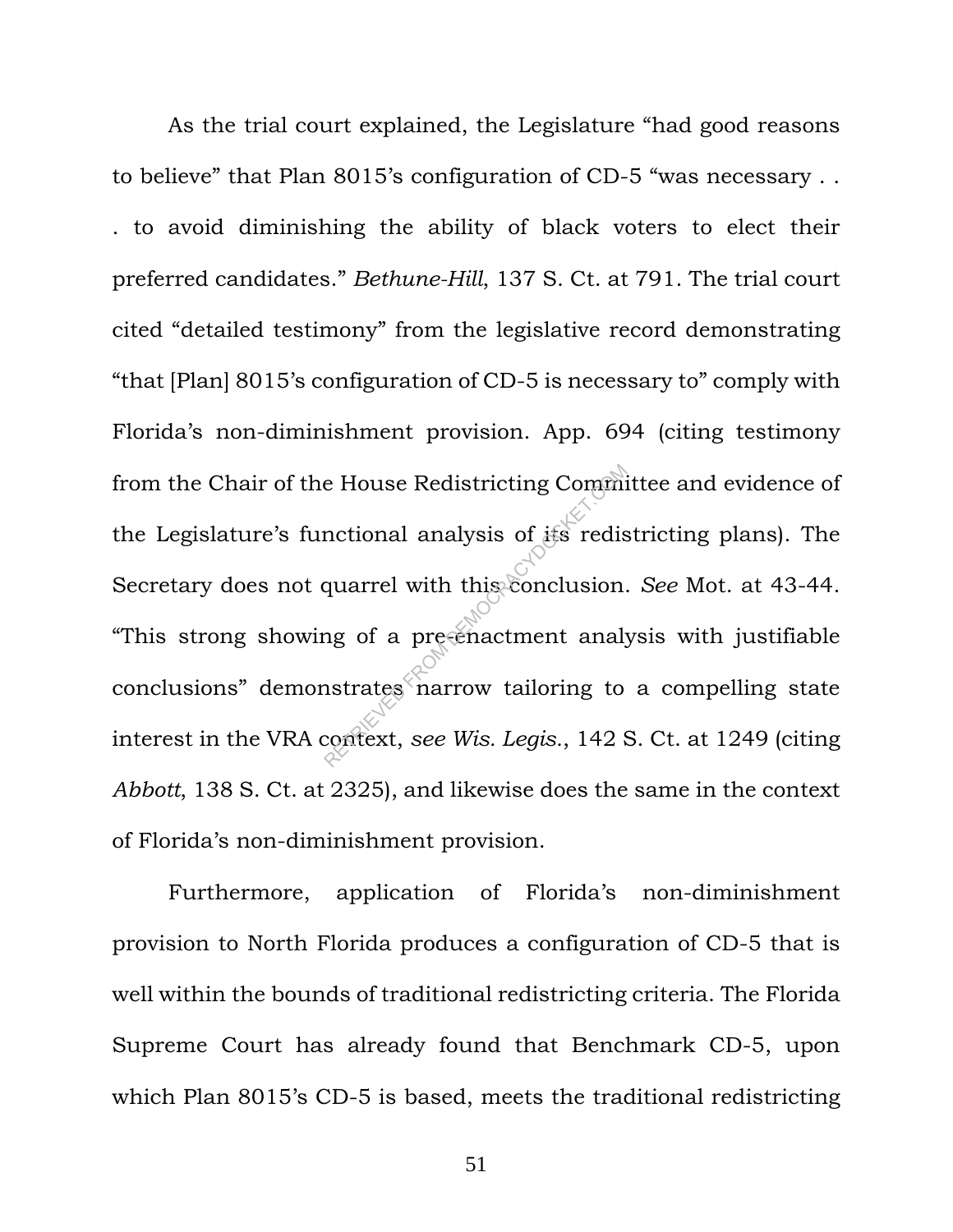As the trial court explained, the Legislature "had good reasons to believe" that Plan 8015's configuration of CD-5 "was necessary . . . to avoid diminishing the ability of black voters to elect their preferred candidates." *Bethune-Hill*, 137 S. Ct. at 791. The trial court cited "detailed testimony" from the legislative record demonstrating "that [Plan] 8015's configuration of CD-5 is necessary to" comply with Florida's non-diminishment provision. App. 694 (citing testimony from the Chair of the House Redistricting Committee and evidence of the Legislature's functional analysis of its redistricting plans). The Secretary does not quarrel with this conclusion. *See* Mot. at 43-44. "This strong showing of a pre-enactment analysis with justifiable conclusions" demonstrates narrow tailoring to a compelling state interest in the VRA context, *see Wis. Legis.*, 142 S. Ct. at 1249 (citing *Abbott*, 138 S. Ct. at 2325), and likewise does the same in the context of Florida's non-diminishment provision.

Furthermore, application of Florida's non-diminishment provision to North Florida produces a configuration of CD-5 that is well within the bounds of traditional redistricting criteria. The Florida Supreme Court has already found that Benchmark CD-5, upon which Plan 8015's CD-5 is based, meets the traditional redistricting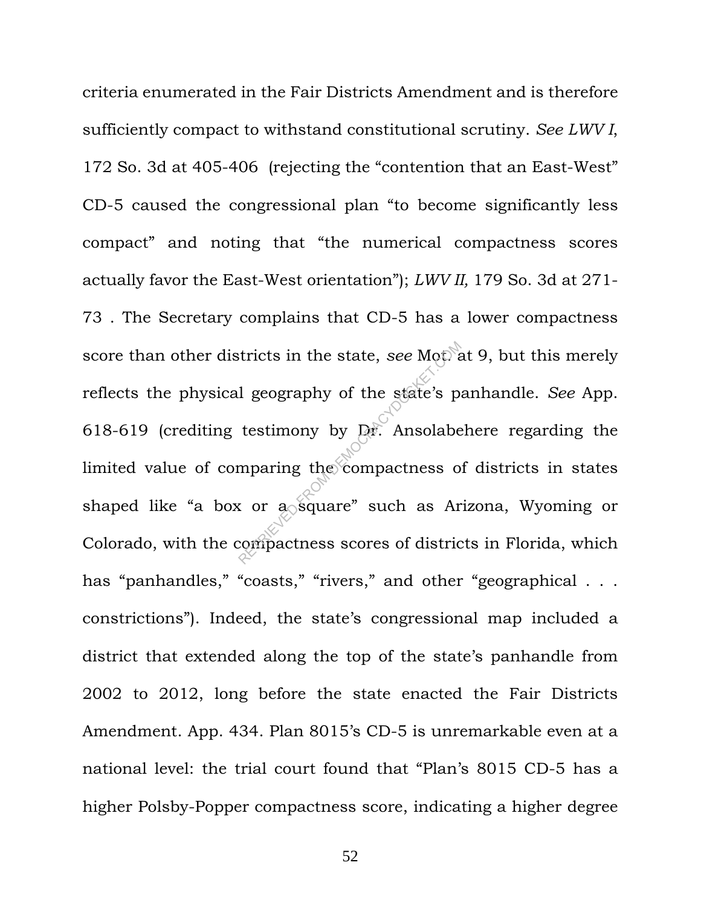criteria enumerated in the Fair Districts Amendment and is therefore sufficiently compact to withstand constitutional scrutiny. *See LWV I*, 172 So. 3d at 405-406 (rejecting the "contention that an East-West" CD-5 caused the congressional plan "to become significantly less compact" and noting that "the numerical compactness scores actually favor the East-West orientation"); *LWV II,* 179 So. 3d at 271-73 . The Secretary complains that CD-5 has a lower compactness score than other districts in the state, *see* Mot. at 9, but this merely reflects the physical geography of the state's panhandle. *See* App. 618-619 (crediting testimony by Dr. Ansolabehere regarding the limited value of comparing the compactness of districts in states shaped like "a box or a square" such as Arizona, Wyoming or Colorado, with the compactness scores of districts in Florida, which has "panhandles," "coasts," "rivers," and other "geographical . . . constrictions"). Indeed, the state's congressional map included a district that extended along the top of the state's panhandle from 2002 to 2012, long before the state enacted the Fair Districts Amendment. App. 434. Plan 8015's CD-5 is unremarkable even at a national level: the trial court found that "Plan's 8015 CD-5 has a higher Polsby-Popper compactness score, indicating a higher degree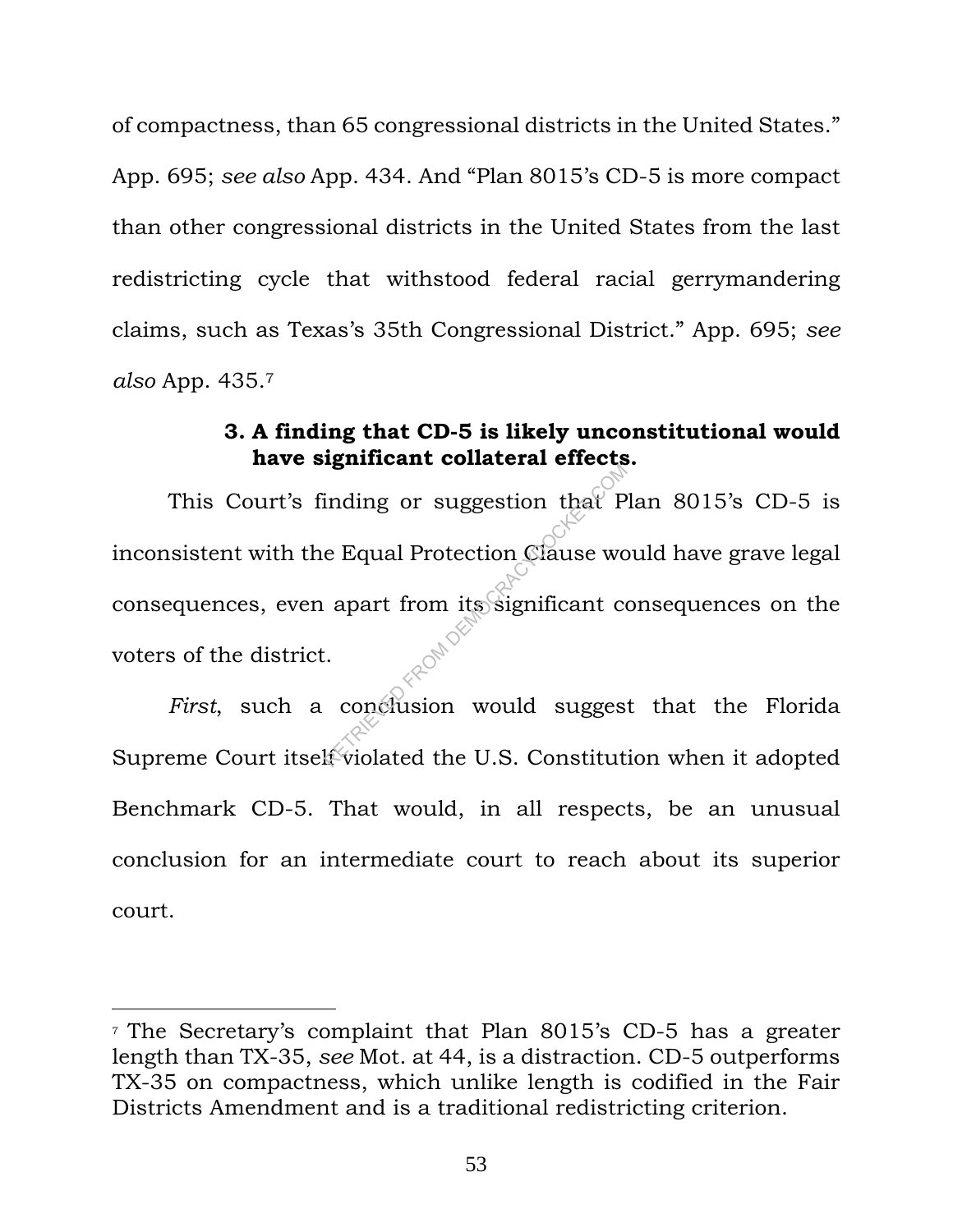of compactness, than 65 congressional districts in the United States." App. 695; *see also* App. 434. And "Plan 8015's CD-5 is more compact than other congressional districts in the United States from the last redistricting cycle that withstood federal racial gerrymandering claims, such as Texas's 35th Congressional District." App. 695; *see also* App. 435.[7]

### 3. A finding that CD-5 is likely unconstitutional would have significant collateral effects.

This Court's finding or suggestion that Plan 8015's CD-5 is inconsistent with the Equal Protection Clause would have grave legal consequences, even apart from its significant consequences on the voters of the district.

*First*, such a conclusion would suggest that the Florida Supreme Court itself violated the U.S. Constitution when it adopted Benchmark CD-5. That would, in all respects, be an unusual conclusion for an intermediate court to reach about its superior court.

---

[7] The Secretary's complaint that Plan 8015's CD-5 has a greater length than TX-35, *see* Mot. at 44, is a distraction. CD-5 outperforms TX-35 on compactness, which unlike length is codified in the Fair Districts Amendment and is a traditional redistricting criterion.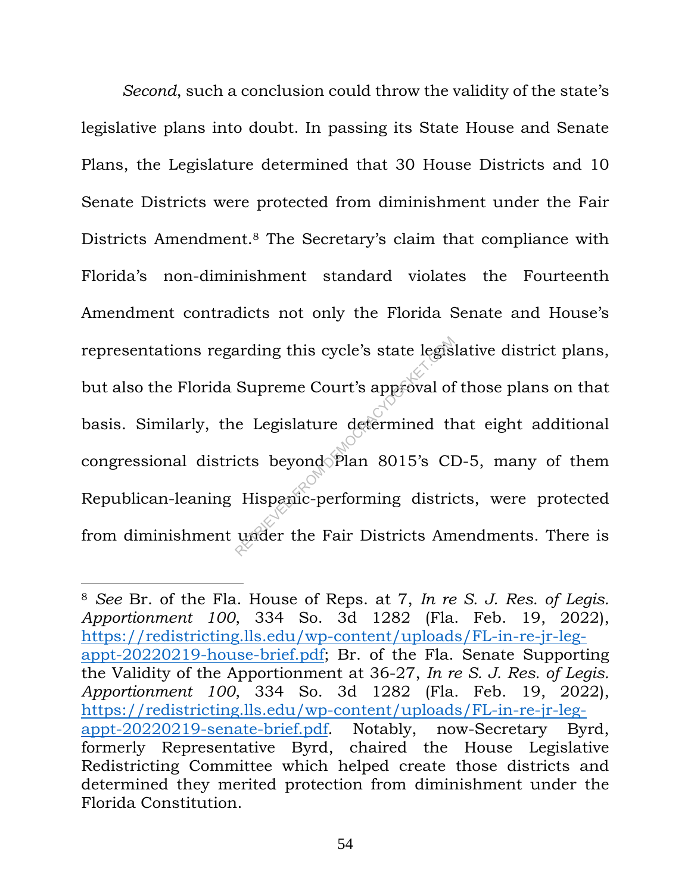*Second*, such a conclusion could throw the validity of the state's legislative plans into doubt. In passing its State House and Senate Plans, the Legislature determined that 30 House Districts and 10 Senate Districts were protected from diminishment under the Fair Districts Amendment.[8] The Secretary's claim that compliance with Florida's non-diminishment standard violates the Fourteenth Amendment contradicts not only the Florida Senate and House's representations regarding this cycle's state legislative district plans, but also the Florida Supreme Court's approval of those plans on that basis. Similarly, the Legislature determined that eight additional congressional districts beyond Plan 8015's CD-5, many of them Republican-leaning Hispanic-performing districts, were protected from diminishment under the Fair Districts Amendments. There is

---

[8] *See* Br. of the Fla. House of Reps. at 7, *In re S. J. Res. of Legis. Apportionment 100*, 334 So. 3d 1282 (Fla. Feb. 19, 2022), [https://redistricting.lls.edu/wp-content/uploads/FL-in-re-jr-leg-appt-20220219-house-brief.pdf](https://redistricting.lls.edu/wp-content/uploads/FL-in-re-jr-leg-appt-20220219-house-brief.pdf); Br. of the Fla. Senate Supporting the Validity of the Apportionment at 36-27, *In re S. J. Res. of Legis. Apportionment 100*, 334 So. 3d 1282 (Fla. Feb. 19, 2022), [https://redistricting.lls.edu/wp-content/uploads/FL-in-re-jr-leg-appt-20220219-senate-brief.pdf](https://redistricting.lls.edu/wp-content/uploads/FL-in-re-jr-leg-appt-20220219-senate-brief.pdf). Notably, now-Secretary Byrd, formerly Representative Byrd, chaired the House Legislative Redistricting Committee which helped create those districts and determined they merited protection from diminishment under the Florida Constitution.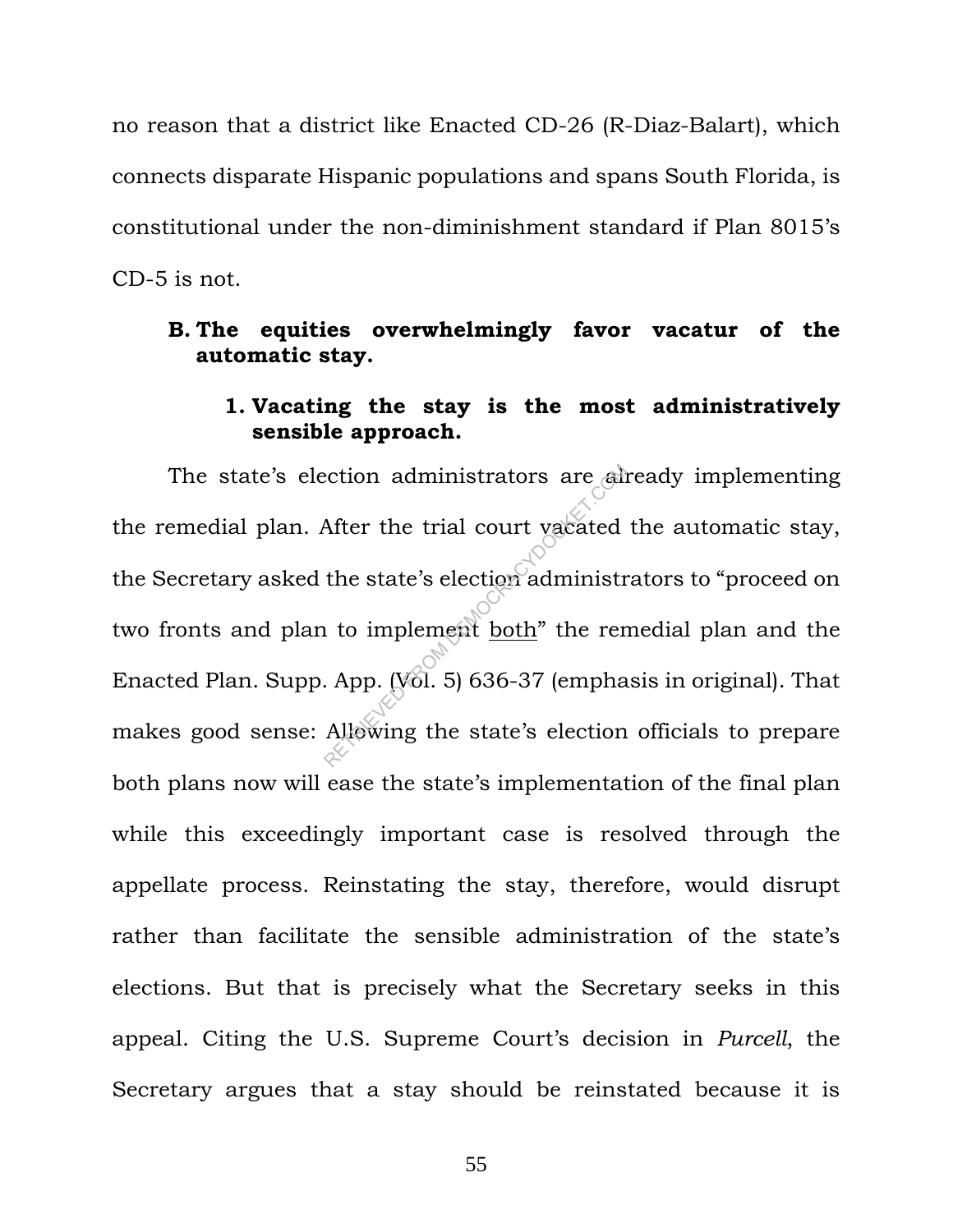no reason that a district like Enacted CD-26 (R-Diaz-Balart), which connects disparate Hispanic populations and spans South Florida, is constitutional under the non-diminishment standard if Plan 8015's CD-5 is not.

### B. The equities overwhelmingly favor vacatur of the automatic stay.

#### 1. Vacating the stay is the most administratively sensible approach.

The state's election administrators are already implementing the remedial plan. After the trial court vacated the automatic stay, the Secretary asked the state's election administrators to "proceed on two fronts and plan to implement both" the remedial plan and the Enacted Plan. Supp. App. (Vol. 5) 636-37 (emphasis in original). That makes good sense: Allowing the state's election officials to prepare both plans now will ease the state's implementation of the final plan while this exceedingly important case is resolved through the appellate process. Reinstating the stay, therefore, would disrupt rather than facilitate the sensible administration of the state's elections. But that is precisely what the Secretary seeks in this appeal. Citing the U.S. Supreme Court's decision in *Purcell*, the Secretary argues that a stay should be reinstated because it is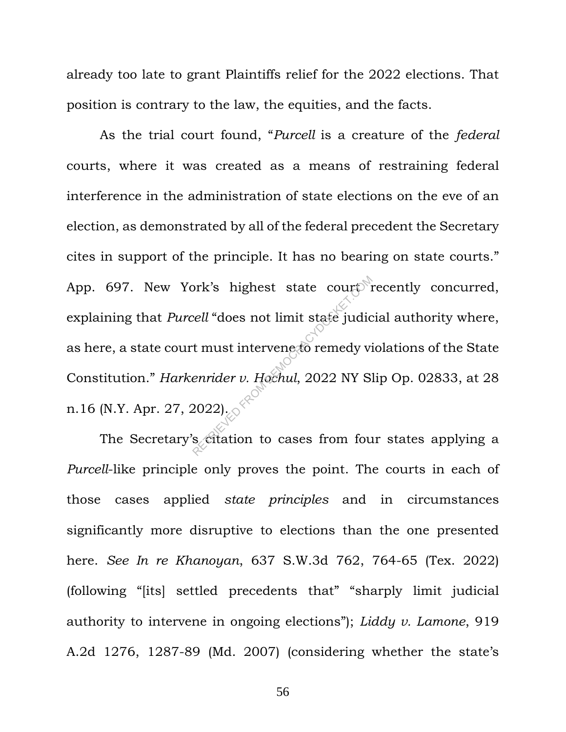already too late to grant Plaintiffs relief for the 2022 elections. That position is contrary to the law, the equities, and the facts.

As the trial court found, "*Purcell* is a creature of the *federal* courts, where it was created as a means of restraining federal interference in the administration of state elections on the eve of an election, as demonstrated by all of the federal precedent the Secretary cites in support of the principle. It has no bearing on state courts." App. 697. New York's highest state court recently concurred, explaining that *Purcell* "does not limit state judicial authority where, as here, a state court must intervene to remedy violations of the State Constitution." *Harkenrider v. Hochul*, 2022 NY Slip Op. 02833, at 28 n.16 (N.Y. Apr. 27, 2022).

The Secretary's citation to cases from four states applying a *Purcell*-like principle only proves the point. The courts in each of those cases applied *state principles* and in circumstances significantly more disruptive to elections than the one presented here. *See In re Khanoyan*, 637 S.W.3d 762, 764-65 (Tex. 2022) (following "[its] settled precedents that" "sharply limit judicial authority to intervene in ongoing elections"); *Liddy v. Lamone*, 919 A.2d 1276, 1287-89 (Md. 2007) (considering whether the state's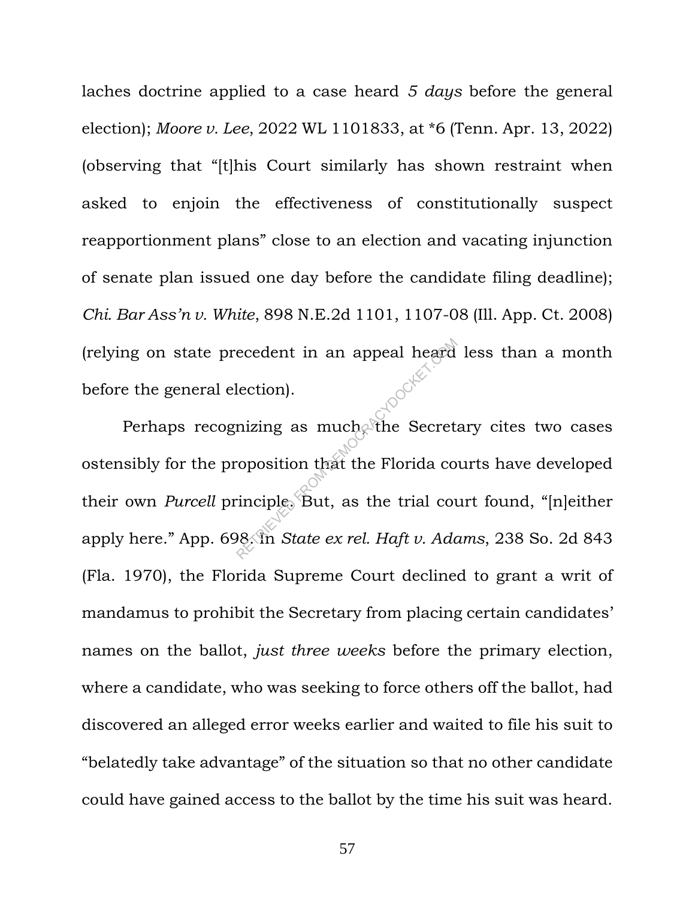laches doctrine applied to a case heard *5 days* before the general election); *Moore v. Lee*, 2022 WL 1101833, at *6 (Tenn. Apr. 13, 2022) (observing that "[t]his Court similarly has shown restraint when asked to enjoin the effectiveness of constitutionally suspect reapportionment plans" close to an election and vacating injunction of senate plan issued one day before the candidate filing deadline); *Chi. Bar Ass'n v. White*, 898 N.E.2d 1101, 1107-08 (Ill. App. Ct. 2008) (relying on state precedent in an appeal heard less than a month before the general election).

Perhaps recognizing as much, the Secretary cites two cases ostensibly for the proposition that the Florida courts have developed their own *Purcell* principle. But, as the trial court found, "[n]either apply here." App. 698. In *State ex rel. Haft v. Adams*, 238 So. 2d 843 (Fla. 1970), the Florida Supreme Court declined to grant a writ of mandamus to prohibit the Secretary from placing certain candidates' names on the ballot, *just three weeks* before the primary election, where a candidate, who was seeking to force others off the ballot, had discovered an alleged error weeks earlier and waited to file his suit to "belatedly take advantage" of the situation so that no other candidate could have gained access to the ballot by the time his suit was heard.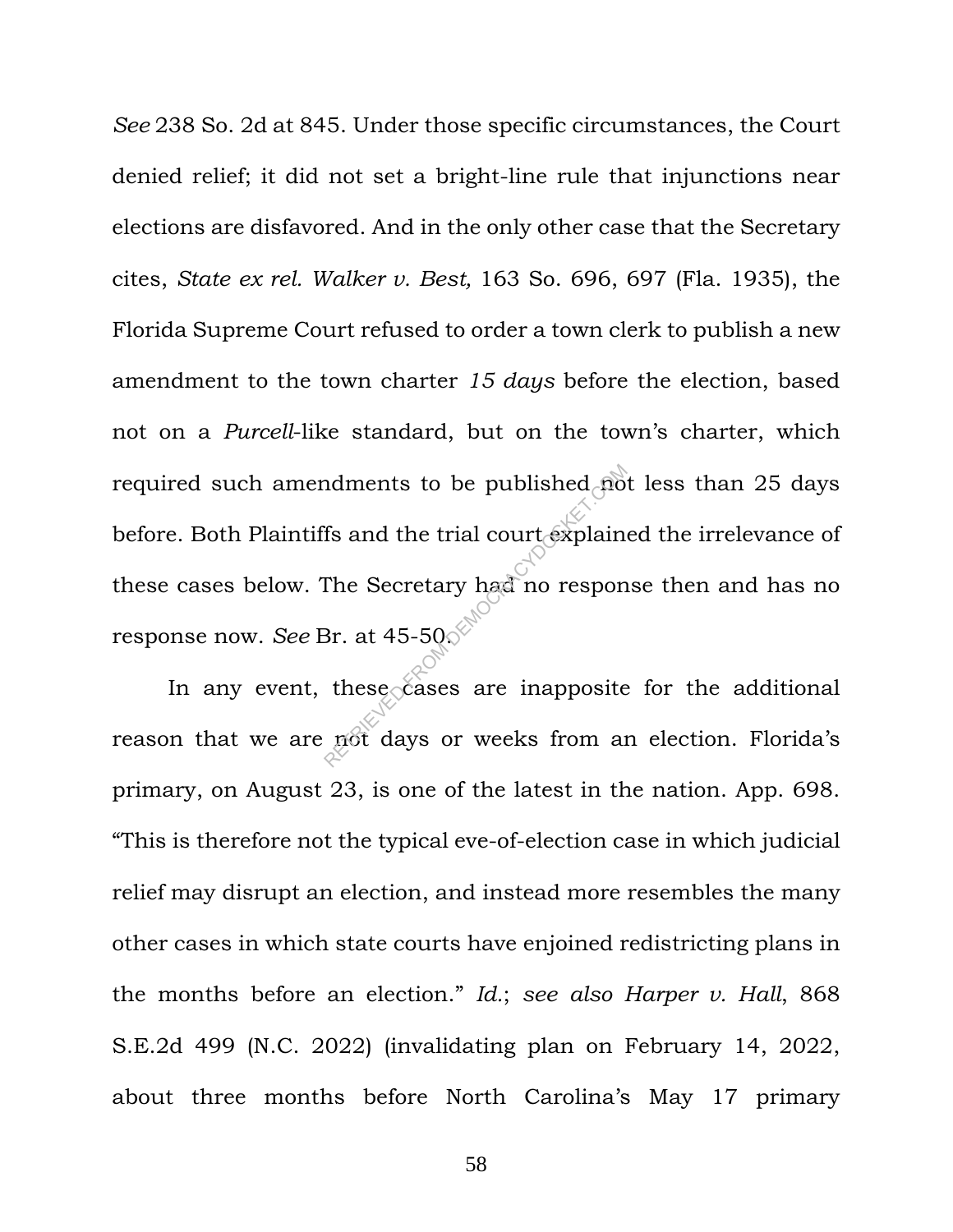*See* 238 So. 2d at 845. Under those specific circumstances, the Court denied relief; it did not set a bright-line rule that injunctions near elections are disfavored. And in the only other case that the Secretary cites, *State ex rel. Walker v. Best,* 163 So. 696, 697 (Fla. 1935), the Florida Supreme Court refused to order a town clerk to publish a new amendment to the town charter *15 days* before the election, based not on a *Purcell*-like standard, but on the town's charter, which required such amendments to be published not less than 25 days before. Both Plaintiffs and the trial court explained the irrelevance of these cases below. The Secretary had no response then and has no response now. *See* Br. at 45-50.

In any event, these cases are inapposite for the additional reason that we are not days or weeks from an election. Florida's primary, on August 23, is one of the latest in the nation. App. 698. "This is therefore not the typical eve-of-election case in which judicial relief may disrupt an election, and instead more resembles the many other cases in which state courts have enjoined redistricting plans in the months before an election." *Id.*; *see also Harper v. Hall*, 868 S.E.2d 499 (N.C. 2022) (invalidating plan on February 14, 2022, about three months before North Carolina's May 17 primary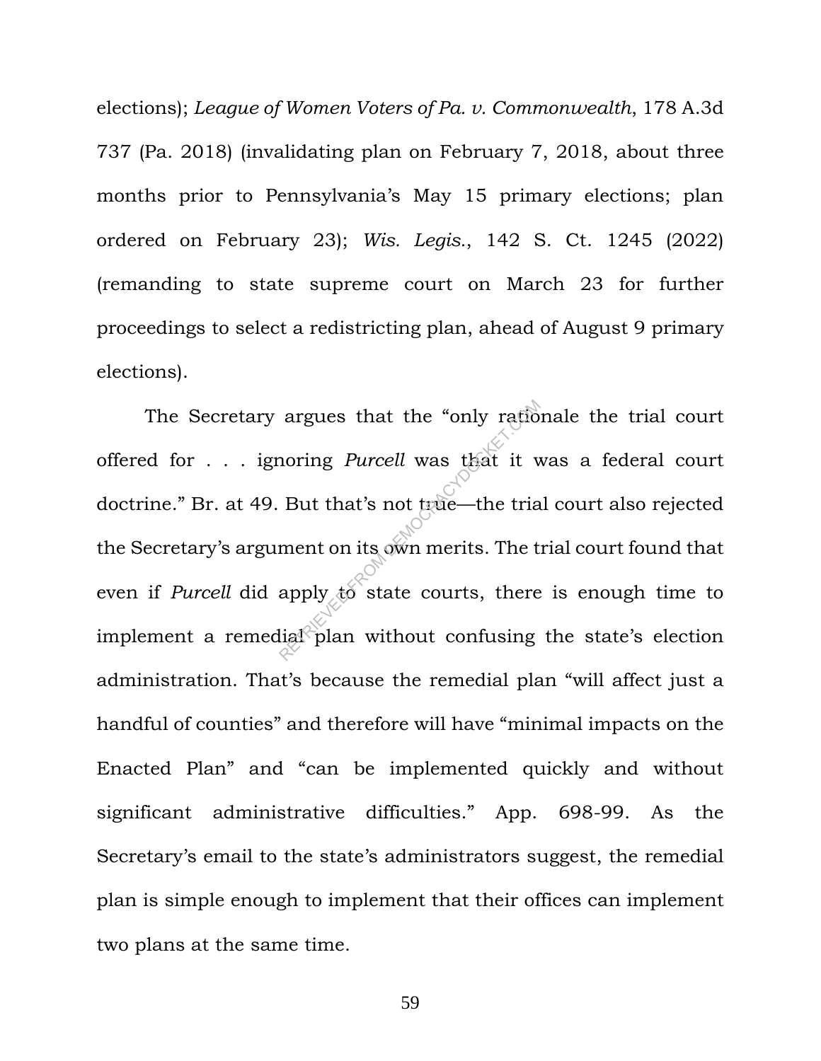elections); *League of Women Voters of Pa. v. Commonwealth*, 178 A.3d 737 (Pa. 2018) (invalidating plan on February 7, 2018, about three months prior to Pennsylvania's May 15 primary elections; plan ordered on February 23); *Wis. Legis.*, 142 S. Ct. 1245 (2022) (remanding to state supreme court on March 23 for further proceedings to select a redistricting plan, ahead of August 9 primary elections).

The Secretary argues that the "only rationale the trial court offered for . . . ignoring *Purcell* was that it was a federal court doctrine." Br. at 49. But that's not true—the trial court also rejected the Secretary's argument on its own merits. The trial court found that even if *Purcell* did apply to state courts, there is enough time to implement a remedial plan without confusing the state's election administration. That's because the remedial plan "will affect just a handful of counties" and therefore will have "minimal impacts on the Enacted Plan" and "can be implemented quickly and without significant administrative difficulties." App. 698-99. As the Secretary's email to the state's administrators suggest, the remedial plan is simple enough to implement that their offices can implement two plans at the same time.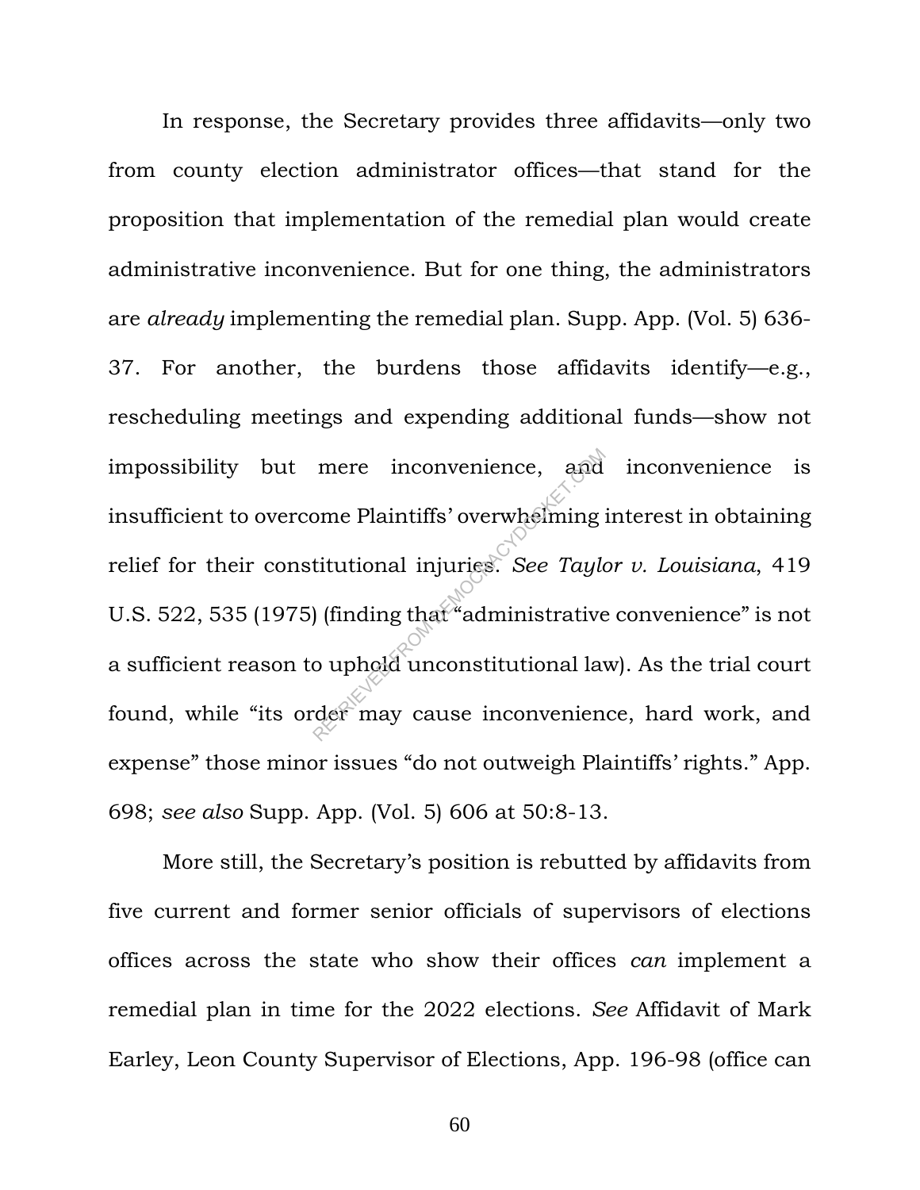In response, the Secretary provides three affidavits—only two from county election administrator offices—that stand for the proposition that implementation of the remedial plan would create administrative inconvenience. But for one thing, the administrators are *already* implementing the remedial plan. Supp. App. (Vol. 5) 636-37. For another, the burdens those affidavits identify—e.g., rescheduling meetings and expending additional funds—show not impossibility but mere inconvenience, and inconvenience is insufficient to overcome Plaintiffs' overwhelming interest in obtaining relief for their constitutional injuries. *See Taylor v. Louisiana*, 419 U.S. 522, 535 (1975) (finding that "administrative convenience" is not a sufficient reason to uphold unconstitutional law). As the trial court found, while "its order may cause inconvenience, hard work, and expense" those minor issues "do not outweigh Plaintiffs' rights." App. 698; *see also* Supp. App. (Vol. 5) 606 at 50:8-13.

More still, the Secretary's position is rebutted by affidavits from five current and former senior officials of supervisors of elections offices across the state who show their offices *can* implement a remedial plan in time for the 2022 elections. *See* Affidavit of Mark Earley, Leon County Supervisor of Elections, App. 196-98 (office can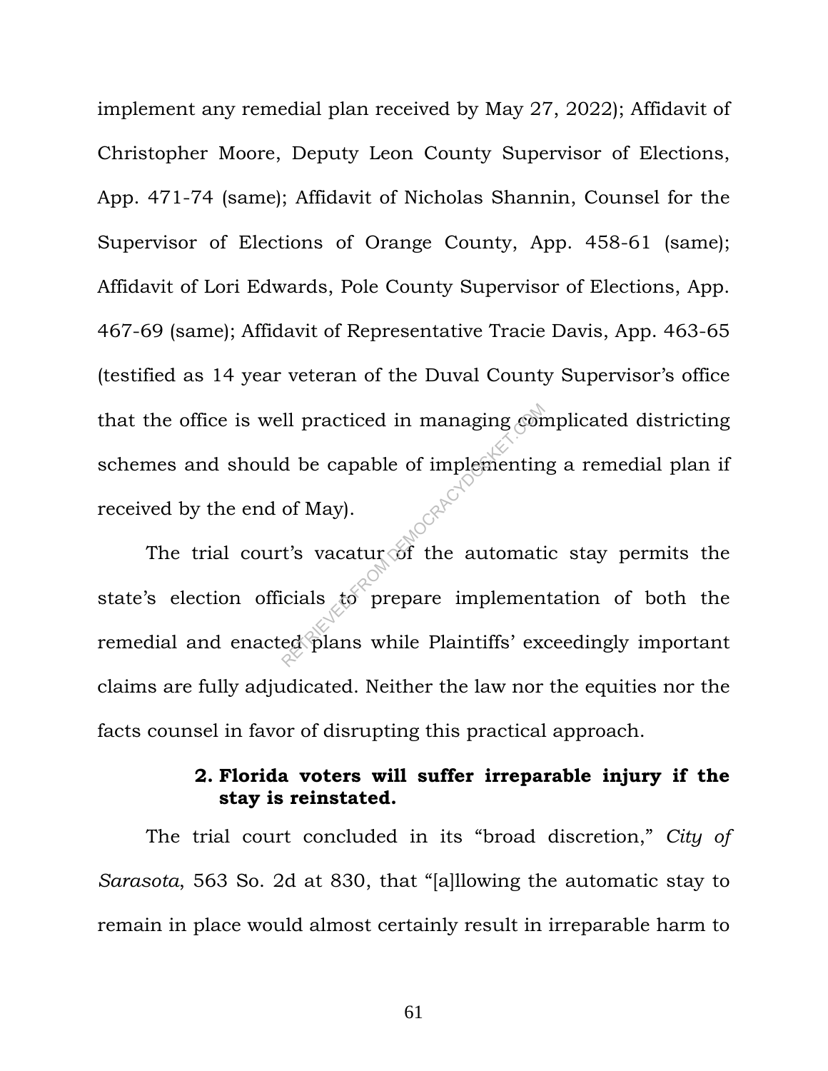implement any remedial plan received by May 27, 2022); Affidavit of Christopher Moore, Deputy Leon County Supervisor of Elections, App. 471-74 (same); Affidavit of Nicholas Shannin, Counsel for the Supervisor of Elections of Orange County, App. 458-61 (same); Affidavit of Lori Edwards, Pole County Supervisor of Elections, App. 467-69 (same); Affidavit of Representative Tracie Davis, App. 463-65 (testified as 14 year veteran of the Duval County Supervisor's office that the office is well practiced in managing complicated districting schemes and should be capable of implementing a remedial plan if received by the end of May).

The trial court's vacatur of the automatic stay permits the state's election officials to prepare implementation of both the remedial and enacted plans while Plaintiffs' exceedingly important claims are fully adjudicated. Neither the law nor the equities nor the facts counsel in favor of disrupting this practical approach.

**2. Florida voters will suffer irreparable injury if the stay is reinstated.**

The trial court concluded in its "broad discretion," *City of Sarasota*, 563 So. 2d at 830, that "[a]llowing the automatic stay to remain in place would almost certainly result in irreparable harm to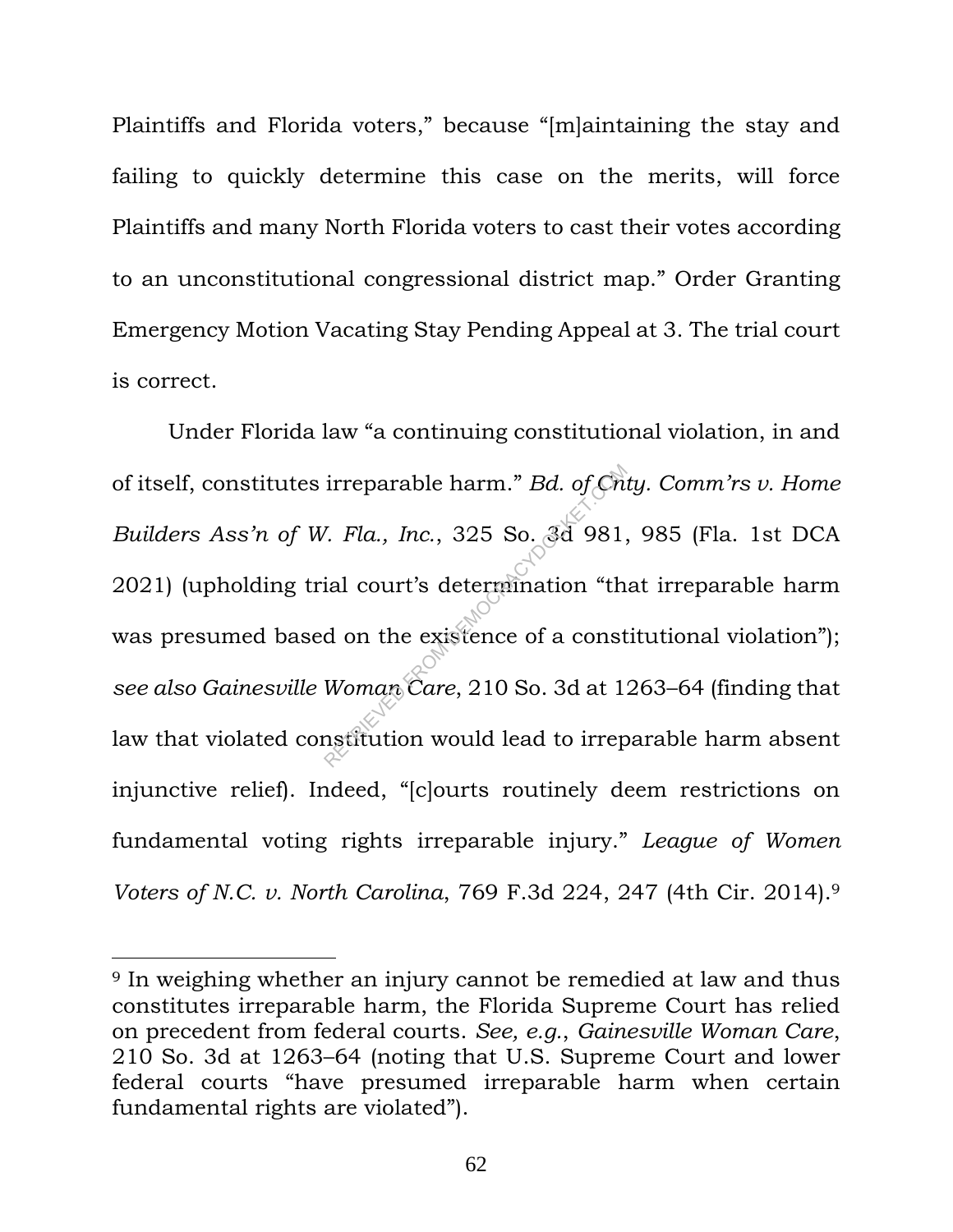Plaintiffs and Florida voters," because "[m]aintaining the stay and failing to quickly determine this case on the merits, will force Plaintiffs and many North Florida voters to cast their votes according to an unconstitutional congressional district map." Order Granting Emergency Motion Vacating Stay Pending Appeal at 3. The trial court is correct.

Under Florida law "a continuing constitutional violation, in and of itself, constitutes irreparable harm." *Bd. of Cnty. Comm'rs v. Home Builders Ass'n of W. Fla., Inc.*, 325 So. 3d 981, 985 (Fla. 1st DCA 2021) (upholding trial court's determination "that irreparable harm was presumed based on the existence of a constitutional violation"); *see also Gainesville Woman Care*, 210 So. 3d at 1263–64 (finding that law that violated constitution would lead to irreparable harm absent injunctive relief). Indeed, "[c]ourts routinely deem restrictions on fundamental voting rights irreparable injury." *League of Women Voters of N.C. v. North Carolina*, 769 F.3d 224, 247 (4th Cir. 2014).[9]

---

[9] In weighing whether an injury cannot be remedied at law and thus constitutes irreparable harm, the Florida Supreme Court has relied on precedent from federal courts. *See, e.g.*, *Gainesville Woman Care*, 210 So. 3d at 1263–64 (noting that U.S. Supreme Court and lower federal courts "have presumed irreparable harm when certain fundamental rights are violated").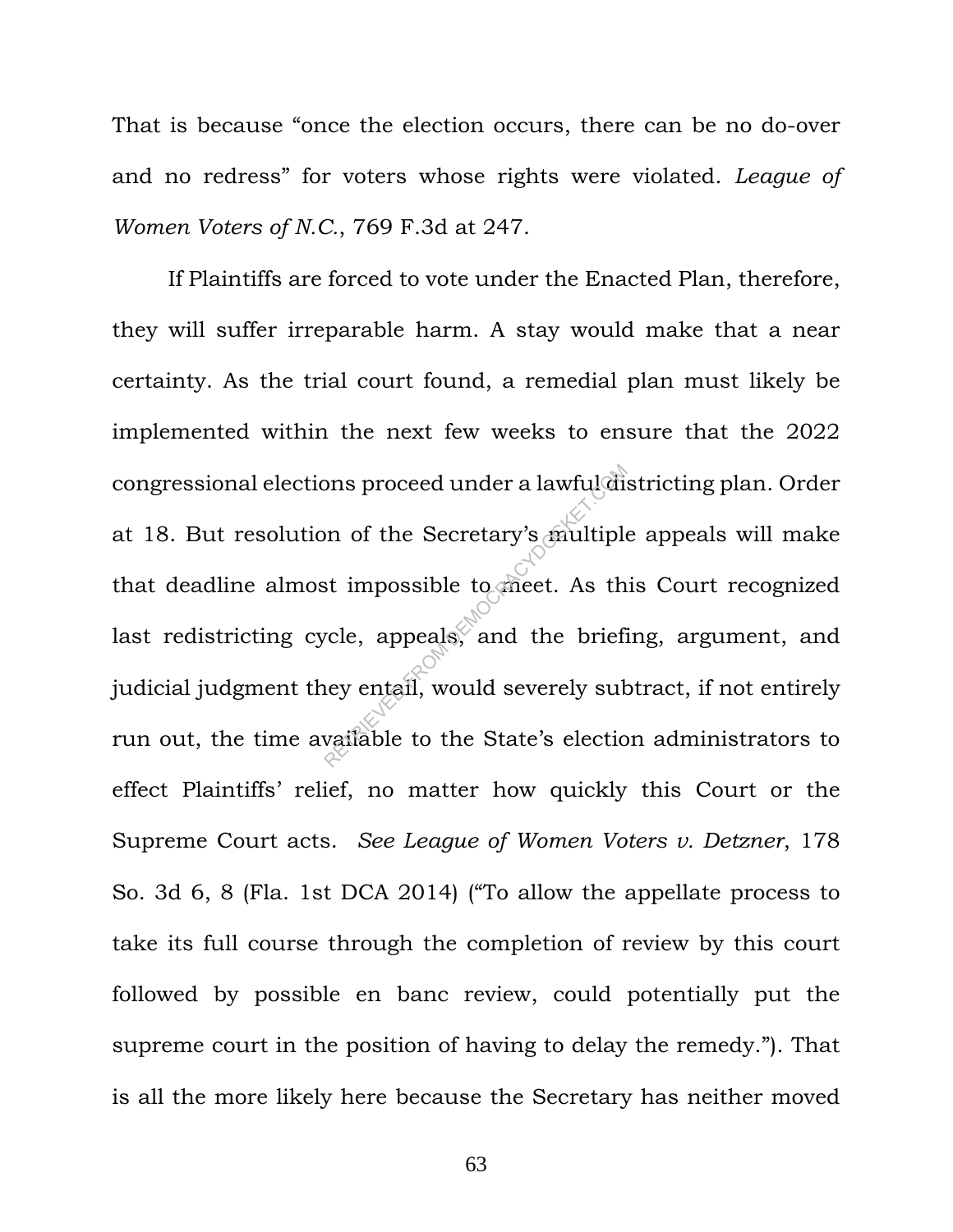That is because "once the election occurs, there can be no do-over and no redress" for voters whose rights were violated. *League of Women Voters of N.C.*, 769 F.3d at 247.

If Plaintiffs are forced to vote under the Enacted Plan, therefore, they will suffer irreparable harm. A stay would make that a near certainty. As the trial court found, a remedial plan must likely be implemented within the next few weeks to ensure that the 2022 congressional elections proceed under a lawful districting plan. Order at 18. But resolution of the Secretary's multiple appeals will make that deadline almost impossible to meet. As this Court recognized last redistricting cycle, appeals, and the briefing, argument, and judicial judgment they entail, would severely subtract, if not entirely run out, the time available to the State's election administrators to effect Plaintiffs' relief, no matter how quickly this Court or the Supreme Court acts. *See League of Women Voters v. Detzner*, 178 So. 3d 6, 8 (Fla. 1st DCA 2014) ("To allow the appellate process to take its full course through the completion of review by this court followed by possible en banc review, could potentially put the supreme court in the position of having to delay the remedy."). That is all the more likely here because the Secretary has neither moved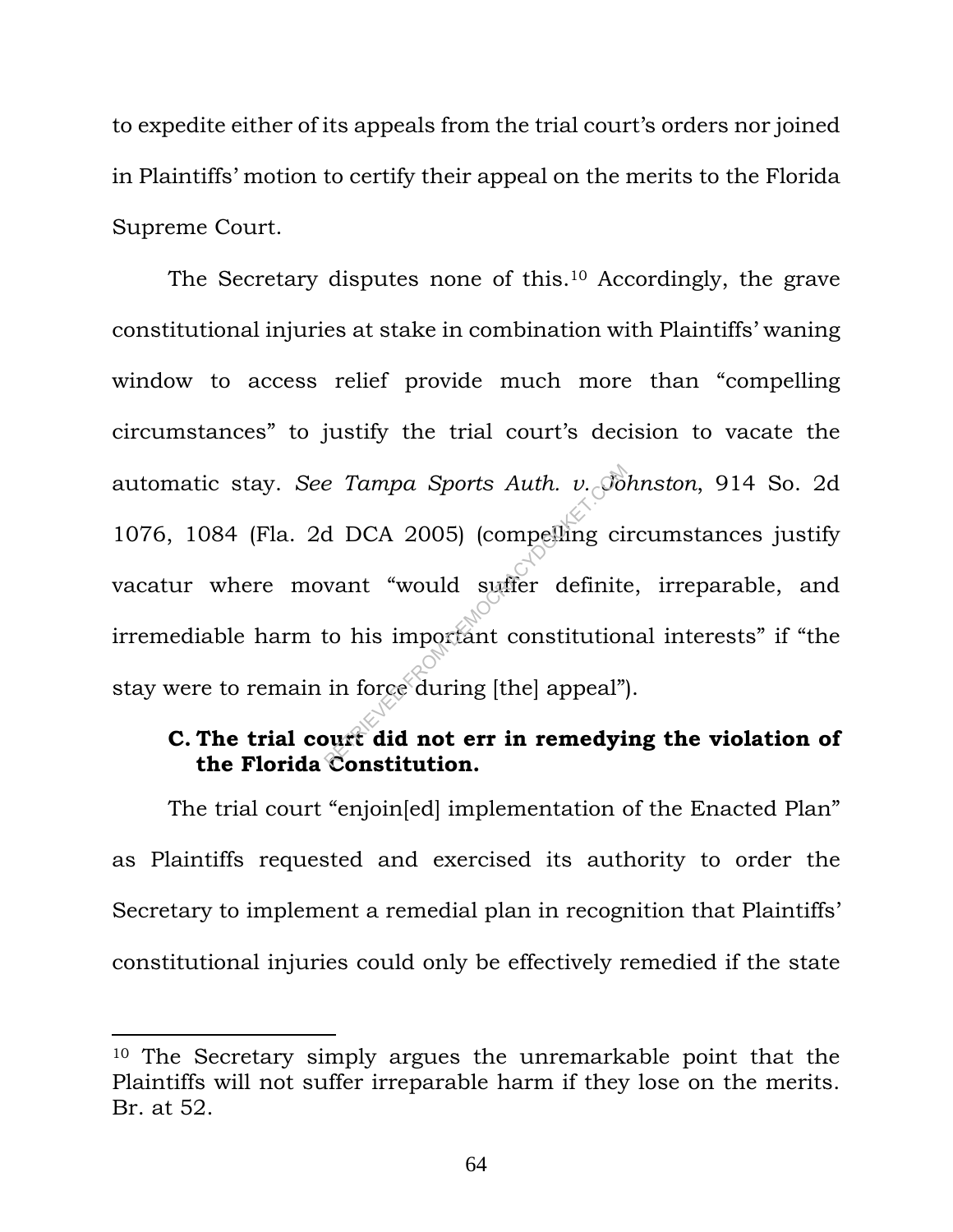to expedite either of its appeals from the trial court's orders nor joined in Plaintiffs' motion to certify their appeal on the merits to the Florida Supreme Court.

The Secretary disputes none of this.[10] Accordingly, the grave constitutional injuries at stake in combination with Plaintiffs' waning window to access relief provide much more than "compelling circumstances" to justify the trial court's decision to vacate the automatic stay. *See Tampa Sports Auth. v. Johnston*, 914 So. 2d 1076, 1084 (Fla. 2d DCA 2005) (compelling circumstances justify vacatur where movant "would suffer definite, irreparable, and irremediable harm to his important constitutional interests" if "the stay were to remain in force during [the] appeal").

### C. The trial court did not err in remedying the violation of the Florida Constitution.

The trial court "enjoin[ed] implementation of the Enacted Plan" as Plaintiffs requested and exercised its authority to order the Secretary to implement a remedial plan in recognition that Plaintiffs' constitutional injuries could only be effectively remedied if the state

---

[10] The Secretary simply argues the unremarkable point that the Plaintiffs will not suffer irreparable harm if they lose on the merits. Br. at 52.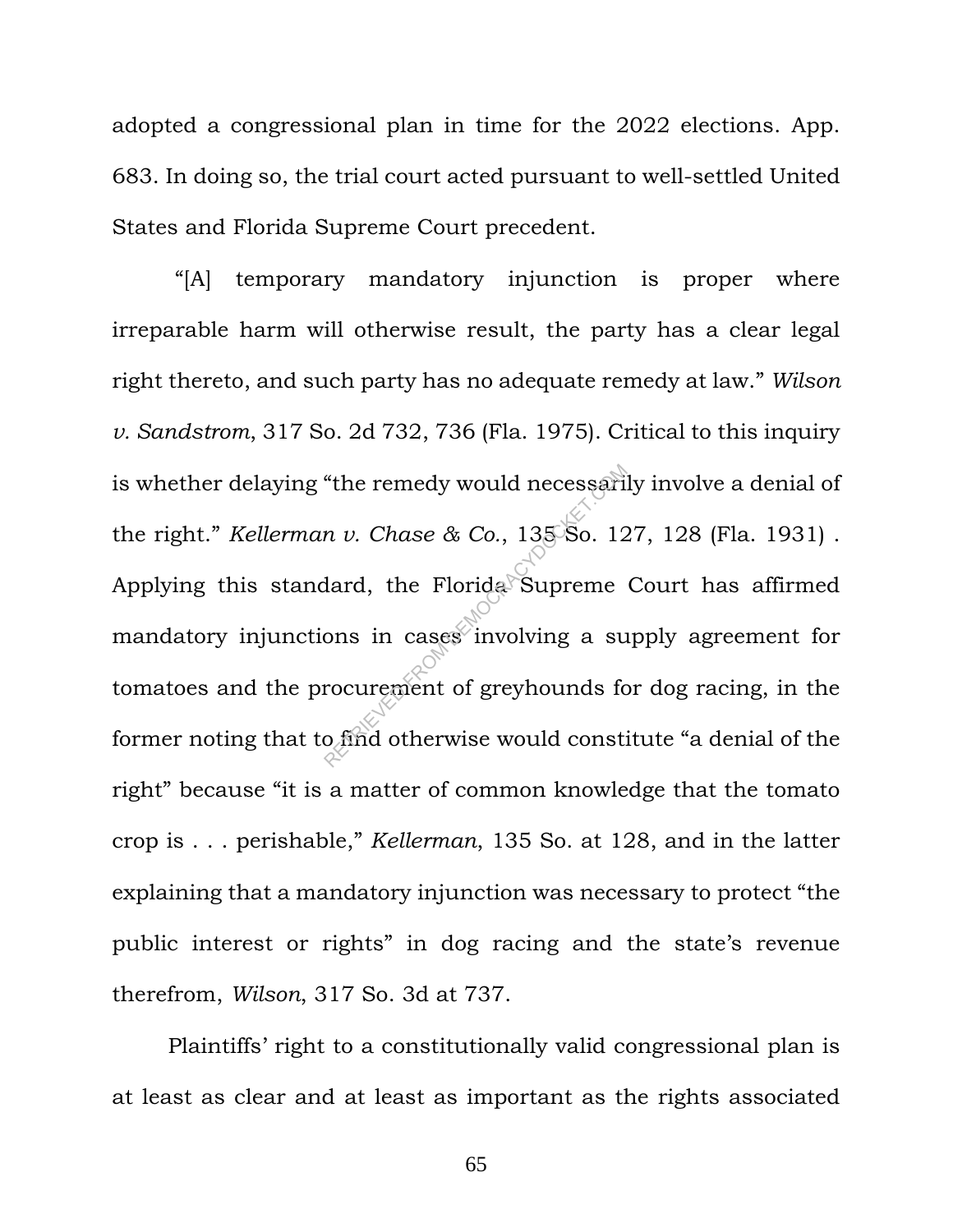adopted a congressional plan in time for the 2022 elections. App. 683. In doing so, the trial court acted pursuant to well-settled United States and Florida Supreme Court precedent.

"[A] temporary mandatory injunction is proper where irreparable harm will otherwise result, the party has a clear legal right thereto, and such party has no adequate remedy at law." *Wilson v. Sandstrom*, 317 So. 2d 732, 736 (Fla. 1975). Critical to this inquiry is whether delaying "the remedy would necessarily involve a denial of the right." *Kellerman v. Chase & Co.*, 135 So. 127, 128 (Fla. 1931) . Applying this standard, the Florida Supreme Court has affirmed mandatory injunctions in cases involving a supply agreement for tomatoes and the procurement of greyhounds for dog racing, in the former noting that to find otherwise would constitute "a denial of the right" because "it is a matter of common knowledge that the tomato crop is . . . perishable," *Kellerman*, 135 So. at 128, and in the latter explaining that a mandatory injunction was necessary to protect "the public interest or rights" in dog racing and the state's revenue therefrom, *Wilson*, 317 So. 3d at 737.

Plaintiffs' right to a constitutionally valid congressional plan is at least as clear and at least as important as the rights associated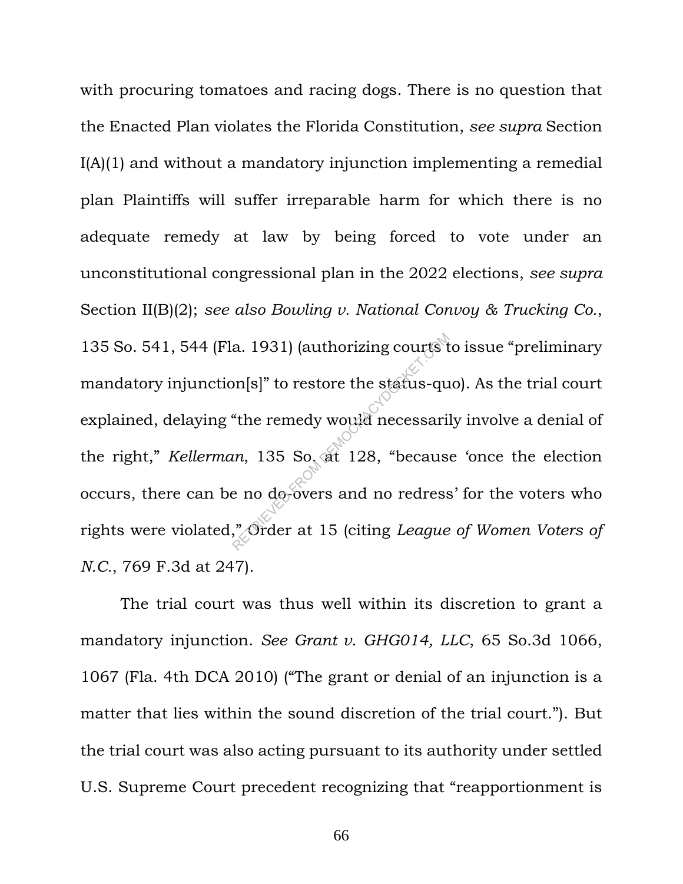with procuring tomatoes and racing dogs. There is no question that the Enacted Plan violates the Florida Constitution, *see supra* Section I(A)(1) and without a mandatory injunction implementing a remedial plan Plaintiffs will suffer irreparable harm for which there is no adequate remedy at law by being forced to vote under an unconstitutional congressional plan in the 2022 elections, *see supra* Section II(B)(2); *see also Bowling v. National Convoy & Trucking Co.*, 135 So. 541, 544 (Fla. 1931) (authorizing courts to issue "preliminary mandatory injunction[s]" to restore the status-quo). As the trial court explained, delaying "the remedy would necessarily involve a denial of the right," *Kellerman*, 135 So. at 128, "because 'once the election occurs, there can be no do-overs and no redress' for the voters who rights were violated,." Order at 15 (citing *League of Women Voters of N.C.*, 769 F.3d at 247).

The trial court was thus well within its discretion to grant a mandatory injunction. *See Grant v. GHG014, LLC*, 65 So.3d 1066, 1067 (Fla. 4th DCA 2010) ("The grant or denial of an injunction is a matter that lies within the sound discretion of the trial court."). But the trial court was also acting pursuant to its authority under settled U.S. Supreme Court precedent recognizing that "reapportionment is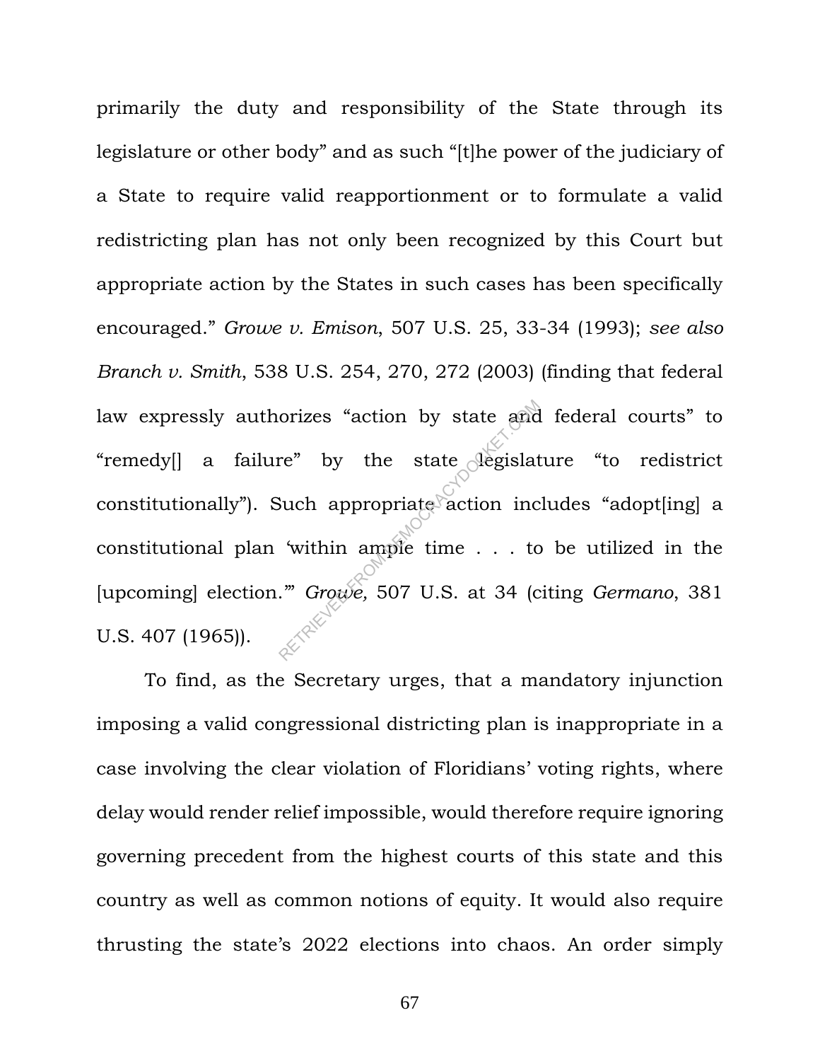primarily the duty and responsibility of the State through its legislature or other body" and as such "[t]he power of the judiciary of a State to require valid reapportionment or to formulate a valid redistricting plan has not only been recognized by this Court but appropriate action by the States in such cases has been specifically encouraged." *Growe v. Emison*, 507 U.S. 25, 33-34 (1993); *see also Branch v. Smith*, 538 U.S. 254, 270, 272 (2003) (finding that federal law expressly authorizes "action by state and federal courts" to "remedy[] a failure" by the state legislature "to redistrict constitutionally"). Such appropriate action includes "adopt[ing] a constitutional plan 'within ample time . . . to be utilized in the [upcoming] election.'" *Growe,* 507 U.S. at 34 (citing *Germano*, 381 U.S. 407 (1965)).

To find, as the Secretary urges, that a mandatory injunction imposing a valid congressional districting plan is inappropriate in a case involving the clear violation of Floridians' voting rights, where delay would render relief impossible, would therefore require ignoring governing precedent from the highest courts of this state and this country as well as common notions of equity. It would also require thrusting the state's 2022 elections into chaos. An order simply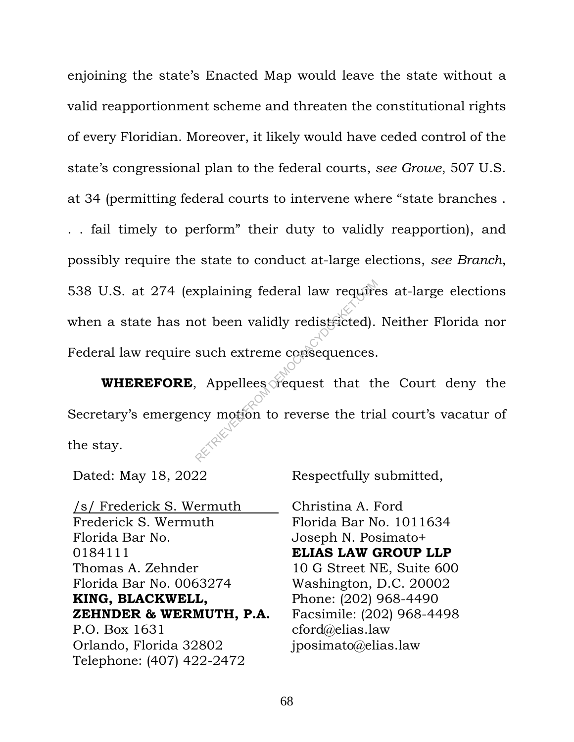enjoining the state's Enacted Map would leave the state without a valid reapportionment scheme and threaten the constitutional rights of every Floridian. Moreover, it likely would have ceded control of the state's congressional plan to the federal courts, *see Growe*, 507 U.S. at 34 (permitting federal courts to intervene where "state branches . . . fail timely to perform" their duty to validly reapportion), and possibly require the state to conduct at-large elections, *see Branch*, 538 U.S. at 274 (explaining federal law requires at-large elections when a state has not been validly redistricted). Neither Florida nor Federal law require such extreme consequences.

**WHEREFORE**, Appellees request that the Court deny the Secretary's emergency motion to reverse the trial court's vacatur of the stay.

Dated: May 18, 2022

Respectfully submitted,

/s/ Frederick S. Wermuth
Frederick S. Wermuth
Florida Bar No. 0184111
Thomas A. Zehnder
Florida Bar No. 0063274
**KING, BLACKWELL, ZEHNDER & WERMUTH, P.A.**
P.O. Box 1631
Orlando, Florida 32802
Telephone: (407) 422-2472

Christina A. Ford
Florida Bar No. 1011634
Joseph N. Posimato+
**ELIAS LAW GROUP LLP**
10 G Street NE, Suite 600
Washington, D.C. 20002
Phone: (202) 968-4490
Facsimile: (202) 968-4498
cford@elias.law
jposimato@elias.law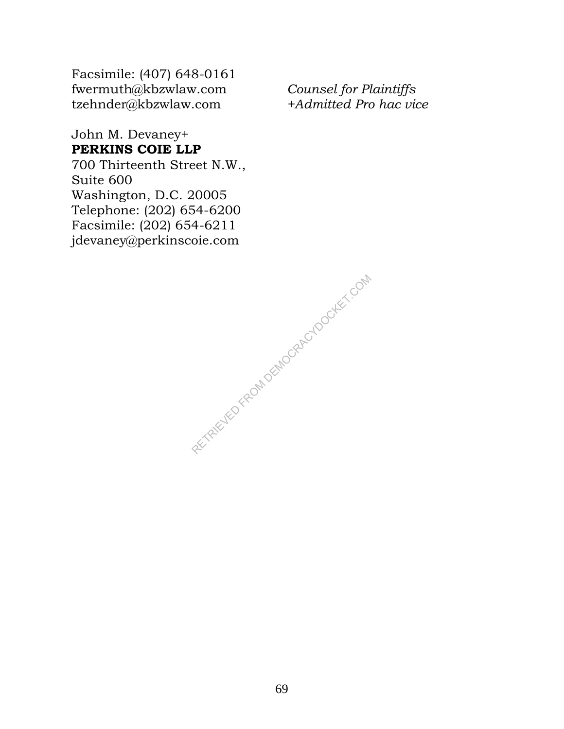Facsimile: (407) 648-0161
fwermuth@kbzwlaw.com
tzehnder@kbzwlaw.com

John M. Devaney+
**PERKINS COIE LLP**
700 Thirteenth Street N.W.,
Suite 600
Washington, D.C. 20005
Telephone: (202) 654-6200
Facsimile: (202) 654-6211
jdevaney@perkinscoie.com

*Counsel for Plaintiffs*
*+Admitted Pro hac vice*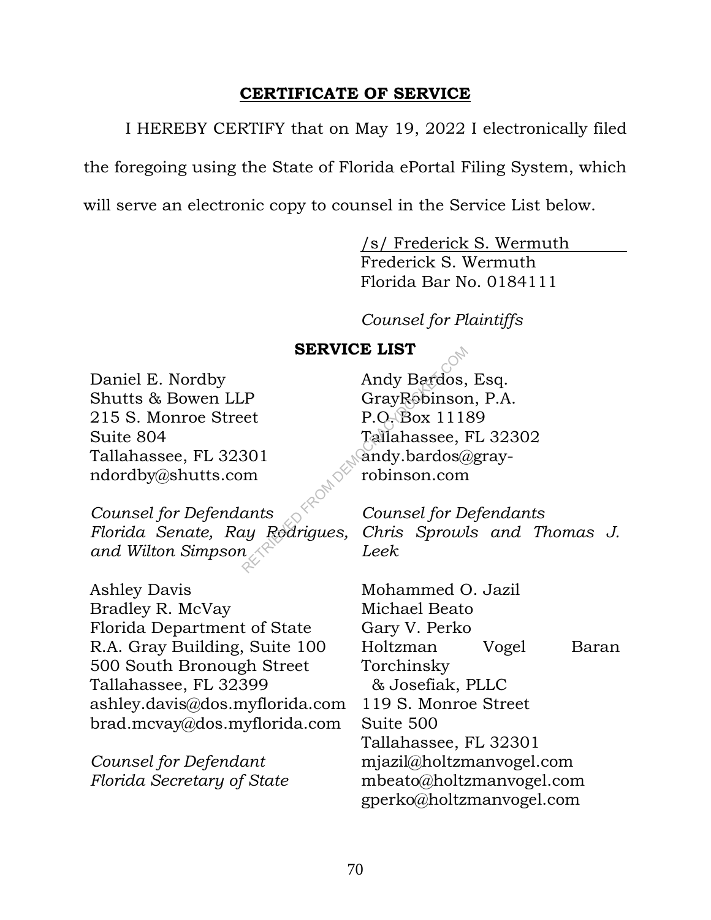## CERTIFICATE OF SERVICE

I HEREBY CERTIFY that on May 19, 2022 I electronically filed the foregoing using the State of Florida ePortal Filing System, which will serve an electronic copy to counsel in the Service List below.

/s/ Frederick S. Wermuth
Frederick S. Wermuth
Florida Bar No. 0184111

*Counsel for Plaintiffs*

### SERVICE LIST

Daniel E. Nordby
Shutts & Bowen LLP
215 S. Monroe Street
Suite 804
Tallahassee, FL 32301
ndordby@shutts.com

*Counsel for Defendants Florida Senate, Ray Rodrigues, and Wilton Simpson*

Andy Bardos, Esq.
GrayRobinson, P.A.
P.O. Box 11189
Tallahassee, FL 32302
andy.bardos@gray-robinson.com

*Counsel for Defendants Chris Sprowls and Thomas J. Leek*

Ashley Davis
Bradley R. McVay
Florida Department of State
R.A. Gray Building, Suite 100
500 South Bronough Street
Tallahassee, FL 32399
ashley.davis@dos.myflorida.com
brad.mcvay@dos.myflorida.com

*Counsel for Defendant Florida Secretary of State*

Mohammed O. Jazil
Michael Beato
Gary V. Perko
Holtzman Vogel Baran Torchinsky & Josefiak, PLLC
119 S. Monroe Street
Suite 500
Tallahassee, FL 32301
mjazil@holtzmanvogel.com
mbeato@holtzmanvogel.com
gperko@holtzmanvogel.com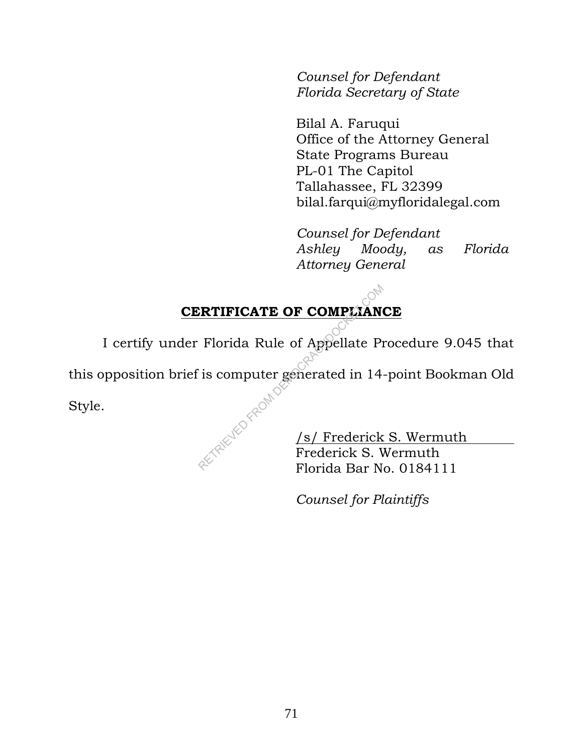*Counsel for Defendant*
*Florida Secretary of State*

Bilal A. Faruqui
Office of the Attorney General
State Programs Bureau
PL-01 The Capitol
Tallahassee, FL 32399
bilal.farqui@myfloridalegal.com

*Counsel for Defendant*
*Ashley Moody, as Florida Attorney General*

## CERTIFICATE OF COMPLIANCE

I certify under Florida Rule of Appellate Procedure 9.045 that this opposition brief is computer generated in 14-point Bookman Old Style.

/s/ Frederick S. Wermuth
Frederick S. Wermuth
Florida Bar No. 0184111

*Counsel for Plaintiffs*